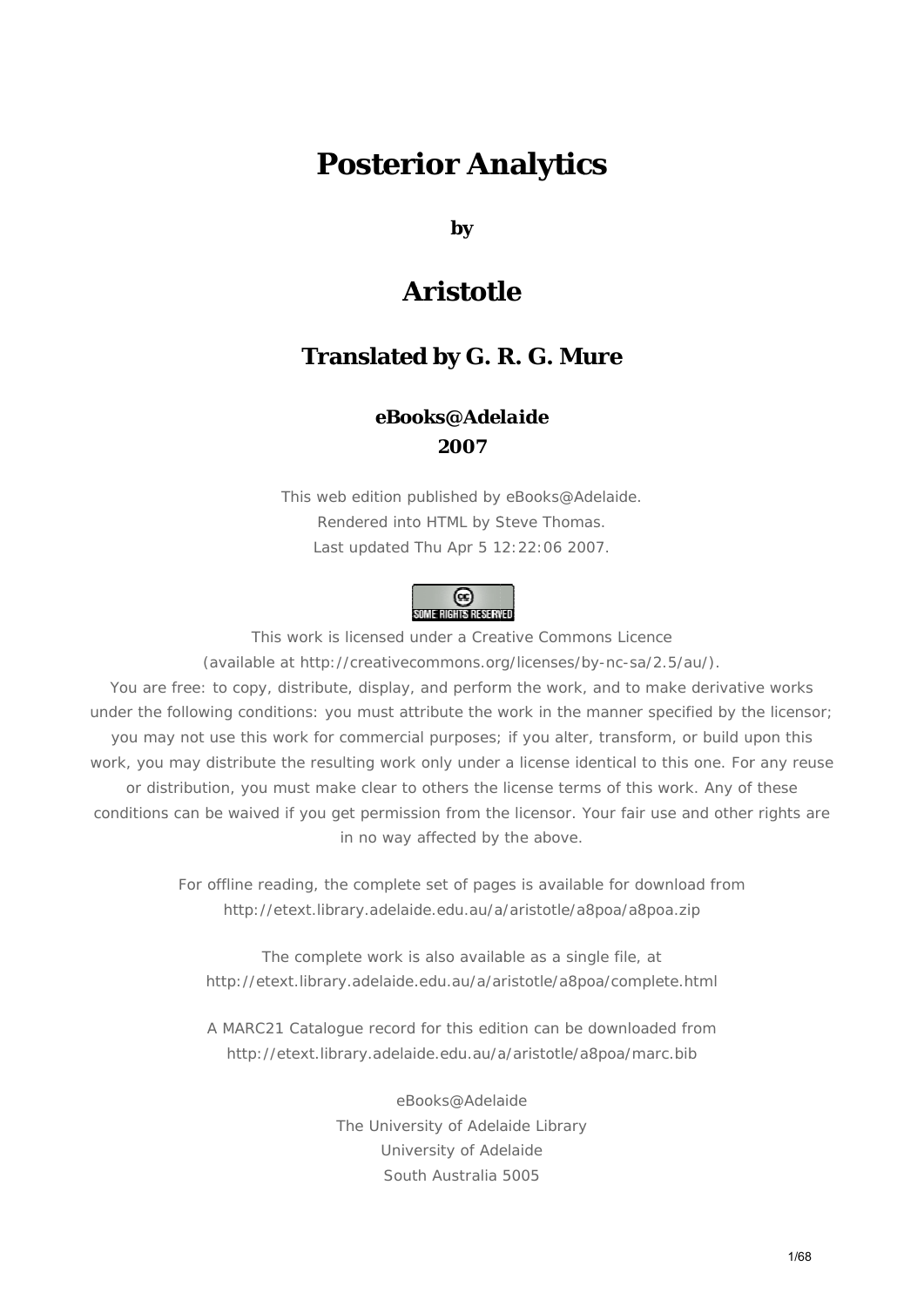# Posterior Analytics

**by**

## Aristotle

### Translated by G. R. G. Mure

**eBooks@Adelaide**
**2007**

This web edition published by eBooks@Adelaide.
Rendered into HTML by Steve Thomas.
Last updated Thu Apr 5 12:22:06 2007.

SOME RIGHTS RESERVED

This work is licensed under a Creative Commons Licence
(available at http://creativecommons.org/licenses/by-nc-sa/2.5/au/).
You are free: to copy, distribute, display, and perform the work, and to make derivative works under the following conditions: you must attribute the work in the manner specified by the licensor; you may not use this work for commercial purposes; if you alter, transform, or build upon this work, you may distribute the resulting work only under a license identical to this one. For any reuse or distribution, you must make clear to others the license terms of this work. Any of these conditions can be waived if you get permission from the licensor. Your fair use and other rights are in no way affected by the above.

For offline reading, the complete set of pages is available for download from
http://etext.library.adelaide.edu.au/a/aristotle/a8poa/a8poa.zip

The complete work is also available as a single file, at
http://etext.library.adelaide.edu.au/a/aristotle/a8poa/complete.html

A MARC21 Catalogue record for this edition can be downloaded from
http://etext.library.adelaide.edu.au/a/aristotle/a8poa/marc.bib

eBooks@Adelaide
The University of Adelaide Library
University of Adelaide
South Australia 5005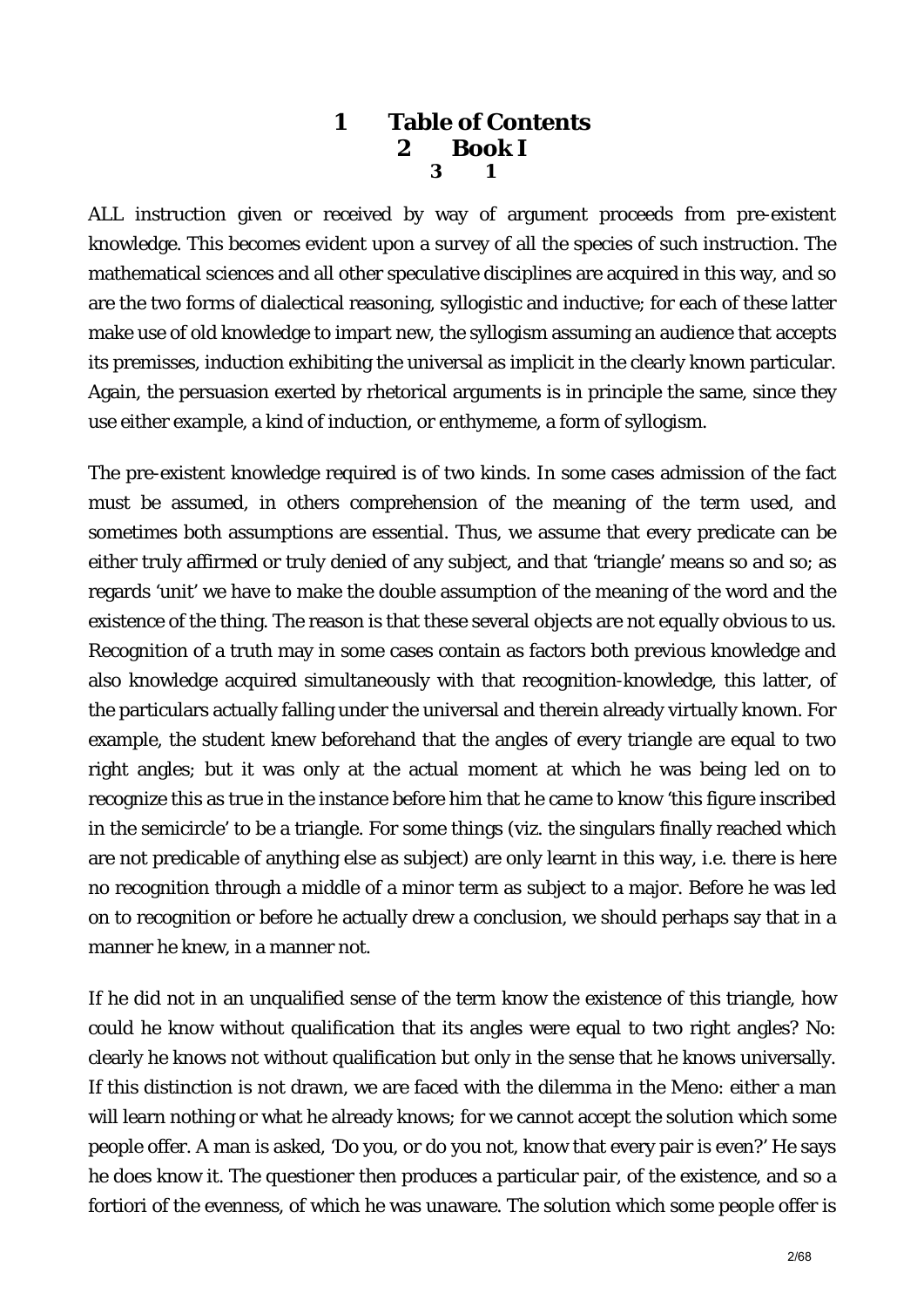# 1 Table of Contents
## 2 Book I
### 3 1

ALL instruction given or received by way of argument proceeds from pre-existent knowledge. This becomes evident upon a survey of all the species of such instruction. The mathematical sciences and all other speculative disciplines are acquired in this way, and so are the two forms of dialectical reasoning, syllogistic and inductive; for each of these latter make use of old knowledge to impart new, the syllogism assuming an audience that accepts its premisses, induction exhibiting the universal as implicit in the clearly known particular. Again, the persuasion exerted by rhetorical arguments is in principle the same, since they use either example, a kind of induction, or enthymeme, a form of syllogism.

The pre-existent knowledge required is of two kinds. In some cases admission of the fact must be assumed, in others comprehension of the meaning of the term used, and sometimes both assumptions are essential. Thus, we assume that every predicate can be either truly affirmed or truly denied of any subject, and that 'triangle' means so and so; as regards 'unit' we have to make the double assumption of the meaning of the word and the existence of the thing. The reason is that these several objects are not equally obvious to us. Recognition of a truth may in some cases contain as factors both previous knowledge and also knowledge acquired simultaneously with that recognition-knowledge, this latter, of the particulars actually falling under the universal and therein already virtually known. For example, the student knew beforehand that the angles of every triangle are equal to two right angles; but it was only at the actual moment at which he was being led on to recognize this as true in the instance before him that he came to know 'this figure inscribed in the semicircle' to be a triangle. For some things (viz. the singulars finally reached which are not predicable of anything else as subject) are only learnt in this way, i.e. there is here no recognition through a middle of a minor term as subject to a major. Before he was led on to recognition or before he actually drew a conclusion, we should perhaps say that in a manner he knew, in a manner not.

If he did not in an unqualified sense of the term know the existence of this triangle, how could he know without qualification that its angles were equal to two right angles? No: clearly he knows not without qualification but only in the sense that he knows universally. If this distinction is not drawn, we are faced with the dilemma in the Meno: either a man will learn nothing or what he already knows; for we cannot accept the solution which some people offer. A man is asked, 'Do you, or do you not, know that every pair is even?' He says he does know it. The questioner then produces a particular pair, of the existence, and so a fortiori of the evenness, of which he was unaware. The solution which some people offer is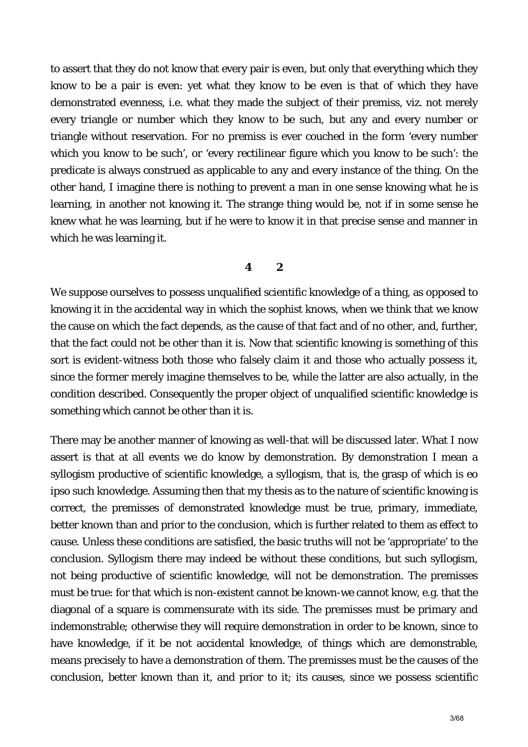to assert that they do not know that every pair is even, but only that everything which they know to be a pair is even: yet what they know to be even is that of which they have demonstrated evenness, i.e. what they made the subject of their premiss, viz. not merely every triangle or number which they know to be such, but any and every number or triangle without reservation. For no premiss is ever couched in the form 'every number which you know to be such', or 'every rectilinear figure which you know to be such': the predicate is always construed as applicable to any and every instance of the thing. On the other hand, I imagine there is nothing to prevent a man in one sense knowing what he is learning, in another not knowing it. The strange thing would be, not if in some sense he knew what he was learning, but if he were to know it in that precise sense and manner in which he was learning it.

**4 2**

We suppose ourselves to possess unqualified scientific knowledge of a thing, as opposed to knowing it in the accidental way in which the sophist knows, when we think that we know the cause on which the fact depends, as the cause of that fact and of no other, and, further, that the fact could not be other than it is. Now that scientific knowing is something of this sort is evident-witness both those who falsely claim it and those who actually possess it, since the former merely imagine themselves to be, while the latter are also actually, in the condition described. Consequently the proper object of unqualified scientific knowledge is something which cannot be other than it is.

There may be another manner of knowing as well-that will be discussed later. What I now assert is that at all events we do know by demonstration. By demonstration I mean a syllogism productive of scientific knowledge, a syllogism, that is, the grasp of which is eo ipso such knowledge. Assuming then that my thesis as to the nature of scientific knowing is correct, the premisses of demonstrated knowledge must be true, primary, immediate, better known than and prior to the conclusion, which is further related to them as effect to cause. Unless these conditions are satisfied, the basic truths will not be 'appropriate' to the conclusion. Syllogism there may indeed be without these conditions, but such syllogism, not being productive of scientific knowledge, will not be demonstration. The premisses must be true: for that which is non-existent cannot be known-we cannot know, e.g. that the diagonal of a square is commensurate with its side. The premisses must be primary and indemonstrable; otherwise they will require demonstration in order to be known, since to have knowledge, if it be not accidental knowledge, of things which are demonstrable, means precisely to have a demonstration of them. The premisses must be the causes of the conclusion, better known than it, and prior to it; its causes, since we possess scientific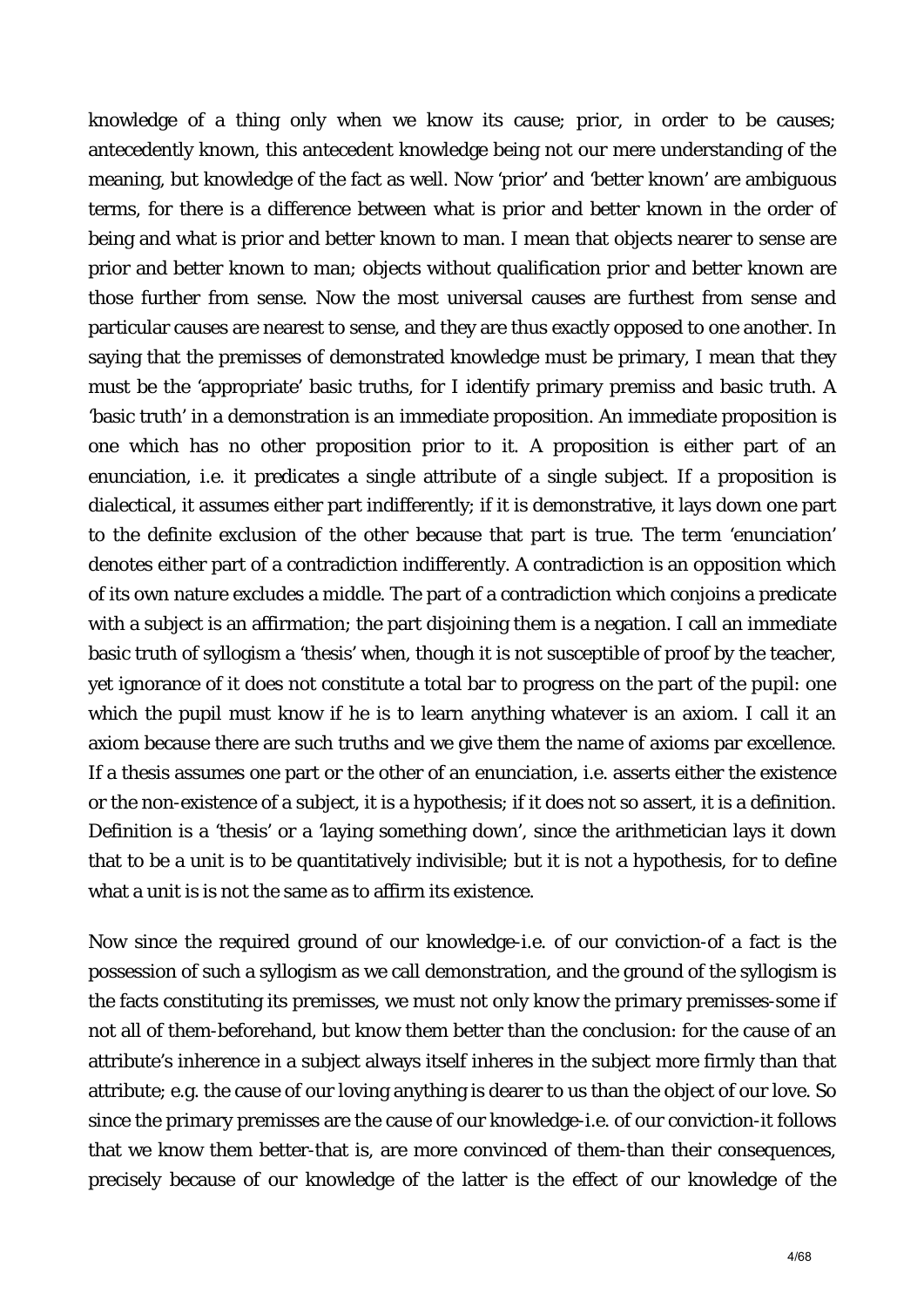knowledge of a thing only when we know its cause; prior, in order to be causes; antecedently known, this antecedent knowledge being not our mere understanding of the meaning, but knowledge of the fact as well. Now 'prior' and 'better known' are ambiguous terms, for there is a difference between what is prior and better known in the order of being and what is prior and better known to man. I mean that objects nearer to sense are prior and better known to man; objects without qualification prior and better known are those further from sense. Now the most universal causes are furthest from sense and particular causes are nearest to sense, and they are thus exactly opposed to one another. In saying that the premisses of demonstrated knowledge must be primary, I mean that they must be the 'appropriate' basic truths, for I identify primary premiss and basic truth. A 'basic truth' in a demonstration is an immediate proposition. An immediate proposition is one which has no other proposition prior to it. A proposition is either part of an enunciation, i.e. it predicates a single attribute of a single subject. If a proposition is dialectical, it assumes either part indifferently; if it is demonstrative, it lays down one part to the definite exclusion of the other because that part is true. The term 'enunciation' denotes either part of a contradiction indifferently. A contradiction is an opposition which of its own nature excludes a middle. The part of a contradiction which conjoins a predicate with a subject is an affirmation; the part disjoining them is a negation. I call an immediate basic truth of syllogism a 'thesis' when, though it is not susceptible of proof by the teacher, yet ignorance of it does not constitute a total bar to progress on the part of the pupil: one which the pupil must know if he is to learn anything whatever is an axiom. I call it an axiom because there are such truths and we give them the name of axioms par excellence. If a thesis assumes one part or the other of an enunciation, i.e. asserts either the existence or the non-existence of a subject, it is a hypothesis; if it does not so assert, it is a definition. Definition is a 'thesis' or a 'laying something down', since the arithmetician lays it down that to be a unit is to be quantitatively indivisible; but it is not a hypothesis, for to define what a unit is is not the same as to affirm its existence.

Now since the required ground of our knowledge-i.e. of our conviction-of a fact is the possession of such a syllogism as we call demonstration, and the ground of the syllogism is the facts constituting its premisses, we must not only know the primary premisses-some if not all of them-beforehand, but know them better than the conclusion: for the cause of an attribute's inherence in a subject always itself inheres in the subject more firmly than that attribute; e.g. the cause of our loving anything is dearer to us than the object of our love. So since the primary premisses are the cause of our knowledge-i.e. of our conviction-it follows that we know them better-that is, are more convinced of them-than their consequences, precisely because of our knowledge of the latter is the effect of our knowledge of the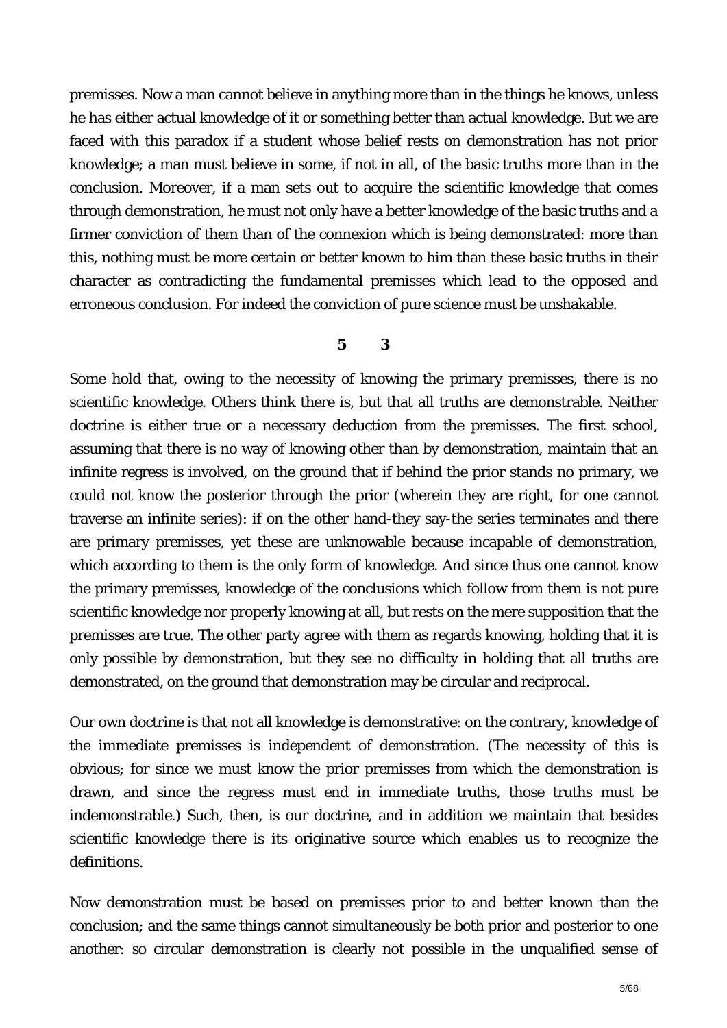premisses. Now a man cannot believe in anything more than in the things he knows, unless he has either actual knowledge of it or something better than actual knowledge. But we are faced with this paradox if a student whose belief rests on demonstration has not prior knowledge; a man must believe in some, if not in all, of the basic truths more than in the conclusion. Moreover, if a man sets out to acquire the scientific knowledge that comes through demonstration, he must not only have a better knowledge of the basic truths and a firmer conviction of them than of the connexion which is being demonstrated: more than this, nothing must be more certain or better known to him than these basic truths in their character as contradicting the fundamental premisses which lead to the opposed and erroneous conclusion. For indeed the conviction of pure science must be unshakable.

**5 3**

Some hold that, owing to the necessity of knowing the primary premisses, there is no scientific knowledge. Others think there is, but that all truths are demonstrable. Neither doctrine is either true or a necessary deduction from the premisses. The first school, assuming that there is no way of knowing other than by demonstration, maintain that an infinite regress is involved, on the ground that if behind the prior stands no primary, we could not know the posterior through the prior (wherein they are right, for one cannot traverse an infinite series): if on the other hand-they say-the series terminates and there are primary premisses, yet these are unknowable because incapable of demonstration, which according to them is the only form of knowledge. And since thus one cannot know the primary premisses, knowledge of the conclusions which follow from them is not pure scientific knowledge nor properly knowing at all, but rests on the mere supposition that the premisses are true. The other party agree with them as regards knowing, holding that it is only possible by demonstration, but they see no difficulty in holding that all truths are demonstrated, on the ground that demonstration may be circular and reciprocal.

Our own doctrine is that not all knowledge is demonstrative: on the contrary, knowledge of the immediate premisses is independent of demonstration. (The necessity of this is obvious; for since we must know the prior premisses from which the demonstration is drawn, and since the regress must end in immediate truths, those truths must be indemonstrable.) Such, then, is our doctrine, and in addition we maintain that besides scientific knowledge there is its originative source which enables us to recognize the definitions.

Now demonstration must be based on premisses prior to and better known than the conclusion; and the same things cannot simultaneously be both prior and posterior to one another: so circular demonstration is clearly not possible in the unqualified sense of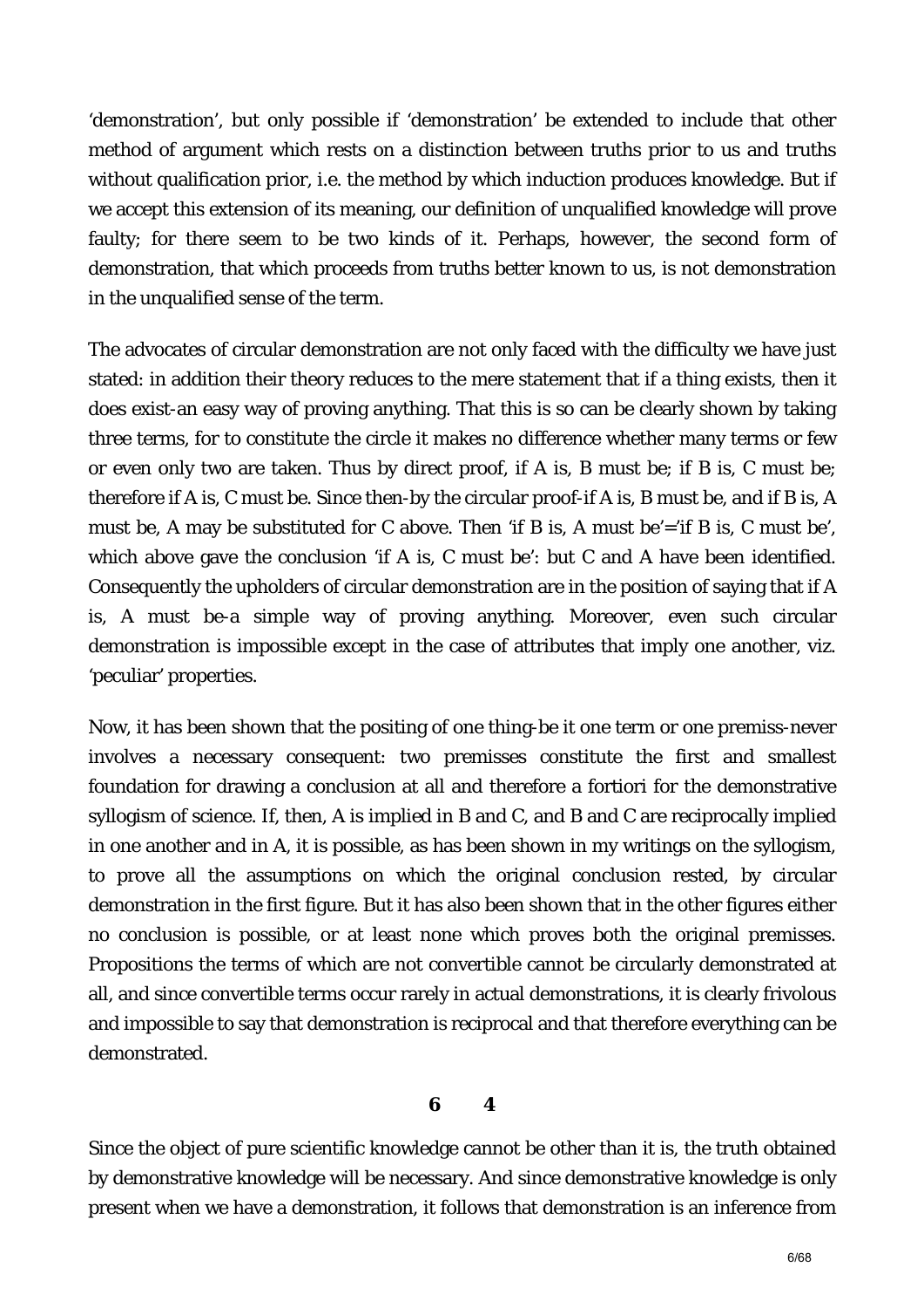'demonstration', but only possible if 'demonstration' be extended to include that other method of argument which rests on a distinction between truths prior to us and truths without qualification prior, i.e. the method by which induction produces knowledge. But if we accept this extension of its meaning, our definition of unqualified knowledge will prove faulty; for there seem to be two kinds of it. Perhaps, however, the second form of demonstration, that which proceeds from truths better known to us, is not demonstration in the unqualified sense of the term.

The advocates of circular demonstration are not only faced with the difficulty we have just stated: in addition their theory reduces to the mere statement that if a thing exists, then it does exist-an easy way of proving anything. That this is so can be clearly shown by taking three terms, for to constitute the circle it makes no difference whether many terms or few or even only two are taken. Thus by direct proof, if A is, B must be; if B is, C must be; therefore if A is, C must be. Since then-by the circular proof-if A is, B must be, and if B is, A must be, A may be substituted for C above. Then 'if B is, A must be'='if B is, C must be', which above gave the conclusion 'if A is, C must be': but C and A have been identified. Consequently the upholders of circular demonstration are in the position of saying that if A is, A must be-a simple way of proving anything. Moreover, even such circular demonstration is impossible except in the case of attributes that imply one another, viz. 'peculiar' properties.

Now, it has been shown that the positing of one thing-be it one term or one premiss-never involves a necessary consequent: two premisses constitute the first and smallest foundation for drawing a conclusion at all and therefore a fortiori for the demonstrative syllogism of science. If, then, A is implied in B and C, and B and C are reciprocally implied in one another and in A, it is possible, as has been shown in my writings on the syllogism, to prove all the assumptions on which the original conclusion rested, by circular demonstration in the first figure. But it has also been shown that in the other figures either no conclusion is possible, or at least none which proves both the original premisses. Propositions the terms of which are not convertible cannot be circularly demonstrated at all, and since convertible terms occur rarely in actual demonstrations, it is clearly frivolous and impossible to say that demonstration is reciprocal and that therefore everything can be demonstrated.

**6 4**

Since the object of pure scientific knowledge cannot be other than it is, the truth obtained by demonstrative knowledge will be necessary. And since demonstrative knowledge is only present when we have a demonstration, it follows that demonstration is an inference from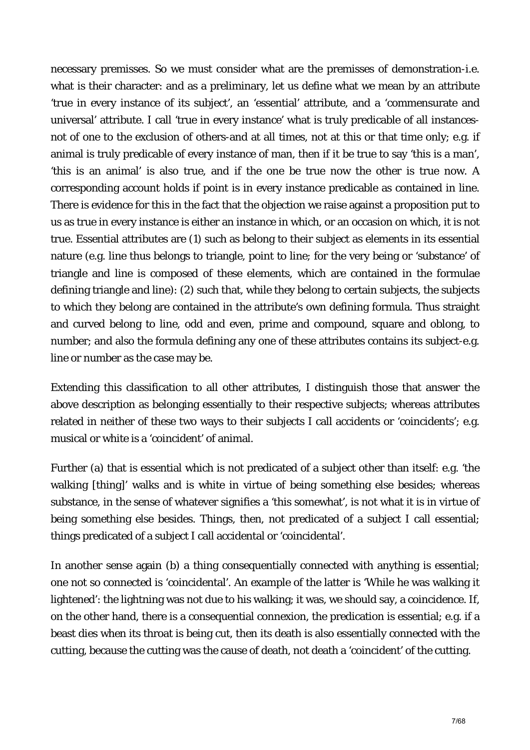necessary premisses. So we must consider what are the premisses of demonstration-i.e. what is their character: and as a preliminary, let us define what we mean by an attribute 'true in every instance of its subject', an 'essential' attribute, and a 'commensurate and universal' attribute. I call 'true in every instance' what is truly predicable of all instances-not of one to the exclusion of others-and at all times, not at this or that time only; e.g. if animal is truly predicable of every instance of man, then if it be true to say 'this is a man', 'this is an animal' is also true, and if the one be true now the other is true now. A corresponding account holds if point is in every instance predicable as contained in line. There is evidence for this in the fact that the objection we raise against a proposition put to us as true in every instance is either an instance in which, or an occasion on which, it is not true. Essential attributes are (1) such as belong to their subject as elements in its essential nature (e.g. line thus belongs to triangle, point to line; for the very being or 'substance' of triangle and line is composed of these elements, which are contained in the formulae defining triangle and line): (2) such that, while they belong to certain subjects, the subjects to which they belong are contained in the attribute's own defining formula. Thus straight and curved belong to line, odd and even, prime and compound, square and oblong, to number; and also the formula defining any one of these attributes contains its subject-e.g. line or number as the case may be.

Extending this classification to all other attributes, I distinguish those that answer the above description as belonging essentially to their respective subjects; whereas attributes related in neither of these two ways to their subjects I call accidents or 'coincidents'; e.g. musical or white is a 'coincident' of animal.

Further (a) that is essential which is not predicated of a subject other than itself: e.g. 'the walking [thing]' walks and is white in virtue of being something else besides; whereas substance, in the sense of whatever signifies a 'this somewhat', is not what it is in virtue of being something else besides. Things, then, not predicated of a subject I call essential; things predicated of a subject I call accidental or 'coincidental'.

In another sense again (b) a thing consequentially connected with anything is essential; one not so connected is 'coincidental'. An example of the latter is 'While he was walking it lightened': the lightning was not due to his walking; it was, we should say, a coincidence. If, on the other hand, there is a consequential connexion, the predication is essential; e.g. if a beast dies when its throat is being cut, then its death is also essentially connected with the cutting, because the cutting was the cause of death, not death a 'coincident' of the cutting.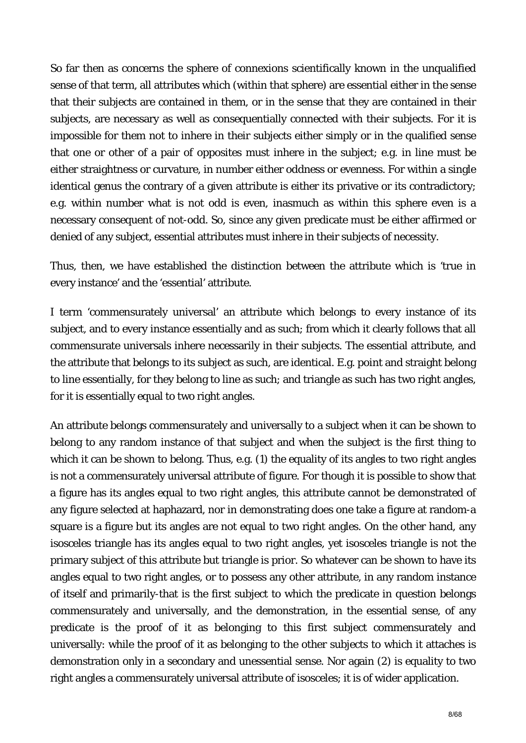So far then as concerns the sphere of connexions scientifically known in the unqualified sense of that term, all attributes which (within that sphere) are essential either in the sense that their subjects are contained in them, or in the sense that they are contained in their subjects, are necessary as well as consequentially connected with their subjects. For it is impossible for them not to inhere in their subjects either simply or in the qualified sense that one or other of a pair of opposites must inhere in the subject; e.g. in line must be either straightness or curvature, in number either oddness or evenness. For within a single identical genus the contrary of a given attribute is either its privative or its contradictory; e.g. within number what is not odd is even, inasmuch as within this sphere even is a necessary consequent of not-odd. So, since any given predicate must be either affirmed or denied of any subject, essential attributes must inhere in their subjects of necessity.

Thus, then, we have established the distinction between the attribute which is 'true in every instance' and the 'essential' attribute.

I term 'commensurately universal' an attribute which belongs to every instance of its subject, and to every instance essentially and as such; from which it clearly follows that all commensurate universals inhere necessarily in their subjects. The essential attribute, and the attribute that belongs to its subject as such, are identical. E.g. point and straight belong to line essentially, for they belong to line as such; and triangle as such has two right angles, for it is essentially equal to two right angles.

An attribute belongs commensurately and universally to a subject when it can be shown to belong to any random instance of that subject and when the subject is the first thing to which it can be shown to belong. Thus, e.g. (1) the equality of its angles to two right angles is not a commensurately universal attribute of figure. For though it is possible to show that a figure has its angles equal to two right angles, this attribute cannot be demonstrated of any figure selected at haphazard, nor in demonstrating does one take a figure at random-a square is a figure but its angles are not equal to two right angles. On the other hand, any isosceles triangle has its angles equal to two right angles, yet isosceles triangle is not the primary subject of this attribute but triangle is prior. So whatever can be shown to have its angles equal to two right angles, or to possess any other attribute, in any random instance of itself and primarily-that is the first subject to which the predicate in question belongs commensurately and universally, and the demonstration, in the essential sense, of any predicate is the proof of it as belonging to this first subject commensurately and universally: while the proof of it as belonging to the other subjects to which it attaches is demonstration only in a secondary and unessential sense. Nor again (2) is equality to two right angles a commensurately universal attribute of isosceles; it is of wider application.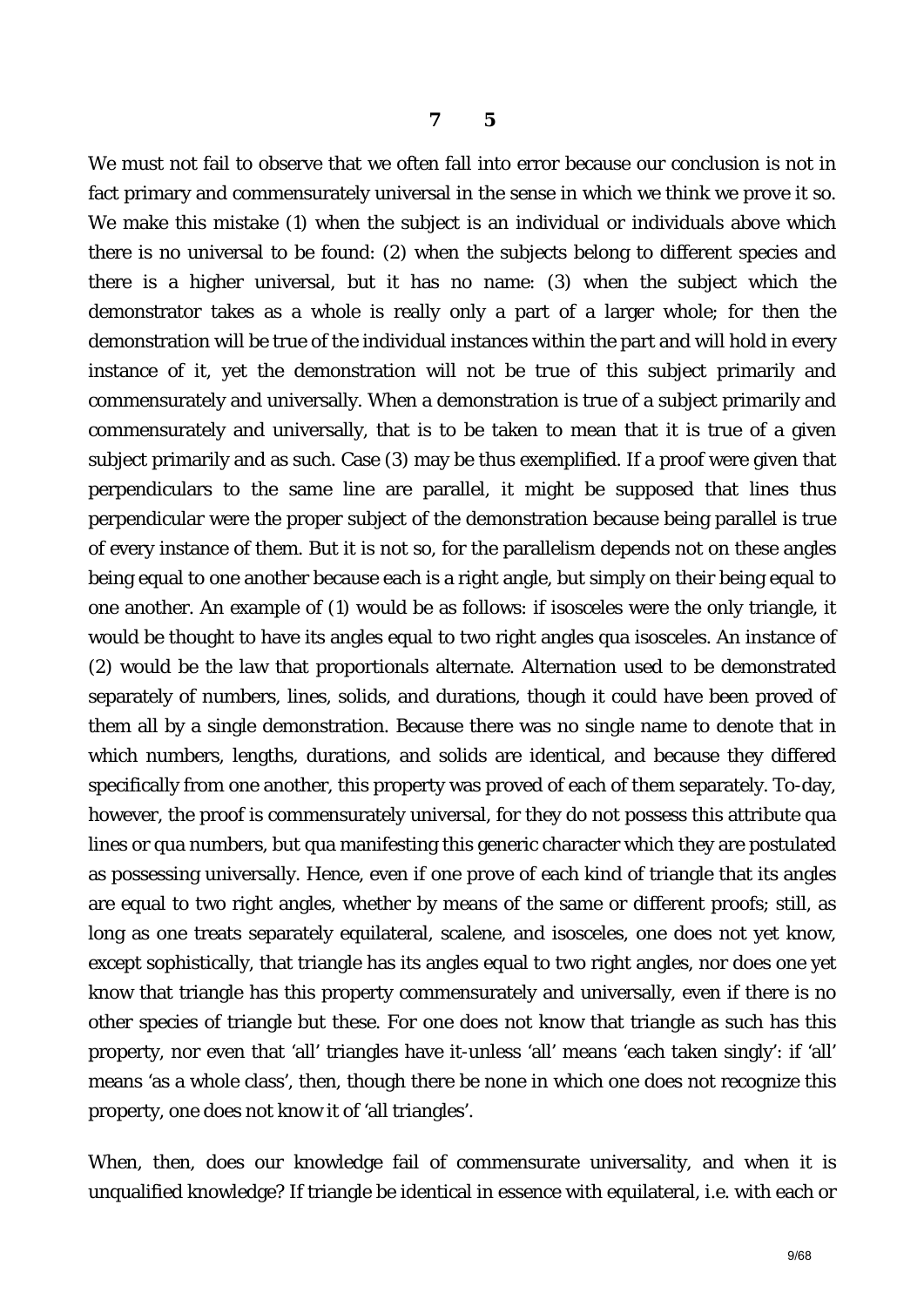**7 5**

We must not fail to observe that we often fall into error because our conclusion is not in fact primary and commensurately universal in the sense in which we think we prove it so. We make this mistake (1) when the subject is an individual or individuals above which there is no universal to be found: (2) when the subjects belong to different species and there is a higher universal, but it has no name: (3) when the subject which the demonstrator takes as a whole is really only a part of a larger whole; for then the demonstration will be true of the individual instances within the part and will hold in every instance of it, yet the demonstration will not be true of this subject primarily and commensurately and universally. When a demonstration is true of a subject primarily and commensurately and universally, that is to be taken to mean that it is true of a given subject primarily and as such. Case (3) may be thus exemplified. If a proof were given that perpendiculars to the same line are parallel, it might be supposed that lines thus perpendicular were the proper subject of the demonstration because being parallel is true of every instance of them. But it is not so, for the parallelism depends not on these angles being equal to one another because each is a right angle, but simply on their being equal to one another. An example of (1) would be as follows: if isosceles were the only triangle, it would be thought to have its angles equal to two right angles qua isosceles. An instance of (2) would be the law that proportionals alternate. Alternation used to be demonstrated separately of numbers, lines, solids, and durations, though it could have been proved of them all by a single demonstration. Because there was no single name to denote that in which numbers, lengths, durations, and solids are identical, and because they differed specifically from one another, this property was proved of each of them separately. To-day, however, the proof is commensurately universal, for they do not possess this attribute qua lines or qua numbers, but qua manifesting this generic character which they are postulated as possessing universally. Hence, even if one prove of each kind of triangle that its angles are equal to two right angles, whether by means of the same or different proofs; still, as long as one treats separately equilateral, scalene, and isosceles, one does not yet know, except sophistically, that triangle has its angles equal to two right angles, nor does one yet know that triangle has this property commensurately and universally, even if there is no other species of triangle but these. For one does not know that triangle as such has this property, nor even that 'all' triangles have it-unless 'all' means 'each taken singly': if 'all' means 'as a whole class', then, though there be none in which one does not recognize this property, one does not know it of 'all triangles'.

When, then, does our knowledge fail of commensurate universality, and when it is unqualified knowledge? If triangle be identical in essence with equilateral, i.e. with each or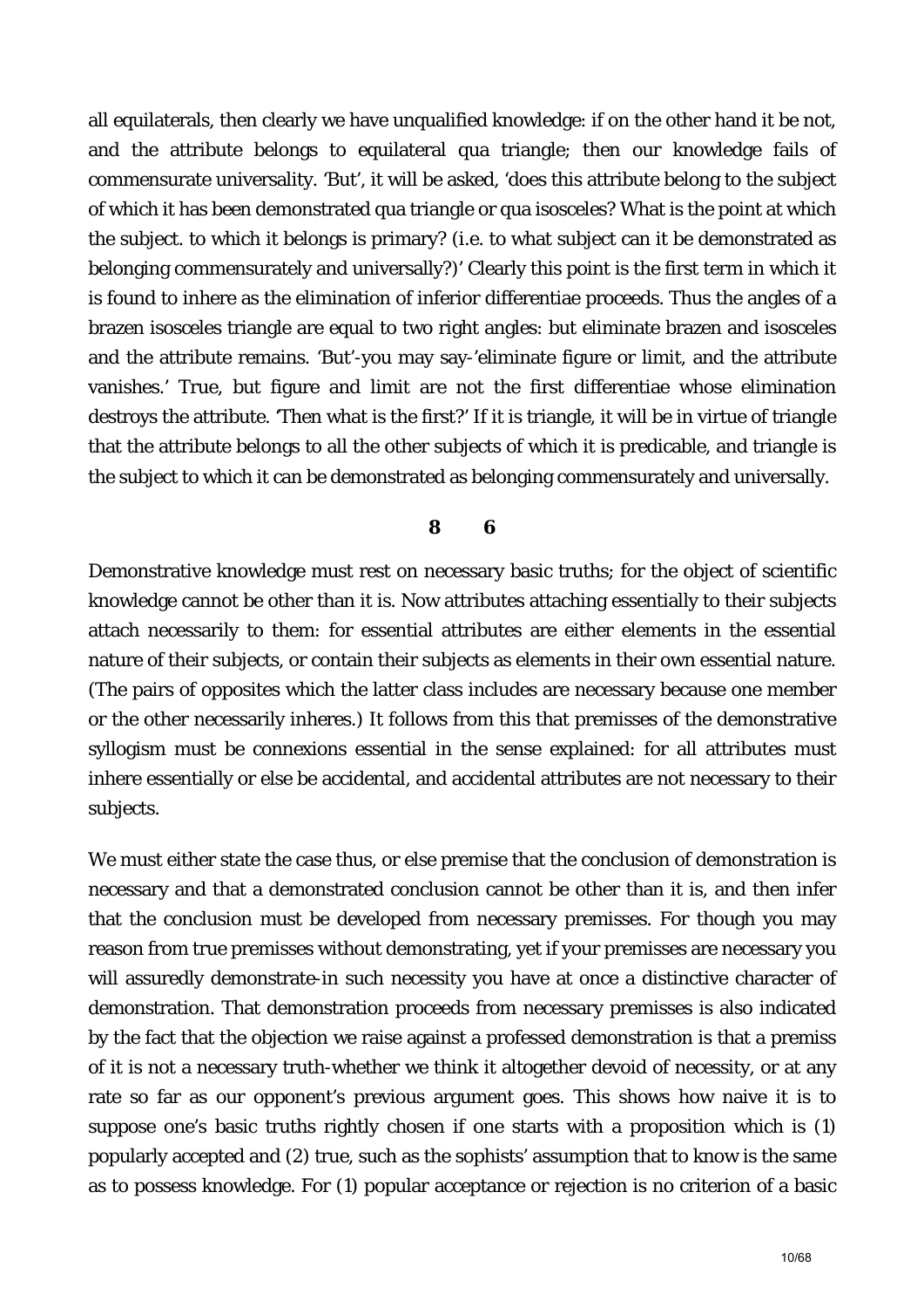all equilaterals, then clearly we have unqualified knowledge: if on the other hand it be not, and the attribute belongs to equilateral qua triangle; then our knowledge fails of commensurate universality. 'But', it will be asked, 'does this attribute belong to the subject of which it has been demonstrated qua triangle or qua isosceles? What is the point at which the subject. to which it belongs is primary? (i.e. to what subject can it be demonstrated as belonging commensurately and universally?)' Clearly this point is the first term in which it is found to inhere as the elimination of inferior differentiae proceeds. Thus the angles of a brazen isosceles triangle are equal to two right angles: but eliminate brazen and isosceles and the attribute remains. 'But'-you may say-'eliminate figure or limit, and the attribute vanishes.' True, but figure and limit are not the first differentiae whose elimination destroys the attribute. 'Then what is the first?' If it is triangle, it will be in virtue of triangle that the attribute belongs to all the other subjects of which it is predicable, and triangle is the subject to which it can be demonstrated as belonging commensurately and universally.

**8 6**

Demonstrative knowledge must rest on necessary basic truths; for the object of scientific knowledge cannot be other than it is. Now attributes attaching essentially to their subjects attach necessarily to them: for essential attributes are either elements in the essential nature of their subjects, or contain their subjects as elements in their own essential nature. (The pairs of opposites which the latter class includes are necessary because one member or the other necessarily inheres.) It follows from this that premisses of the demonstrative syllogism must be connexions essential in the sense explained: for all attributes must inhere essentially or else be accidental, and accidental attributes are not necessary to their subjects.

We must either state the case thus, or else premise that the conclusion of demonstration is necessary and that a demonstrated conclusion cannot be other than it is, and then infer that the conclusion must be developed from necessary premisses. For though you may reason from true premisses without demonstrating, yet if your premisses are necessary you will assuredly demonstrate-in such necessity you have at once a distinctive character of demonstration. That demonstration proceeds from necessary premisses is also indicated by the fact that the objection we raise against a professed demonstration is that a premiss of it is not a necessary truth-whether we think it altogether devoid of necessity, or at any rate so far as our opponent's previous argument goes. This shows how naive it is to suppose one's basic truths rightly chosen if one starts with a proposition which is (1) popularly accepted and (2) true, such as the sophists' assumption that to know is the same as to possess knowledge. For (1) popular acceptance or rejection is no criterion of a basic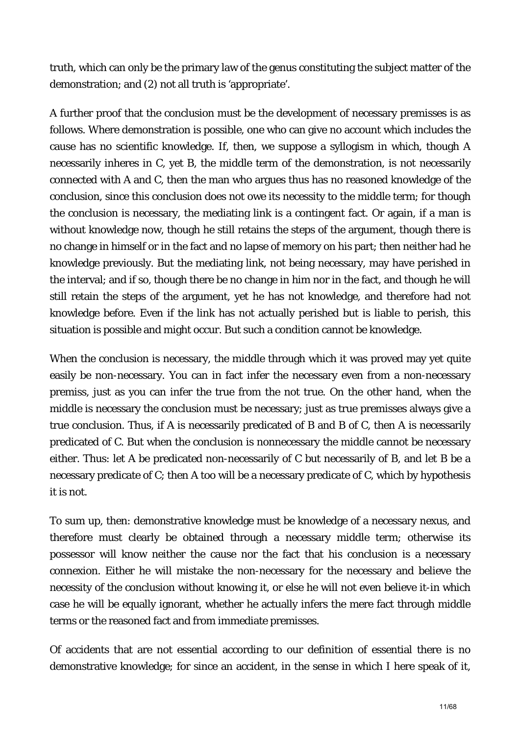truth, which can only be the primary law of the genus constituting the subject matter of the demonstration; and (2) not all truth is 'appropriate'.

A further proof that the conclusion must be the development of necessary premisses is as follows. Where demonstration is possible, one who can give no account which includes the cause has no scientific knowledge. If, then, we suppose a syllogism in which, though A necessarily inheres in C, yet B, the middle term of the demonstration, is not necessarily connected with A and C, then the man who argues thus has no reasoned knowledge of the conclusion, since this conclusion does not owe its necessity to the middle term; for though the conclusion is necessary, the mediating link is a contingent fact. Or again, if a man is without knowledge now, though he still retains the steps of the argument, though there is no change in himself or in the fact and no lapse of memory on his part; then neither had he knowledge previously. But the mediating link, not being necessary, may have perished in the interval; and if so, though there be no change in him nor in the fact, and though he will still retain the steps of the argument, yet he has not knowledge, and therefore had not knowledge before. Even if the link has not actually perished but is liable to perish, this situation is possible and might occur. But such a condition cannot be knowledge.

When the conclusion is necessary, the middle through which it was proved may yet quite easily be non-necessary. You can in fact infer the necessary even from a non-necessary premiss, just as you can infer the true from the not true. On the other hand, when the middle is necessary the conclusion must be necessary; just as true premisses always give a true conclusion. Thus, if A is necessarily predicated of B and B of C, then A is necessarily predicated of C. But when the conclusion is nonnecessary the middle cannot be necessary either. Thus: let A be predicated non-necessarily of C but necessarily of B, and let B be a necessary predicate of C; then A too will be a necessary predicate of C, which by hypothesis it is not.

To sum up, then: demonstrative knowledge must be knowledge of a necessary nexus, and therefore must clearly be obtained through a necessary middle term; otherwise its possessor will know neither the cause nor the fact that his conclusion is a necessary connexion. Either he will mistake the non-necessary for the necessary and believe the necessity of the conclusion without knowing it, or else he will not even believe it-in which case he will be equally ignorant, whether he actually infers the mere fact through middle terms or the reasoned fact and from immediate premisses.

Of accidents that are not essential according to our definition of essential there is no demonstrative knowledge; for since an accident, in the sense in which I here speak of it,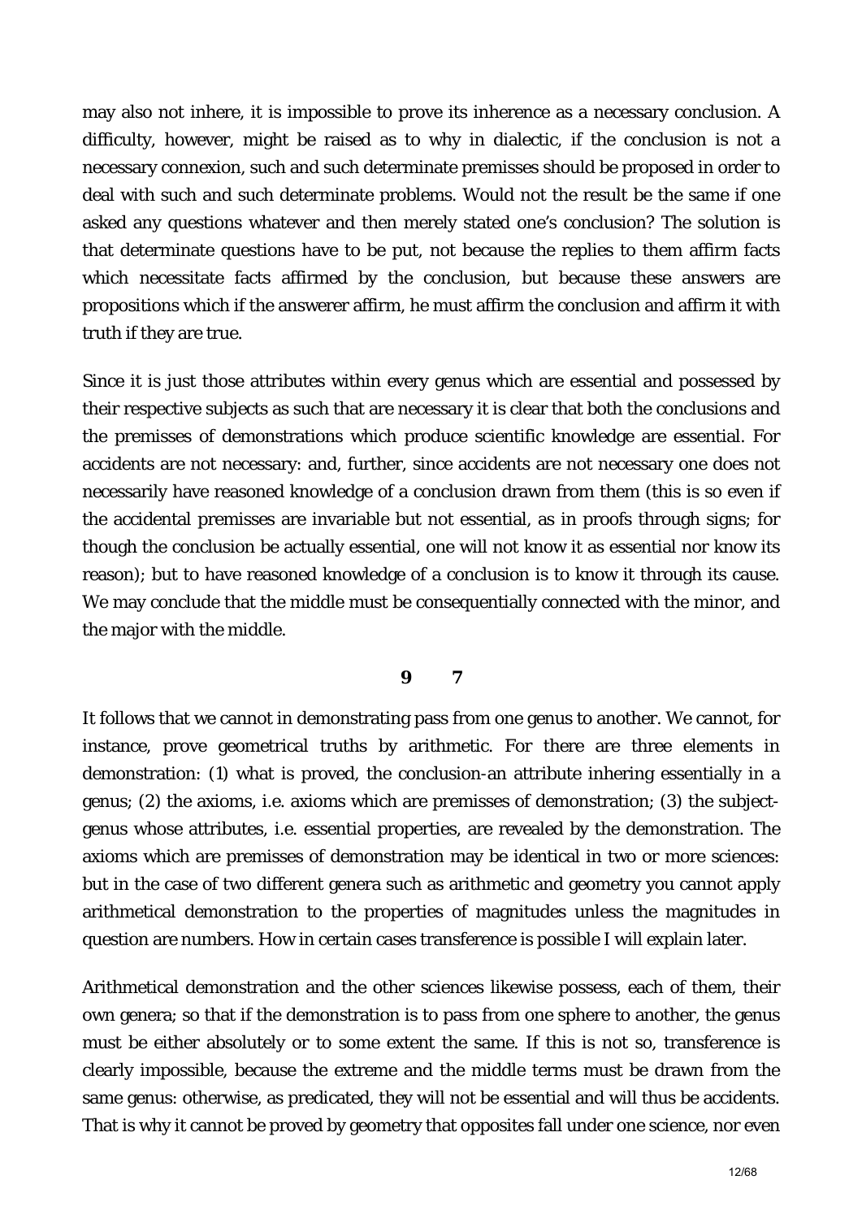may also not inhere, it is impossible to prove its inherence as a necessary conclusion. A difficulty, however, might be raised as to why in dialectic, if the conclusion is not a necessary connexion, such and such determinate premisses should be proposed in order to deal with such and such determinate problems. Would not the result be the same if one asked any questions whatever and then merely stated one's conclusion? The solution is that determinate questions have to be put, not because the replies to them affirm facts which necessitate facts affirmed by the conclusion, but because these answers are propositions which if the answerer affirm, he must affirm the conclusion and affirm it with truth if they are true.

Since it is just those attributes within every genus which are essential and possessed by their respective subjects as such that are necessary it is clear that both the conclusions and the premisses of demonstrations which produce scientific knowledge are essential. For accidents are not necessary: and, further, since accidents are not necessary one does not necessarily have reasoned knowledge of a conclusion drawn from them (this is so even if the accidental premisses are invariable but not essential, as in proofs through signs; for though the conclusion be actually essential, one will not know it as essential nor know its reason); but to have reasoned knowledge of a conclusion is to know it through its cause. We may conclude that the middle must be consequentially connected with the minor, and the major with the middle.

**9 7**

It follows that we cannot in demonstrating pass from one genus to another. We cannot, for instance, prove geometrical truths by arithmetic. For there are three elements in demonstration: (1) what is proved, the conclusion-an attribute inhering essentially in a genus; (2) the axioms, i.e. axioms which are premisses of demonstration; (3) the subject-genus whose attributes, i.e. essential properties, are revealed by the demonstration. The axioms which are premisses of demonstration may be identical in two or more sciences: but in the case of two different genera such as arithmetic and geometry you cannot apply arithmetical demonstration to the properties of magnitudes unless the magnitudes in question are numbers. How in certain cases transference is possible I will explain later.

Arithmetical demonstration and the other sciences likewise possess, each of them, their own genera; so that if the demonstration is to pass from one sphere to another, the genus must be either absolutely or to some extent the same. If this is not so, transference is clearly impossible, because the extreme and the middle terms must be drawn from the same genus: otherwise, as predicated, they will not be essential and will thus be accidents. That is why it cannot be proved by geometry that opposites fall under one science, nor even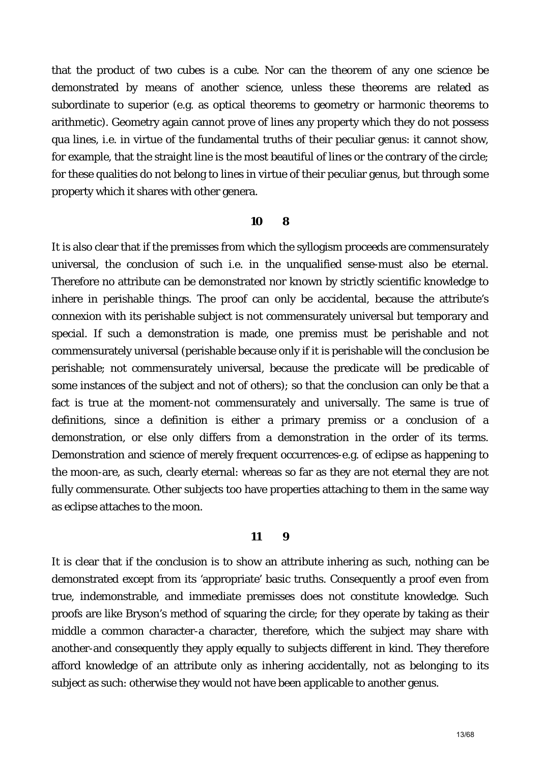that the product of two cubes is a cube. Nor can the theorem of any one science be demonstrated by means of another science, unless these theorems are related as subordinate to superior (e.g. as optical theorems to geometry or harmonic theorems to arithmetic). Geometry again cannot prove of lines any property which they do not possess qua lines, i.e. in virtue of the fundamental truths of their peculiar genus: it cannot show, for example, that the straight line is the most beautiful of lines or the contrary of the circle; for these qualities do not belong to lines in virtue of their peculiar genus, but through some property which it shares with other genera.

**10 8**

It is also clear that if the premisses from which the syllogism proceeds are commensurately universal, the conclusion of such i.e. in the unqualified sense-must also be eternal. Therefore no attribute can be demonstrated nor known by strictly scientific knowledge to inhere in perishable things. The proof can only be accidental, because the attribute's connexion with its perishable subject is not commensurately universal but temporary and special. If such a demonstration is made, one premiss must be perishable and not commensurately universal (perishable because only if it is perishable will the conclusion be perishable; not commensurately universal, because the predicate will be predicable of some instances of the subject and not of others); so that the conclusion can only be that a fact is true at the moment-not commensurately and universally. The same is true of definitions, since a definition is either a primary premiss or a conclusion of a demonstration, or else only differs from a demonstration in the order of its terms. Demonstration and science of merely frequent occurrences-e.g. of eclipse as happening to the moon-are, as such, clearly eternal: whereas so far as they are not eternal they are not fully commensurate. Other subjects too have properties attaching to them in the same way as eclipse attaches to the moon.

**11 9**

It is clear that if the conclusion is to show an attribute inhering as such, nothing can be demonstrated except from its 'appropriate' basic truths. Consequently a proof even from true, indemonstrable, and immediate premisses does not constitute knowledge. Such proofs are like Bryson's method of squaring the circle; for they operate by taking as their middle a common character-a character, therefore, which the subject may share with another-and consequently they apply equally to subjects different in kind. They therefore afford knowledge of an attribute only as inhering accidentally, not as belonging to its subject as such: otherwise they would not have been applicable to another genus.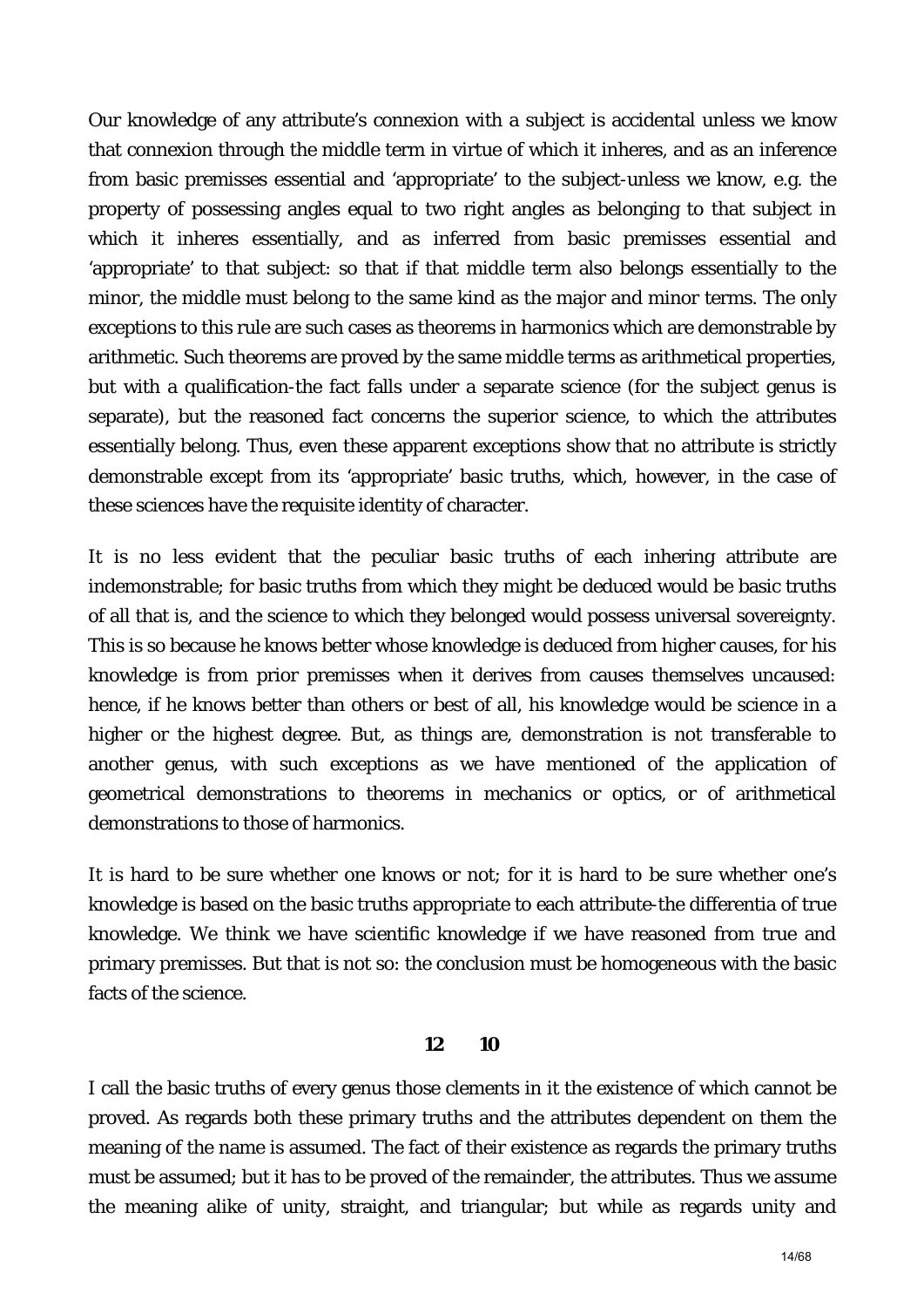Our knowledge of any attribute's connexion with a subject is accidental unless we know that connexion through the middle term in virtue of which it inheres, and as an inference from basic premisses essential and 'appropriate' to the subject-unless we know, e.g. the property of possessing angles equal to two right angles as belonging to that subject in which it inheres essentially, and as inferred from basic premisses essential and 'appropriate' to that subject: so that if that middle term also belongs essentially to the minor, the middle must belong to the same kind as the major and minor terms. The only exceptions to this rule are such cases as theorems in harmonics which are demonstrable by arithmetic. Such theorems are proved by the same middle terms as arithmetical properties, but with a qualification-the fact falls under a separate science (for the subject genus is separate), but the reasoned fact concerns the superior science, to which the attributes essentially belong. Thus, even these apparent exceptions show that no attribute is strictly demonstrable except from its 'appropriate' basic truths, which, however, in the case of these sciences have the requisite identity of character.

It is no less evident that the peculiar basic truths of each inhering attribute are indemonstrable; for basic truths from which they might be deduced would be basic truths of all that is, and the science to which they belonged would possess universal sovereignty. This is so because he knows better whose knowledge is deduced from higher causes, for his knowledge is from prior premisses when it derives from causes themselves uncaused: hence, if he knows better than others or best of all, his knowledge would be science in a higher or the highest degree. But, as things are, demonstration is not transferable to another genus, with such exceptions as we have mentioned of the application of geometrical demonstrations to theorems in mechanics or optics, or of arithmetical demonstrations to those of harmonics.

It is hard to be sure whether one knows or not; for it is hard to be sure whether one's knowledge is based on the basic truths appropriate to each attribute-the differentia of true knowledge. We think we have scientific knowledge if we have reasoned from true and primary premisses. But that is not so: the conclusion must be homogeneous with the basic facts of the science.

**12 10**

I call the basic truths of every genus those clements in it the existence of which cannot be proved. As regards both these primary truths and the attributes dependent on them the meaning of the name is assumed. The fact of their existence as regards the primary truths must be assumed; but it has to be proved of the remainder, the attributes. Thus we assume the meaning alike of unity, straight, and triangular; but while as regards unity and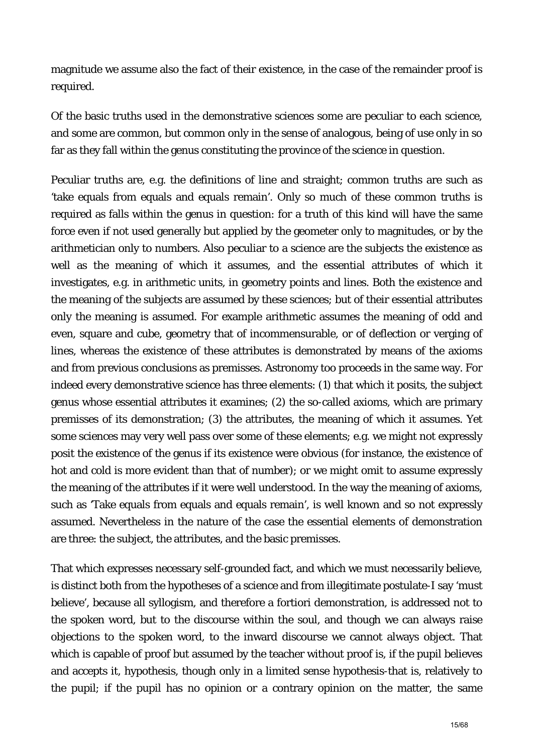magnitude we assume also the fact of their existence, in the case of the remainder proof is required.

Of the basic truths used in the demonstrative sciences some are peculiar to each science, and some are common, but common only in the sense of analogous, being of use only in so far as they fall within the genus constituting the province of the science in question.

Peculiar truths are, e.g. the definitions of line and straight; common truths are such as 'take equals from equals and equals remain'. Only so much of these common truths is required as falls within the genus in question: for a truth of this kind will have the same force even if not used generally but applied by the geometer only to magnitudes, or by the arithmetician only to numbers. Also peculiar to a science are the subjects the existence as well as the meaning of which it assumes, and the essential attributes of which it investigates, e.g. in arithmetic units, in geometry points and lines. Both the existence and the meaning of the subjects are assumed by these sciences; but of their essential attributes only the meaning is assumed. For example arithmetic assumes the meaning of odd and even, square and cube, geometry that of incommensurable, or of deflection or verging of lines, whereas the existence of these attributes is demonstrated by means of the axioms and from previous conclusions as premisses. Astronomy too proceeds in the same way. For indeed every demonstrative science has three elements: (1) that which it posits, the subject genus whose essential attributes it examines; (2) the so-called axioms, which are primary premisses of its demonstration; (3) the attributes, the meaning of which it assumes. Yet some sciences may very well pass over some of these elements; e.g. we might not expressly posit the existence of the genus if its existence were obvious (for instance, the existence of hot and cold is more evident than that of number); or we might omit to assume expressly the meaning of the attributes if it were well understood. In the way the meaning of axioms, such as 'Take equals from equals and equals remain', is well known and so not expressly assumed. Nevertheless in the nature of the case the essential elements of demonstration are three: the subject, the attributes, and the basic premisses.

That which expresses necessary self-grounded fact, and which we must necessarily believe, is distinct both from the hypotheses of a science and from illegitimate postulate-I say 'must believe', because all syllogism, and therefore a fortiori demonstration, is addressed not to the spoken word, but to the discourse within the soul, and though we can always raise objections to the spoken word, to the inward discourse we cannot always object. That which is capable of proof but assumed by the teacher without proof is, if the pupil believes and accepts it, hypothesis, though only in a limited sense hypothesis-that is, relatively to the pupil; if the pupil has no opinion or a contrary opinion on the matter, the same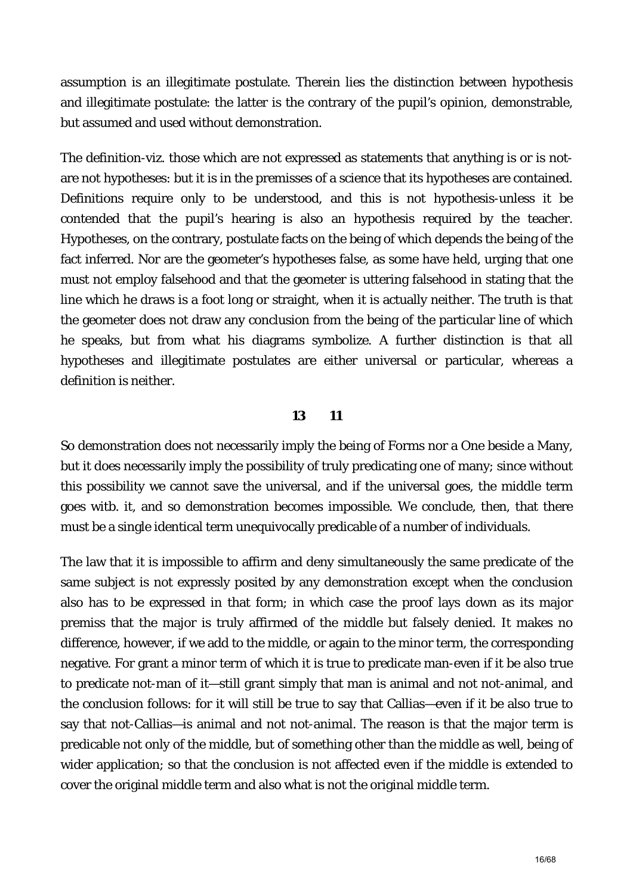assumption is an illegitimate postulate. Therein lies the distinction between hypothesis and illegitimate postulate: the latter is the contrary of the pupil's opinion, demonstrable, but assumed and used without demonstration.

The definition-viz. those which are not expressed as statements that anything is or is not-are not hypotheses: but it is in the premisses of a science that its hypotheses are contained. Definitions require only to be understood, and this is not hypothesis-unless it be contended that the pupil's hearing is also an hypothesis required by the teacher. Hypotheses, on the contrary, postulate facts on the being of which depends the being of the fact inferred. Nor are the geometer's hypotheses false, as some have held, urging that one must not employ falsehood and that the geometer is uttering falsehood in stating that the line which he draws is a foot long or straight, when it is actually neither. The truth is that the geometer does not draw any conclusion from the being of the particular line of which he speaks, but from what his diagrams symbolize. A further distinction is that all hypotheses and illegitimate postulates are either universal or particular, whereas a definition is neither.

**13 11**

So demonstration does not necessarily imply the being of Forms nor a One beside a Many, but it does necessarily imply the possibility of truly predicating one of many; since without this possibility we cannot save the universal, and if the universal goes, the middle term goes witb. it, and so demonstration becomes impossible. We conclude, then, that there must be a single identical term unequivocally predicable of a number of individuals.

The law that it is impossible to affirm and deny simultaneously the same predicate of the same subject is not expressly posited by any demonstration except when the conclusion also has to be expressed in that form; in which case the proof lays down as its major premiss that the major is truly affirmed of the middle but falsely denied. It makes no difference, however, if we add to the middle, or again to the minor term, the corresponding negative. For grant a minor term of which it is true to predicate man-even if it be also true to predicate not-man of it—still grant simply that man is animal and not not-animal, and the conclusion follows: for it will still be true to say that Callias—even if it be also true to say that not-Callias—is animal and not not-animal. The reason is that the major term is predicable not only of the middle, but of something other than the middle as well, being of wider application; so that the conclusion is not affected even if the middle is extended to cover the original middle term and also what is not the original middle term.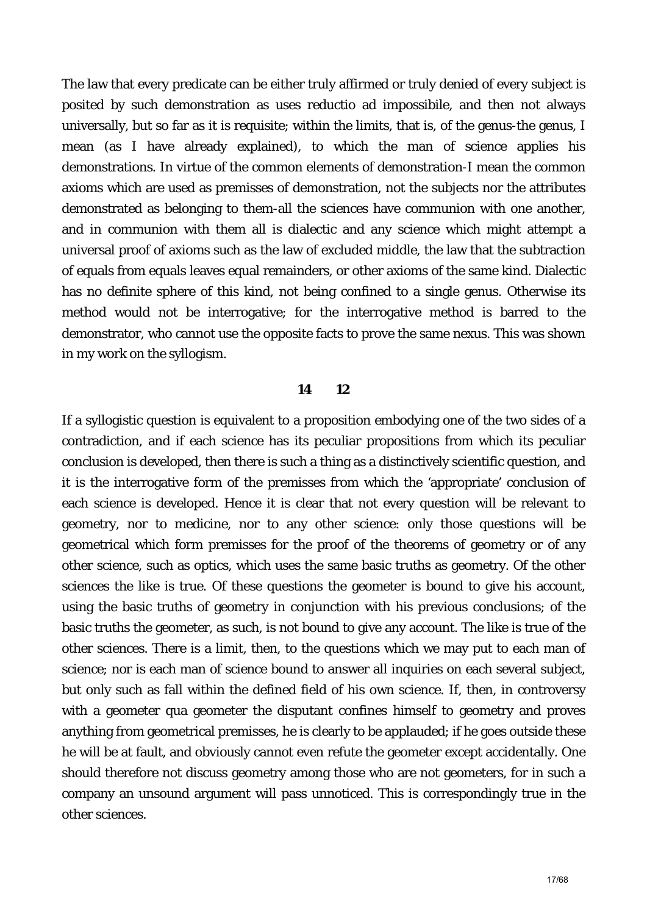The law that every predicate can be either truly affirmed or truly denied of every subject is posited by such demonstration as uses reductio ad impossibile, and then not always universally, but so far as it is requisite; within the limits, that is, of the genus-the genus, I mean (as I have already explained), to which the man of science applies his demonstrations. In virtue of the common elements of demonstration-I mean the common axioms which are used as premisses of demonstration, not the subjects nor the attributes demonstrated as belonging to them-all the sciences have communion with one another, and in communion with them all is dialectic and any science which might attempt a universal proof of axioms such as the law of excluded middle, the law that the subtraction of equals from equals leaves equal remainders, or other axioms of the same kind. Dialectic has no definite sphere of this kind, not being confined to a single genus. Otherwise its method would not be interrogative; for the interrogative method is barred to the demonstrator, who cannot use the opposite facts to prove the same nexus. This was shown in my work on the syllogism.

## 14 12

If a syllogistic question is equivalent to a proposition embodying one of the two sides of a contradiction, and if each science has its peculiar propositions from which its peculiar conclusion is developed, then there is such a thing as a distinctively scientific question, and it is the interrogative form of the premisses from which the 'appropriate' conclusion of each science is developed. Hence it is clear that not every question will be relevant to geometry, nor to medicine, nor to any other science: only those questions will be geometrical which form premisses for the proof of the theorems of geometry or of any other science, such as optics, which uses the same basic truths as geometry. Of the other sciences the like is true. Of these questions the geometer is bound to give his account, using the basic truths of geometry in conjunction with his previous conclusions; of the basic truths the geometer, as such, is not bound to give any account. The like is true of the other sciences. There is a limit, then, to the questions which we may put to each man of science; nor is each man of science bound to answer all inquiries on each several subject, but only such as fall within the defined field of his own science. If, then, in controversy with a geometer qua geometer the disputant confines himself to geometry and proves anything from geometrical premisses, he is clearly to be applauded; if he goes outside these he will be at fault, and obviously cannot even refute the geometer except accidentally. One should therefore not discuss geometry among those who are not geometers, for in such a company an unsound argument will pass unnoticed. This is correspondingly true in the other sciences.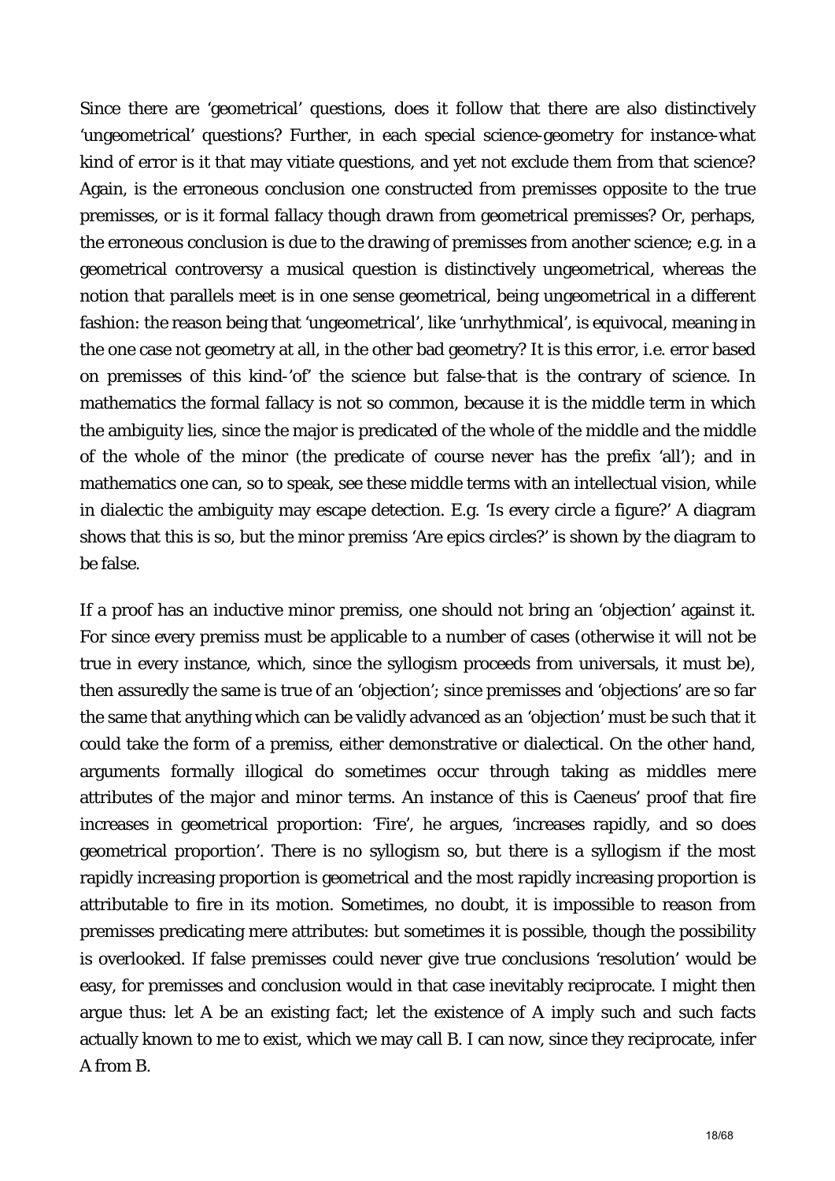Since there are 'geometrical' questions, does it follow that there are also distinctively 'ungeometrical' questions? Further, in each special science-geometry for instance-what kind of error is it that may vitiate questions, and yet not exclude them from that science? Again, is the erroneous conclusion one constructed from premisses opposite to the true premisses, or is it formal fallacy though drawn from geometrical premisses? Or, perhaps, the erroneous conclusion is due to the drawing of premisses from another science; e.g. in a geometrical controversy a musical question is distinctively ungeometrical, whereas the notion that parallels meet is in one sense geometrical, being ungeometrical in a different fashion: the reason being that 'ungeometrical', like 'unrhythmical', is equivocal, meaning in the one case not geometry at all, in the other bad geometry? It is this error, i.e. error based on premisses of this kind-'of' the science but false-that is the contrary of science. In mathematics the formal fallacy is not so common, because it is the middle term in which the ambiguity lies, since the major is predicated of the whole of the middle and the middle of the whole of the minor (the predicate of course never has the prefix 'all'); and in mathematics one can, so to speak, see these middle terms with an intellectual vision, while in dialectic the ambiguity may escape detection. E.g. 'Is every circle a figure?' A diagram shows that this is so, but the minor premiss 'Are epics circles?' is shown by the diagram to be false.

If a proof has an inductive minor premiss, one should not bring an 'objection' against it. For since every premiss must be applicable to a number of cases (otherwise it will not be true in every instance, which, since the syllogism proceeds from universals, it must be), then assuredly the same is true of an 'objection'; since premisses and 'objections' are so far the same that anything which can be validly advanced as an 'objection' must be such that it could take the form of a premiss, either demonstrative or dialectical. On the other hand, arguments formally illogical do sometimes occur through taking as middles mere attributes of the major and minor terms. An instance of this is Caeneus' proof that fire increases in geometrical proportion: 'Fire', he argues, 'increases rapidly, and so does geometrical proportion'. There is no syllogism so, but there is a syllogism if the most rapidly increasing proportion is geometrical and the most rapidly increasing proportion is attributable to fire in its motion. Sometimes, no doubt, it is impossible to reason from premisses predicating mere attributes: but sometimes it is possible, though the possibility is overlooked. If false premisses could never give true conclusions 'resolution' would be easy, for premisses and conclusion would in that case inevitably reciprocate. I might then argue thus: let A be an existing fact; let the existence of A imply such and such facts actually known to me to exist, which we may call B. I can now, since they reciprocate, infer A from B.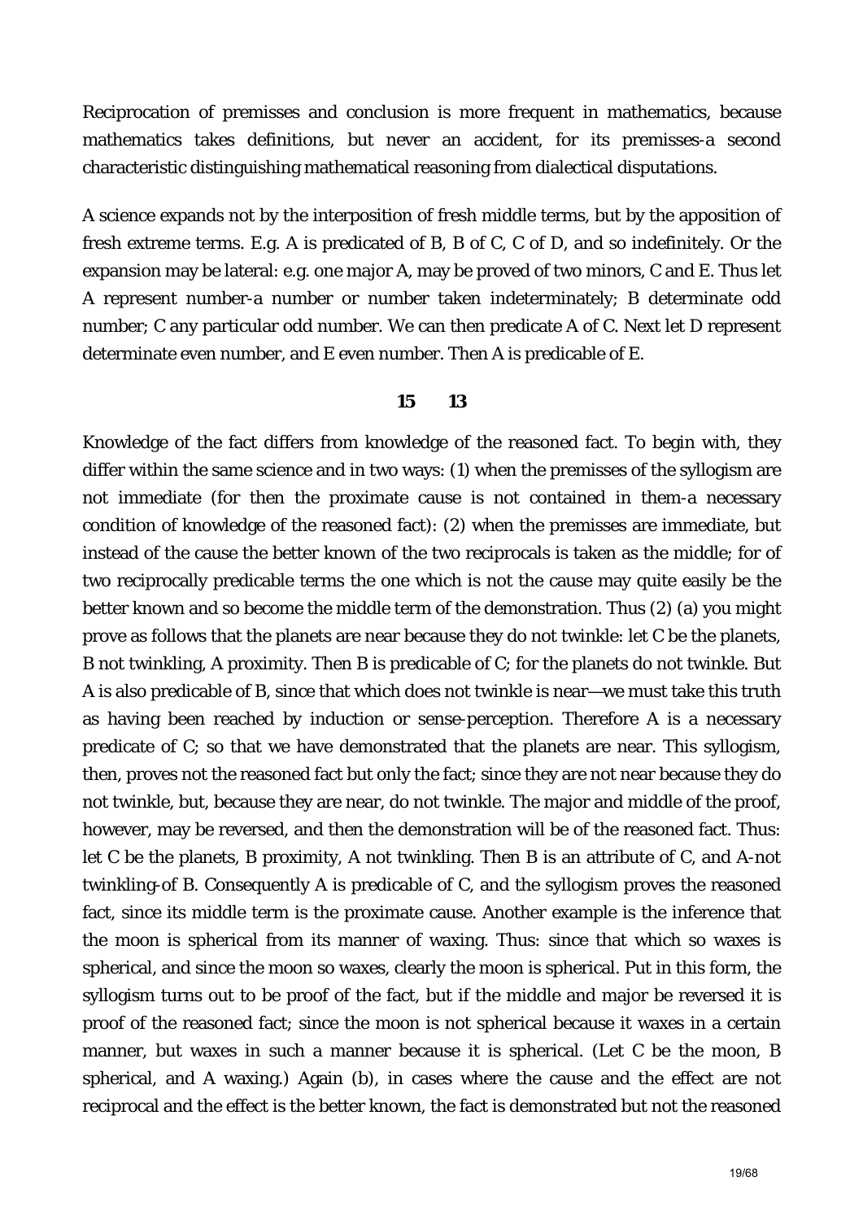Reciprocation of premisses and conclusion is more frequent in mathematics, because mathematics takes definitions, but never an accident, for its premisses-a second characteristic distinguishing mathematical reasoning from dialectical disputations.

A science expands not by the interposition of fresh middle terms, but by the apposition of fresh extreme terms. E.g. A is predicated of B, B of C, C of D, and so indefinitely. Or the expansion may be lateral: e.g. one major A, may be proved of two minors, C and E. Thus let A represent number-a number or number taken indeterminately; B determinate odd number; C any particular odd number. We can then predicate A of C. Next let D represent determinate even number, and E even number. Then A is predicable of E.

## 15 13

Knowledge of the fact differs from knowledge of the reasoned fact. To begin with, they differ within the same science and in two ways: (1) when the premisses of the syllogism are not immediate (for then the proximate cause is not contained in them-a necessary condition of knowledge of the reasoned fact): (2) when the premisses are immediate, but instead of the cause the better known of the two reciprocals is taken as the middle; for of two reciprocally predicable terms the one which is not the cause may quite easily be the better known and so become the middle term of the demonstration. Thus (2) (a) you might prove as follows that the planets are near because they do not twinkle: let C be the planets, B not twinkling, A proximity. Then B is predicable of C; for the planets do not twinkle. But A is also predicable of B, since that which does not twinkle is near—we must take this truth as having been reached by induction or sense-perception. Therefore A is a necessary predicate of C; so that we have demonstrated that the planets are near. This syllogism, then, proves not the reasoned fact but only the fact; since they are not near because they do not twinkle, but, because they are near, do not twinkle. The major and middle of the proof, however, may be reversed, and then the demonstration will be of the reasoned fact. Thus: let C be the planets, B proximity, A not twinkling. Then B is an attribute of C, and A-not twinkling-of B. Consequently A is predicable of C, and the syllogism proves the reasoned fact, since its middle term is the proximate cause. Another example is the inference that the moon is spherical from its manner of waxing. Thus: since that which so waxes is spherical, and since the moon so waxes, clearly the moon is spherical. Put in this form, the syllogism turns out to be proof of the fact, but if the middle and major be reversed it is proof of the reasoned fact; since the moon is not spherical because it waxes in a certain manner, but waxes in such a manner because it is spherical. (Let C be the moon, B spherical, and A waxing.) Again (b), in cases where the cause and the effect are not reciprocal and the effect is the better known, the fact is demonstrated but not the reasoned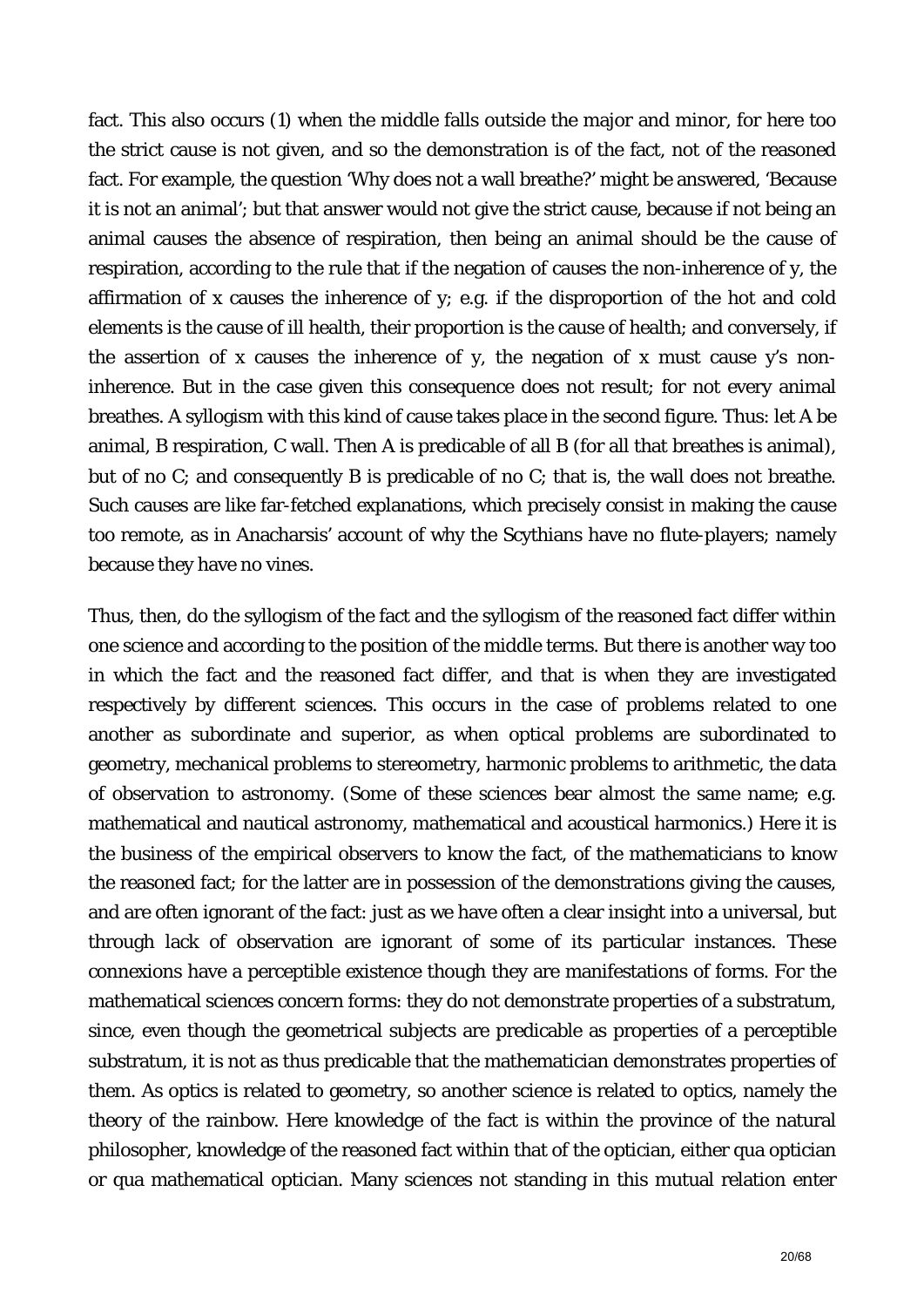fact. This also occurs (1) when the middle falls outside the major and minor, for here too the strict cause is not given, and so the demonstration is of the fact, not of the reasoned fact. For example, the question 'Why does not a wall breathe?' might be answered, 'Because it is not an animal'; but that answer would not give the strict cause, because if not being an animal causes the absence of respiration, then being an animal should be the cause of respiration, according to the rule that if the negation of causes the non-inherence of y, the affirmation of x causes the inherence of y; e.g. if the disproportion of the hot and cold elements is the cause of ill health, their proportion is the cause of health; and conversely, if the assertion of x causes the inherence of y, the negation of x must cause y's non-inherence. But in the case given this consequence does not result; for not every animal breathes. A syllogism with this kind of cause takes place in the second figure. Thus: let A be animal, B respiration, C wall. Then A is predicable of all B (for all that breathes is animal), but of no C; and consequently B is predicable of no C; that is, the wall does not breathe. Such causes are like far-fetched explanations, which precisely consist in making the cause too remote, as in Anacharsis' account of why the Scythians have no flute-players; namely because they have no vines.

Thus, then, do the syllogism of the fact and the syllogism of the reasoned fact differ within one science and according to the position of the middle terms. But there is another way too in which the fact and the reasoned fact differ, and that is when they are investigated respectively by different sciences. This occurs in the case of problems related to one another as subordinate and superior, as when optical problems are subordinated to geometry, mechanical problems to stereometry, harmonic problems to arithmetic, the data of observation to astronomy. (Some of these sciences bear almost the same name; e.g. mathematical and nautical astronomy, mathematical and acoustical harmonics.) Here it is the business of the empirical observers to know the fact, of the mathematicians to know the reasoned fact; for the latter are in possession of the demonstrations giving the causes, and are often ignorant of the fact: just as we have often a clear insight into a universal, but through lack of observation are ignorant of some of its particular instances. These connexions have a perceptible existence though they are manifestations of forms. For the mathematical sciences concern forms: they do not demonstrate properties of a substratum, since, even though the geometrical subjects are predicable as properties of a perceptible substratum, it is not as thus predicable that the mathematician demonstrates properties of them. As optics is related to geometry, so another science is related to optics, namely the theory of the rainbow. Here knowledge of the fact is within the province of the natural philosopher, knowledge of the reasoned fact within that of the optician, either qua optician or qua mathematical optician. Many sciences not standing in this mutual relation enter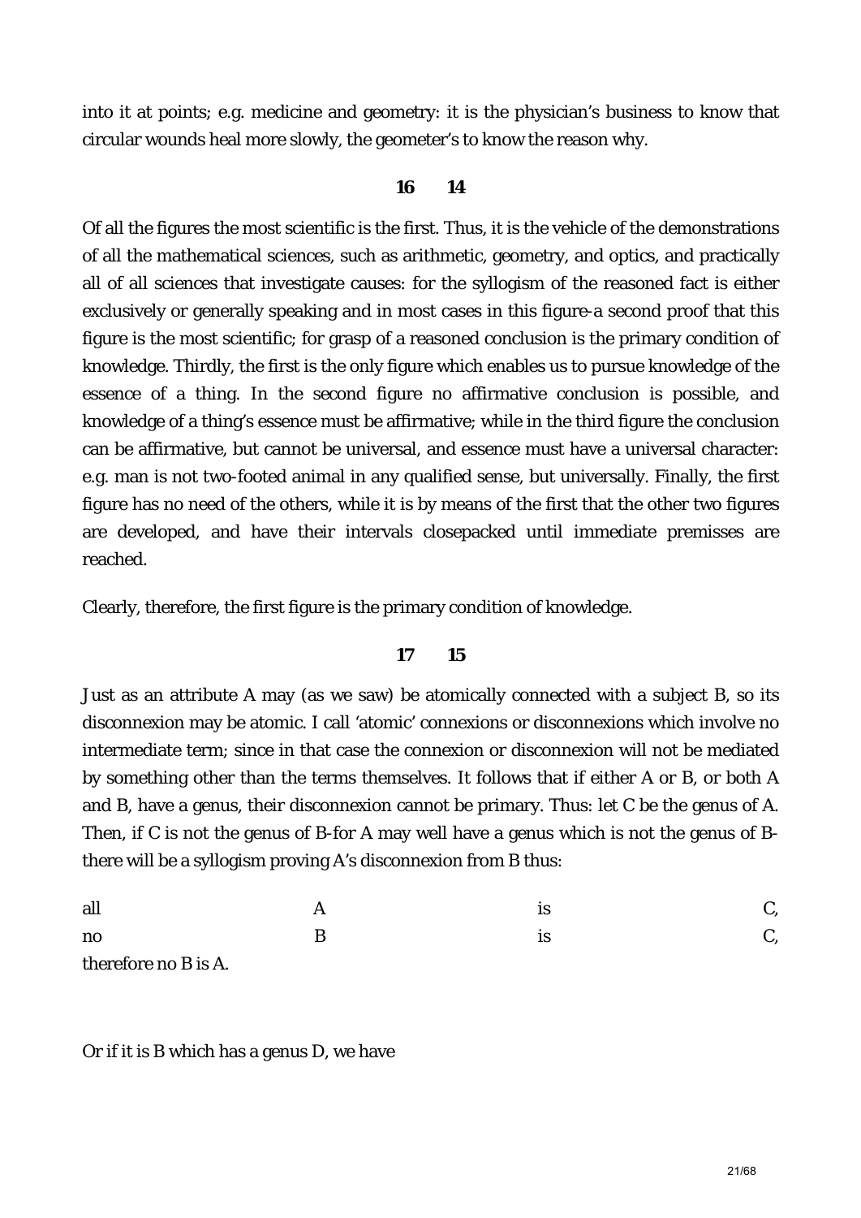into it at points; e.g. medicine and geometry: it is the physician's business to know that circular wounds heal more slowly, the geometer's to know the reason why.

**16 14**

Of all the figures the most scientific is the first. Thus, it is the vehicle of the demonstrations of all the mathematical sciences, such as arithmetic, geometry, and optics, and practically all of all sciences that investigate causes: for the syllogism of the reasoned fact is either exclusively or generally speaking and in most cases in this figure-a second proof that this figure is the most scientific; for grasp of a reasoned conclusion is the primary condition of knowledge. Thirdly, the first is the only figure which enables us to pursue knowledge of the essence of a thing. In the second figure no affirmative conclusion is possible, and knowledge of a thing's essence must be affirmative; while in the third figure the conclusion can be affirmative, but cannot be universal, and essence must have a universal character: e.g. man is not two-footed animal in any qualified sense, but universally. Finally, the first figure has no need of the others, while it is by means of the first that the other two figures are developed, and have their intervals closepacked until immediate premisses are reached.

Clearly, therefore, the first figure is the primary condition of knowledge.

**17 15**

Just as an attribute A may (as we saw) be atomically connected with a subject B, so its disconnexion may be atomic. I call 'atomic' connexions or disconnexions which involve no intermediate term; since in that case the connexion or disconnexion will not be mediated by something other than the terms themselves. It follows that if either A or B, or both A and B, have a genus, their disconnexion cannot be primary. Thus: let C be the genus of A. Then, if C is not the genus of B-for A may well have a genus which is not the genus of B-there will be a syllogism proving A's disconnexion from B thus:

all A is C,
no B is C,
therefore no B is A.

Or if it is B which has a genus D, we have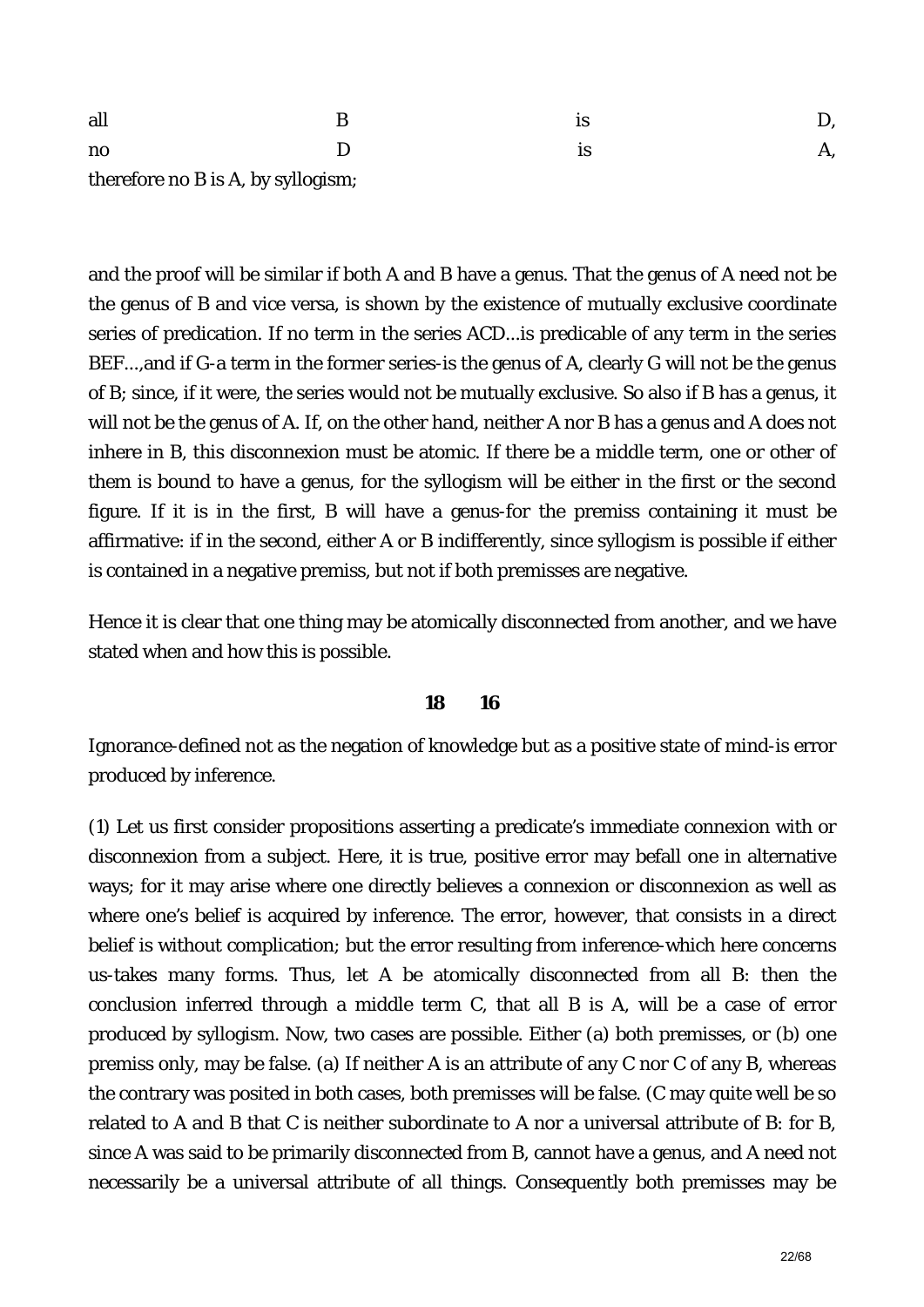all B is D,
no D is A,
therefore no B is A, by syllogism;

and the proof will be similar if both A and B have a genus. That the genus of A need not be the genus of B and vice versa, is shown by the existence of mutually exclusive coordinate series of predication. If no term in the series ACD...is predicable of any term in the series BEF...,and if G-a term in the former series-is the genus of A, clearly G will not be the genus of B; since, if it were, the series would not be mutually exclusive. So also if B has a genus, it will not be the genus of A. If, on the other hand, neither A nor B has a genus and A does not inhere in B, this disconnexion must be atomic. If there be a middle term, one or other of them is bound to have a genus, for the syllogism will be either in the first or the second figure. If it is in the first, B will have a genus-for the premiss containing it must be affirmative: if in the second, either A or B indifferently, since syllogism is possible if either is contained in a negative premiss, but not if both premisses are negative.

Hence it is clear that one thing may be atomically disconnected from another, and we have stated when and how this is possible.

**18 16**

Ignorance-defined not as the negation of knowledge but as a positive state of mind-is error produced by inference.

(1) Let us first consider propositions asserting a predicate's immediate connexion with or disconnexion from a subject. Here, it is true, positive error may befall one in alternative ways; for it may arise where one directly believes a connexion or disconnexion as well as where one's belief is acquired by inference. The error, however, that consists in a direct belief is without complication; but the error resulting from inference-which here concerns us-takes many forms. Thus, let A be atomically disconnected from all B: then the conclusion inferred through a middle term C, that all B is A, will be a case of error produced by syllogism. Now, two cases are possible. Either (a) both premisses, or (b) one premiss only, may be false. (a) If neither A is an attribute of any C nor C of any B, whereas the contrary was posited in both cases, both premisses will be false. (C may quite well be so related to A and B that C is neither subordinate to A nor a universal attribute of B: for B, since A was said to be primarily disconnected from B, cannot have a genus, and A need not necessarily be a universal attribute of all things. Consequently both premisses may be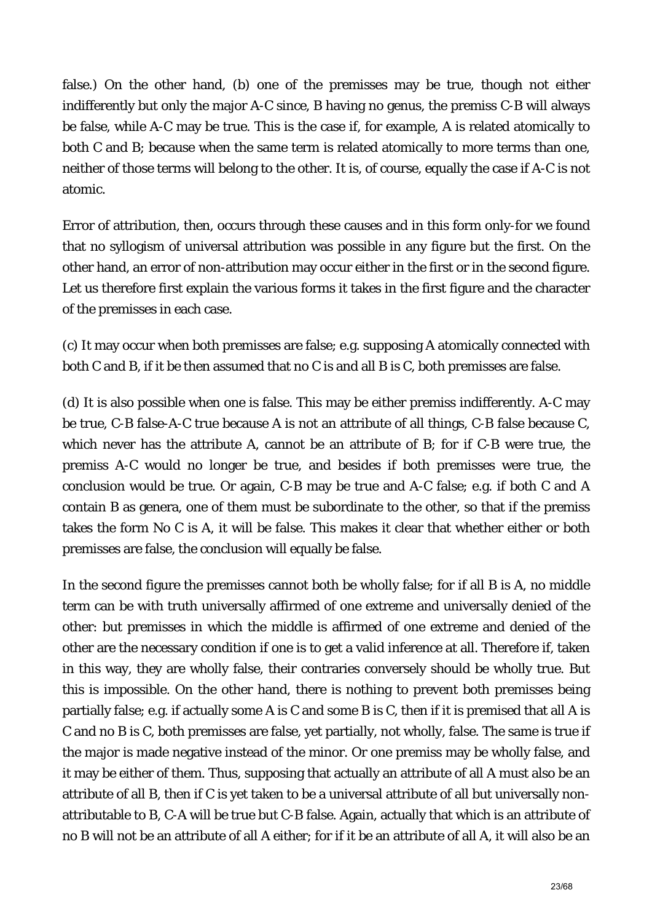false.) On the other hand, (b) one of the premisses may be true, though not either indifferently but only the major A-C since, B having no genus, the premiss C-B will always be false, while A-C may be true. This is the case if, for example, A is related atomically to both C and B; because when the same term is related atomically to more terms than one, neither of those terms will belong to the other. It is, of course, equally the case if A-C is not atomic.

Error of attribution, then, occurs through these causes and in this form only-for we found that no syllogism of universal attribution was possible in any figure but the first. On the other hand, an error of non-attribution may occur either in the first or in the second figure. Let us therefore first explain the various forms it takes in the first figure and the character of the premisses in each case.

(c) It may occur when both premisses are false; e.g. supposing A atomically connected with both C and B, if it be then assumed that no C is and all B is C, both premisses are false.

(d) It is also possible when one is false. This may be either premiss indifferently. A-C may be true, C-B false-A-C true because A is not an attribute of all things, C-B false because C, which never has the attribute A, cannot be an attribute of B; for if C-B were true, the premiss A-C would no longer be true, and besides if both premisses were true, the conclusion would be true. Or again, C-B may be true and A-C false; e.g. if both C and A contain B as genera, one of them must be subordinate to the other, so that if the premiss takes the form No C is A, it will be false. This makes it clear that whether either or both premisses are false, the conclusion will equally be false.

In the second figure the premisses cannot both be wholly false; for if all B is A, no middle term can be with truth universally affirmed of one extreme and universally denied of the other: but premisses in which the middle is affirmed of one extreme and denied of the other are the necessary condition if one is to get a valid inference at all. Therefore if, taken in this way, they are wholly false, their contraries conversely should be wholly true. But this is impossible. On the other hand, there is nothing to prevent both premisses being partially false; e.g. if actually some A is C and some B is C, then if it is premised that all A is C and no B is C, both premisses are false, yet partially, not wholly, false. The same is true if the major is made negative instead of the minor. Or one premiss may be wholly false, and it may be either of them. Thus, supposing that actually an attribute of all A must also be an attribute of all B, then if C is yet taken to be a universal attribute of all but universally non-attributable to B, C-A will be true but C-B false. Again, actually that which is an attribute of no B will not be an attribute of all A either; for if it be an attribute of all A, it will also be an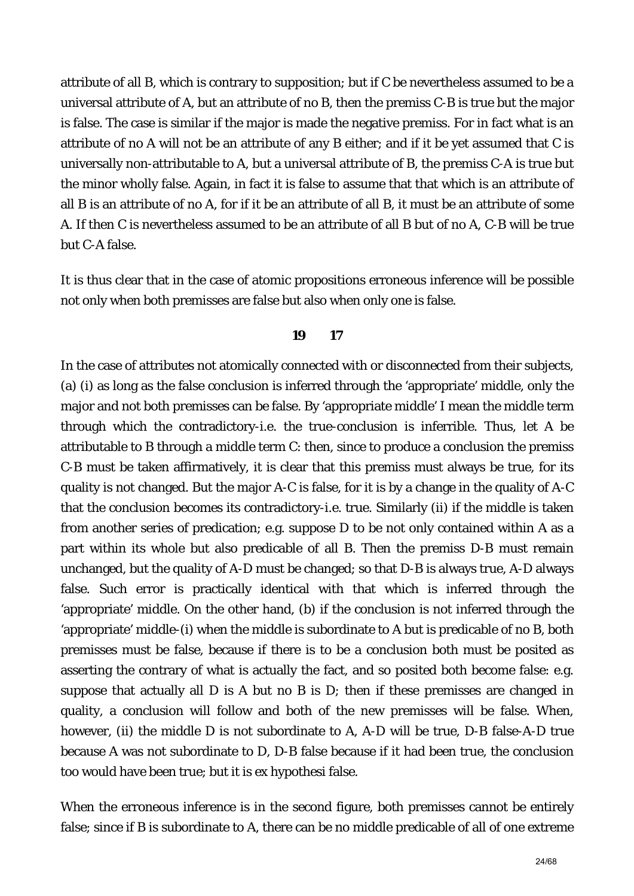attribute of all B, which is contrary to supposition; but if C be nevertheless assumed to be a universal attribute of A, but an attribute of no B, then the premiss C-B is true but the major is false. The case is similar if the major is made the negative premiss. For in fact what is an attribute of no A will not be an attribute of any B either; and if it be yet assumed that C is universally non-attributable to A, but a universal attribute of B, the premiss C-A is true but the minor wholly false. Again, in fact it is false to assume that that which is an attribute of all B is an attribute of no A, for if it be an attribute of all B, it must be an attribute of some A. If then C is nevertheless assumed to be an attribute of all B but of no A, C-B will be true but C-A false.

It is thus clear that in the case of atomic propositions erroneous inference will be possible not only when both premisses are false but also when only one is false.

**19 17**

In the case of attributes not atomically connected with or disconnected from their subjects, (a) (i) as long as the false conclusion is inferred through the 'appropriate' middle, only the major and not both premisses can be false. By 'appropriate middle' I mean the middle term through which the contradictory-i.e. the true-conclusion is inferrible. Thus, let A be attributable to B through a middle term C: then, since to produce a conclusion the premiss C-B must be taken affirmatively, it is clear that this premiss must always be true, for its quality is not changed. But the major A-C is false, for it is by a change in the quality of A-C that the conclusion becomes its contradictory-i.e. true. Similarly (ii) if the middle is taken from another series of predication; e.g. suppose D to be not only contained within A as a part within its whole but also predicable of all B. Then the premiss D-B must remain unchanged, but the quality of A-D must be changed; so that D-B is always true, A-D always false. Such error is practically identical with that which is inferred through the 'appropriate' middle. On the other hand, (b) if the conclusion is not inferred through the 'appropriate' middle-(i) when the middle is subordinate to A but is predicable of no B, both premisses must be false, because if there is to be a conclusion both must be posited as asserting the contrary of what is actually the fact, and so posited both become false: e.g. suppose that actually all D is A but no B is D; then if these premisses are changed in quality, a conclusion will follow and both of the new premisses will be false. When, however, (ii) the middle D is not subordinate to A, A-D will be true, D-B false-A-D true because A was not subordinate to D, D-B false because if it had been true, the conclusion too would have been true; but it is ex hypothesi false.

When the erroneous inference is in the second figure, both premisses cannot be entirely false; since if B is subordinate to A, there can be no middle predicable of all of one extreme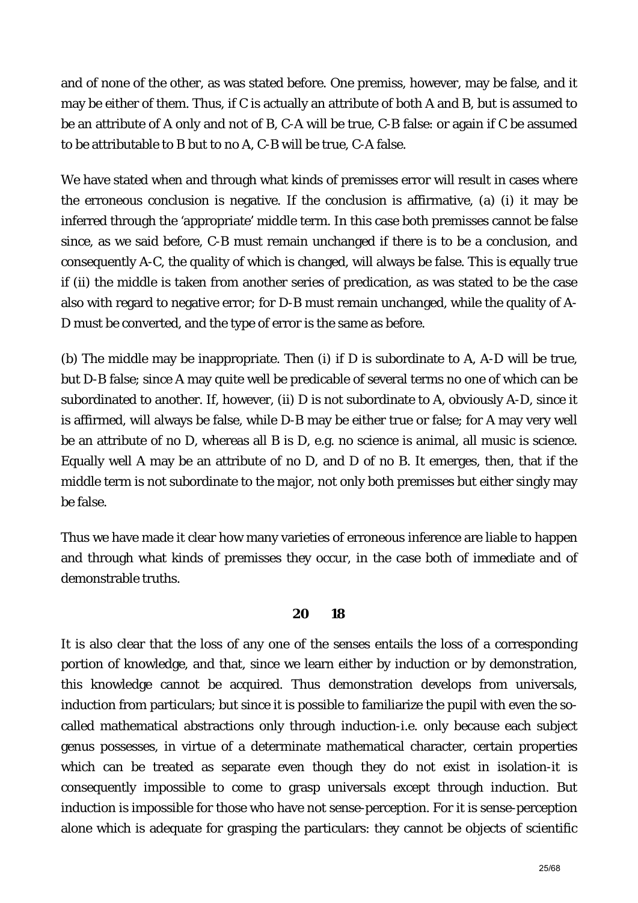and of none of the other, as was stated before. One premiss, however, may be false, and it may be either of them. Thus, if C is actually an attribute of both A and B, but is assumed to be an attribute of A only and not of B, C-A will be true, C-B false: or again if C be assumed to be attributable to B but to no A, C-B will be true, C-A false.

We have stated when and through what kinds of premisses error will result in cases where the erroneous conclusion is negative. If the conclusion is affirmative, (a) (i) it may be inferred through the 'appropriate' middle term. In this case both premisses cannot be false since, as we said before, C-B must remain unchanged if there is to be a conclusion, and consequently A-C, the quality of which is changed, will always be false. This is equally true if (ii) the middle is taken from another series of predication, as was stated to be the case also with regard to negative error; for D-B must remain unchanged, while the quality of A-D must be converted, and the type of error is the same as before.

(b) The middle may be inappropriate. Then (i) if D is subordinate to A, A-D will be true, but D-B false; since A may quite well be predicable of several terms no one of which can be subordinated to another. If, however, (ii) D is not subordinate to A, obviously A-D, since it is affirmed, will always be false, while D-B may be either true or false; for A may very well be an attribute of no D, whereas all B is D, e.g. no science is animal, all music is science. Equally well A may be an attribute of no D, and D of no B. It emerges, then, that if the middle term is not subordinate to the major, not only both premisses but either singly may be false.

Thus we have made it clear how many varieties of erroneous inference are liable to happen and through what kinds of premisses they occur, in the case both of immediate and of demonstrable truths.

**20 18**

It is also clear that the loss of any one of the senses entails the loss of a corresponding portion of knowledge, and that, since we learn either by induction or by demonstration, this knowledge cannot be acquired. Thus demonstration develops from universals, induction from particulars; but since it is possible to familiarize the pupil with even the so-called mathematical abstractions only through induction-i.e. only because each subject genus possesses, in virtue of a determinate mathematical character, certain properties which can be treated as separate even though they do not exist in isolation-it is consequently impossible to come to grasp universals except through induction. But induction is impossible for those who have not sense-perception. For it is sense-perception alone which is adequate for grasping the particulars: they cannot be objects of scientific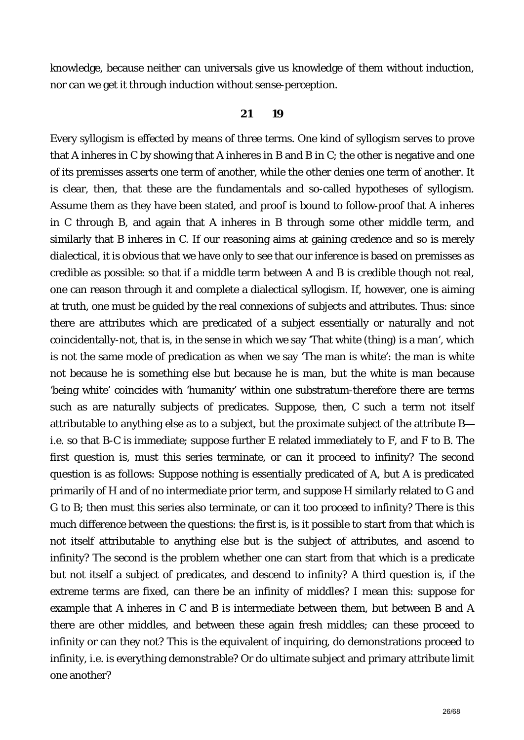knowledge, because neither can universals give us knowledge of them without induction, nor can we get it through induction without sense-perception.

**21 19**

Every syllogism is effected by means of three terms. One kind of syllogism serves to prove that A inheres in C by showing that A inheres in B and B in C; the other is negative and one of its premisses asserts one term of another, while the other denies one term of another. It is clear, then, that these are the fundamentals and so-called hypotheses of syllogism. Assume them as they have been stated, and proof is bound to follow-proof that A inheres in C through B, and again that A inheres in B through some other middle term, and similarly that B inheres in C. If our reasoning aims at gaining credence and so is merely dialectical, it is obvious that we have only to see that our inference is based on premisses as credible as possible: so that if a middle term between A and B is credible though not real, one can reason through it and complete a dialectical syllogism. If, however, one is aiming at truth, one must be guided by the real connexions of subjects and attributes. Thus: since there are attributes which are predicated of a subject essentially or naturally and not coincidentally-not, that is, in the sense in which we say 'That white (thing) is a man', which is not the same mode of predication as when we say 'The man is white': the man is white not because he is something else but because he is man, but the white is man because 'being white' coincides with 'humanity' within one substratum-therefore there are terms such as are naturally subjects of predicates. Suppose, then, C such a term not itself attributable to anything else as to a subject, but the proximate subject of the attribute B—i.e. so that B-C is immediate; suppose further E related immediately to F, and F to B. The first question is, must this series terminate, or can it proceed to infinity? The second question is as follows: Suppose nothing is essentially predicated of A, but A is predicated primarily of H and of no intermediate prior term, and suppose H similarly related to G and G to B; then must this series also terminate, or can it too proceed to infinity? There is this much difference between the questions: the first is, is it possible to start from that which is not itself attributable to anything else but is the subject of attributes, and ascend to infinity? The second is the problem whether one can start from that which is a predicate but not itself a subject of predicates, and descend to infinity? A third question is, if the extreme terms are fixed, can there be an infinity of middles? I mean this: suppose for example that A inheres in C and B is intermediate between them, but between B and A there are other middles, and between these again fresh middles; can these proceed to infinity or can they not? This is the equivalent of inquiring, do demonstrations proceed to infinity, i.e. is everything demonstrable? Or do ultimate subject and primary attribute limit one another?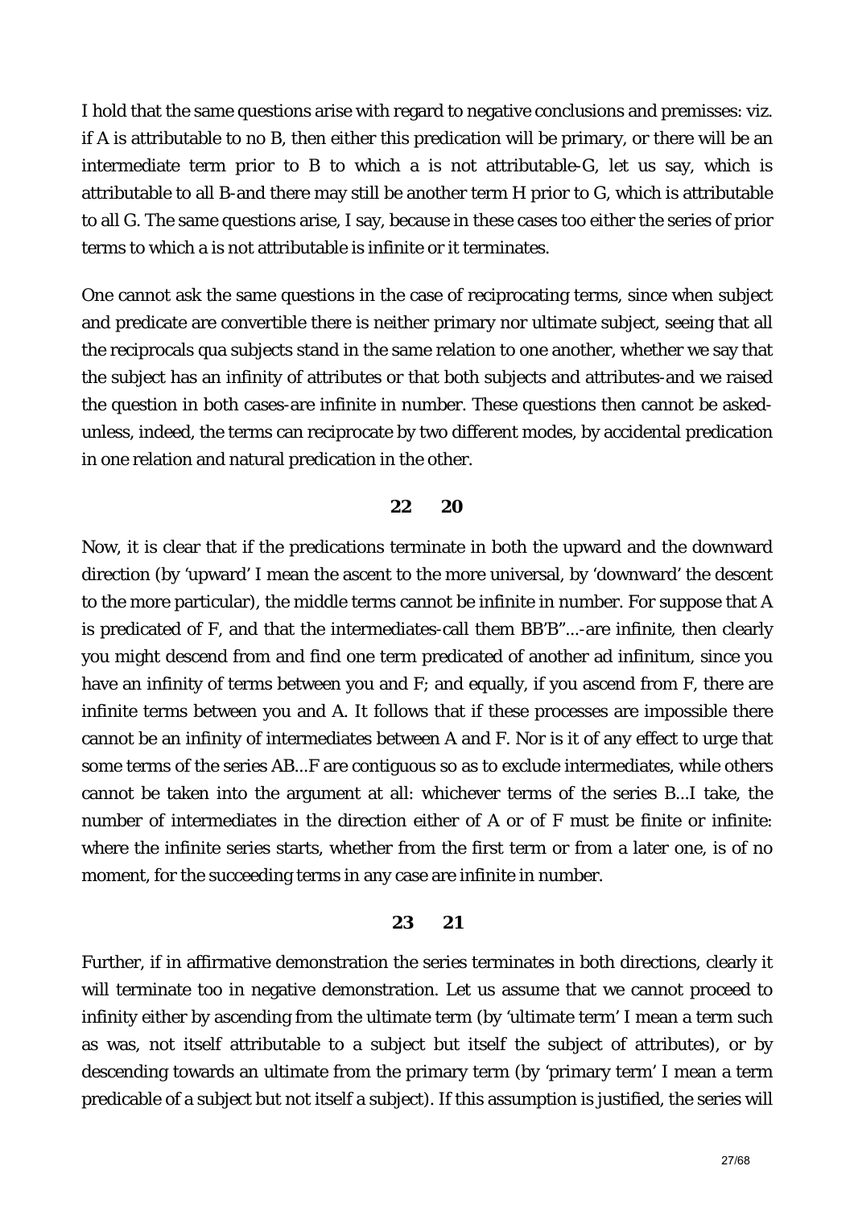I hold that the same questions arise with regard to negative conclusions and premisses: viz. if A is attributable to no B, then either this predication will be primary, or there will be an intermediate term prior to B to which a is not attributable-G, let us say, which is attributable to all B-and there may still be another term H prior to G, which is attributable to all G. The same questions arise, I say, because in these cases too either the series of prior terms to which a is not attributable is infinite or it terminates.

One cannot ask the same questions in the case of reciprocating terms, since when subject and predicate are convertible there is neither primary nor ultimate subject, seeing that all the reciprocals qua subjects stand in the same relation to one another, whether we say that the subject has an infinity of attributes or that both subjects and attributes-and we raised the question in both cases-are infinite in number. These questions then cannot be asked-unless, indeed, the terms can reciprocate by two different modes, by accidental predication in one relation and natural predication in the other.

**22 20**

Now, it is clear that if the predications terminate in both the upward and the downward direction (by 'upward' I mean the ascent to the more universal, by 'downward' the descent to the more particular), the middle terms cannot be infinite in number. For suppose that A is predicated of F, and that the intermediates-call them BB'B"...-are infinite, then clearly you might descend from and find one term predicated of another ad infinitum, since you have an infinity of terms between you and F; and equally, if you ascend from F, there are infinite terms between you and A. It follows that if these processes are impossible there cannot be an infinity of intermediates between A and F. Nor is it of any effect to urge that some terms of the series AB...F are contiguous so as to exclude intermediates, while others cannot be taken into the argument at all: whichever terms of the series B...I take, the number of intermediates in the direction either of A or of F must be finite or infinite: where the infinite series starts, whether from the first term or from a later one, is of no moment, for the succeeding terms in any case are infinite in number.

**23 21**

Further, if in affirmative demonstration the series terminates in both directions, clearly it will terminate too in negative demonstration. Let us assume that we cannot proceed to infinity either by ascending from the ultimate term (by 'ultimate term' I mean a term such as was, not itself attributable to a subject but itself the subject of attributes), or by descending towards an ultimate from the primary term (by 'primary term' I mean a term predicable of a subject but not itself a subject). If this assumption is justified, the series will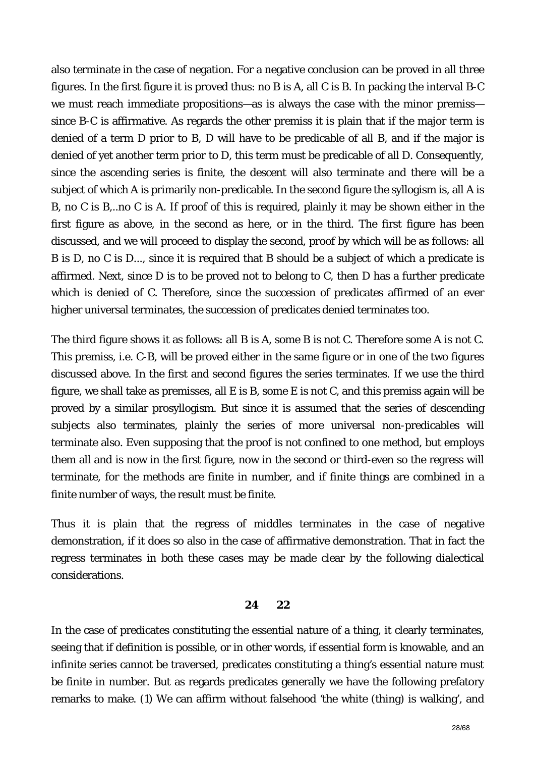also terminate in the case of negation. For a negative conclusion can be proved in all three figures. In the first figure it is proved thus: no B is A, all C is B. In packing the interval B-C we must reach immediate propositions—as is always the case with the minor premiss—since B-C is affirmative. As regards the other premiss it is plain that if the major term is denied of a term D prior to B, D will have to be predicable of all B, and if the major is denied of yet another term prior to D, this term must be predicable of all D. Consequently, since the ascending series is finite, the descent will also terminate and there will be a subject of which A is primarily non-predicable. In the second figure the syllogism is, all A is B, no C is B,..no C is A. If proof of this is required, plainly it may be shown either in the first figure as above, in the second as here, or in the third. The first figure has been discussed, and we will proceed to display the second, proof by which will be as follows: all B is D, no C is D..., since it is required that B should be a subject of which a predicate is affirmed. Next, since D is to be proved not to belong to C, then D has a further predicate which is denied of C. Therefore, since the succession of predicates affirmed of an ever higher universal terminates, the succession of predicates denied terminates too.

The third figure shows it as follows: all B is A, some B is not C. Therefore some A is not C. This premiss, i.e. C-B, will be proved either in the same figure or in one of the two figures discussed above. In the first and second figures the series terminates. If we use the third figure, we shall take as premisses, all E is B, some E is not C, and this premiss again will be proved by a similar prosyllogism. But since it is assumed that the series of descending subjects also terminates, plainly the series of more universal non-predicables will terminate also. Even supposing that the proof is not confined to one method, but employs them all and is now in the first figure, now in the second or third-even so the regress will terminate, for the methods are finite in number, and if finite things are combined in a finite number of ways, the result must be finite.

Thus it is plain that the regress of middles terminates in the case of negative demonstration, if it does so also in the case of affirmative demonstration. That in fact the regress terminates in both these cases may be made clear by the following dialectical considerations.

**24 22**

In the case of predicates constituting the essential nature of a thing, it clearly terminates, seeing that if definition is possible, or in other words, if essential form is knowable, and an infinite series cannot be traversed, predicates constituting a thing's essential nature must be finite in number. But as regards predicates generally we have the following prefatory remarks to make. (1) We can affirm without falsehood 'the white (thing) is walking', and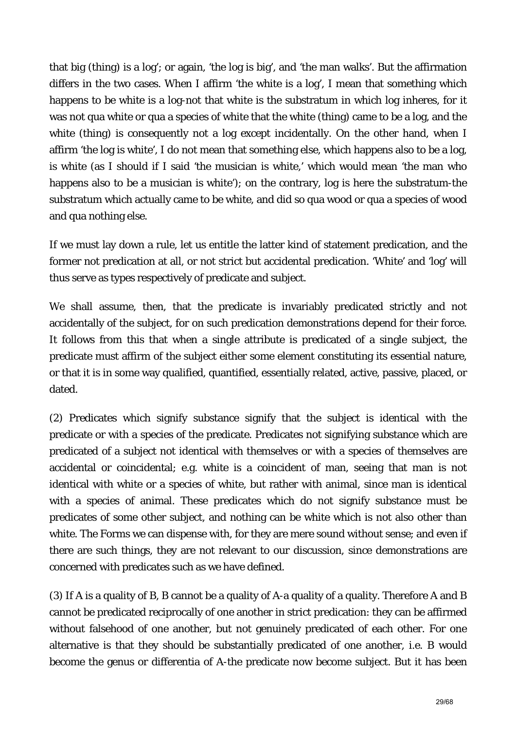that big (thing) is a log'; or again, 'the log is big', and 'the man walks'. But the affirmation differs in the two cases. When I affirm 'the white is a log', I mean that something which happens to be white is a log-not that white is the substratum in which log inheres, for it was not qua white or qua a species of white that the white (thing) came to be a log, and the white (thing) is consequently not a log except incidentally. On the other hand, when I affirm 'the log is white', I do not mean that something else, which happens also to be a log, is white (as I should if I said 'the musician is white,' which would mean 'the man who happens also to be a musician is white'); on the contrary, log is here the substratum-the substratum which actually came to be white, and did so qua wood or qua a species of wood and qua nothing else.

If we must lay down a rule, let us entitle the latter kind of statement predication, and the former not predication at all, or not strict but accidental predication. 'White' and 'log' will thus serve as types respectively of predicate and subject.

We shall assume, then, that the predicate is invariably predicated strictly and not accidentally of the subject, for on such predication demonstrations depend for their force. It follows from this that when a single attribute is predicated of a single subject, the predicate must affirm of the subject either some element constituting its essential nature, or that it is in some way qualified, quantified, essentially related, active, passive, placed, or dated.

(2) Predicates which signify substance signify that the subject is identical with the predicate or with a species of the predicate. Predicates not signifying substance which are predicated of a subject not identical with themselves or with a species of themselves are accidental or coincidental; e.g. white is a coincident of man, seeing that man is not identical with white or a species of white, but rather with animal, since man is identical with a species of animal. These predicates which do not signify substance must be predicates of some other subject, and nothing can be white which is not also other than white. The Forms we can dispense with, for they are mere sound without sense; and even if there are such things, they are not relevant to our discussion, since demonstrations are concerned with predicates such as we have defined.

(3) If A is a quality of B, B cannot be a quality of A-a quality of a quality. Therefore A and B cannot be predicated reciprocally of one another in strict predication: they can be affirmed without falsehood of one another, but not genuinely predicated of each other. For one alternative is that they should be substantially predicated of one another, i.e. B would become the genus or differentia of A-the predicate now become subject. But it has been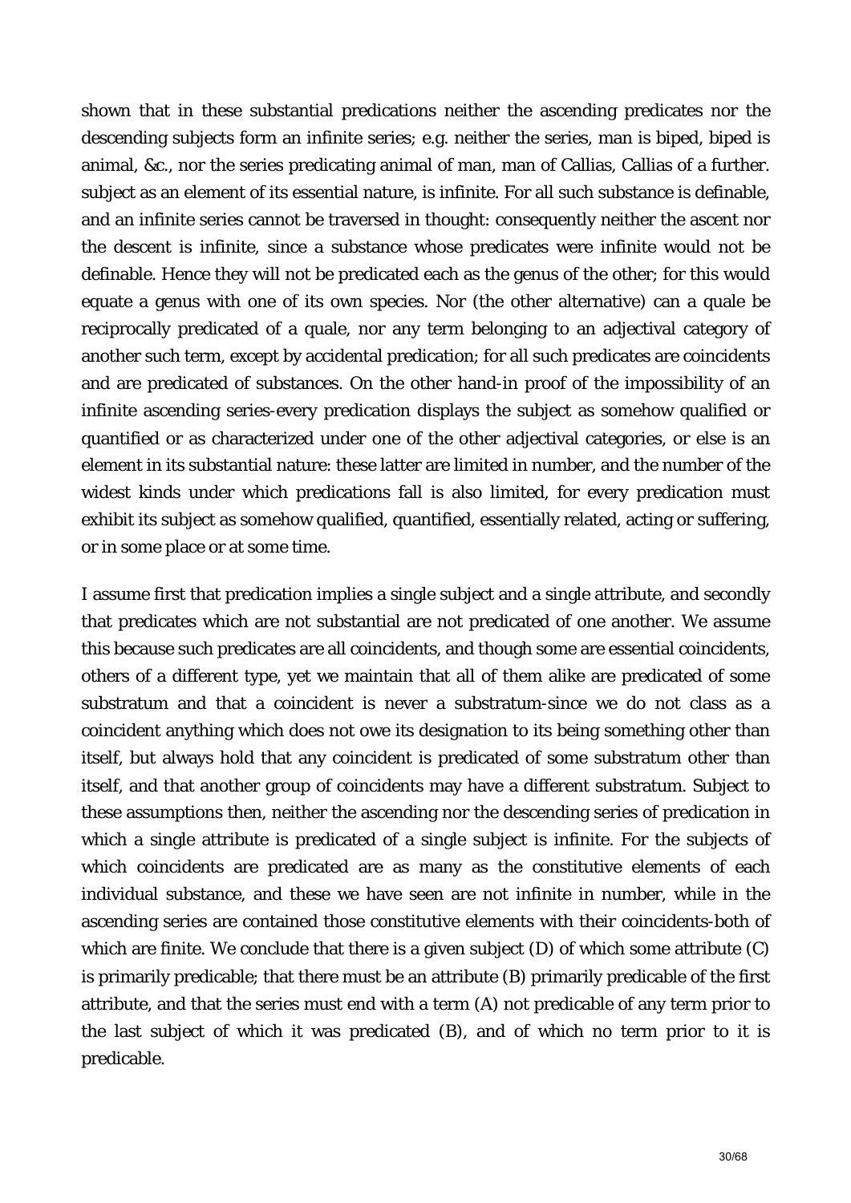shown that in these substantial predications neither the ascending predicates nor the descending subjects form an infinite series; e.g. neither the series, man is biped, biped is animal, &c., nor the series predicating animal of man, man of Callias, Callias of a further. subject as an element of its essential nature, is infinite. For all such substance is definable, and an infinite series cannot be traversed in thought: consequently neither the ascent nor the descent is infinite, since a substance whose predicates were infinite would not be definable. Hence they will not be predicated each as the genus of the other; for this would equate a genus with one of its own species. Nor (the other alternative) can a quale be reciprocally predicated of a quale, nor any term belonging to an adjectival category of another such term, except by accidental predication; for all such predicates are coincidents and are predicated of substances. On the other hand-in proof of the impossibility of an infinite ascending series-every predication displays the subject as somehow qualified or quantified or as characterized under one of the other adjectival categories, or else is an element in its substantial nature: these latter are limited in number, and the number of the widest kinds under which predications fall is also limited, for every predication must exhibit its subject as somehow qualified, quantified, essentially related, acting or suffering, or in some place or at some time.

I assume first that predication implies a single subject and a single attribute, and secondly that predicates which are not substantial are not predicated of one another. We assume this because such predicates are all coincidents, and though some are essential coincidents, others of a different type, yet we maintain that all of them alike are predicated of some substratum and that a coincident is never a substratum-since we do not class as a coincident anything which does not owe its designation to its being something other than itself, but always hold that any coincident is predicated of some substratum other than itself, and that another group of coincidents may have a different substratum. Subject to these assumptions then, neither the ascending nor the descending series of predication in which a single attribute is predicated of a single subject is infinite. For the subjects of which coincidents are predicated are as many as the constitutive elements of each individual substance, and these we have seen are not infinite in number, while in the ascending series are contained those constitutive elements with their coincidents-both of which are finite. We conclude that there is a given subject (D) of which some attribute (C) is primarily predicable; that there must be an attribute (B) primarily predicable of the first attribute, and that the series must end with a term (A) not predicable of any term prior to the last subject of which it was predicated (B), and of which no term prior to it is predicable.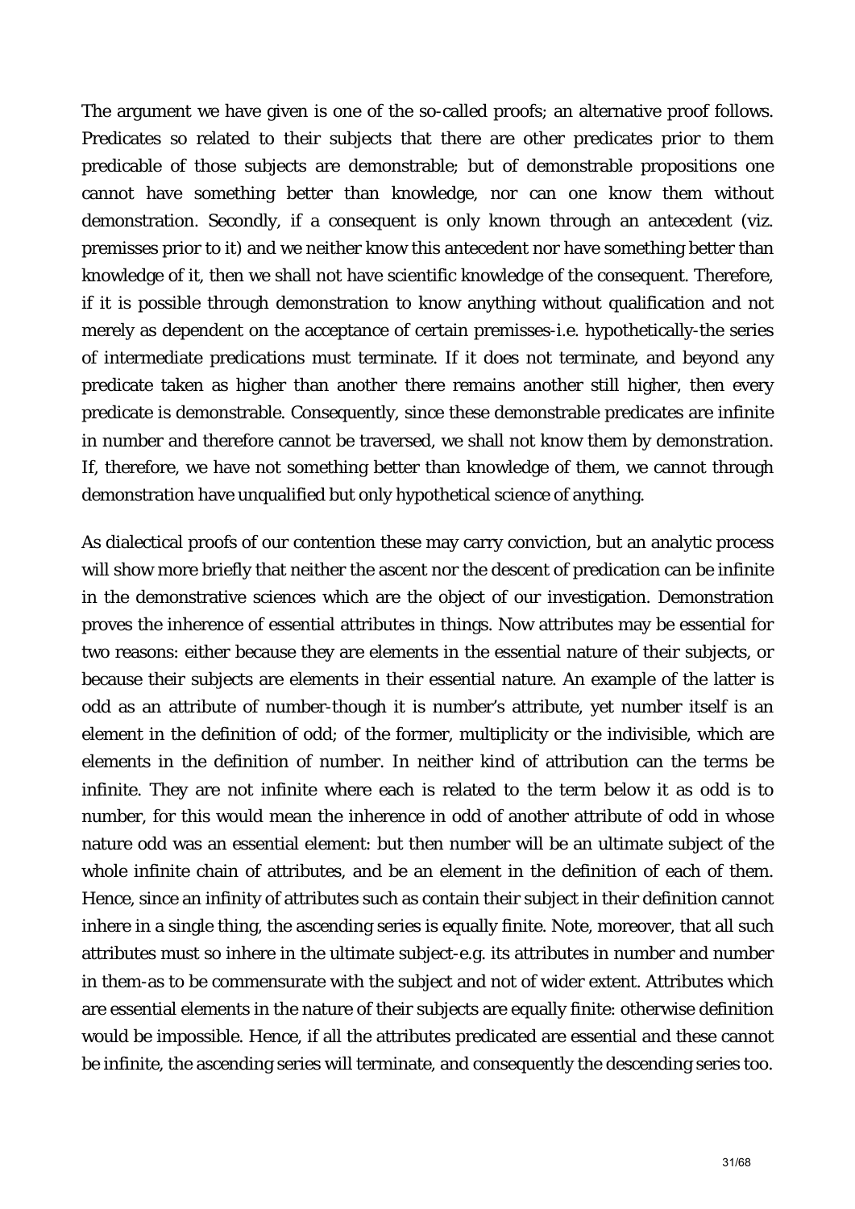The argument we have given is one of the so-called proofs; an alternative proof follows. Predicates so related to their subjects that there are other predicates prior to them predicable of those subjects are demonstrable; but of demonstrable propositions one cannot have something better than knowledge, nor can one know them without demonstration. Secondly, if a consequent is only known through an antecedent (viz. premisses prior to it) and we neither know this antecedent nor have something better than knowledge of it, then we shall not have scientific knowledge of the consequent. Therefore, if it is possible through demonstration to know anything without qualification and not merely as dependent on the acceptance of certain premisses-i.e. hypothetically-the series of intermediate predications must terminate. If it does not terminate, and beyond any predicate taken as higher than another there remains another still higher, then every predicate is demonstrable. Consequently, since these demonstrable predicates are infinite in number and therefore cannot be traversed, we shall not know them by demonstration. If, therefore, we have not something better than knowledge of them, we cannot through demonstration have unqualified but only hypothetical science of anything.

As dialectical proofs of our contention these may carry conviction, but an analytic process will show more briefly that neither the ascent nor the descent of predication can be infinite in the demonstrative sciences which are the object of our investigation. Demonstration proves the inherence of essential attributes in things. Now attributes may be essential for two reasons: either because they are elements in the essential nature of their subjects, or because their subjects are elements in their essential nature. An example of the latter is odd as an attribute of number-though it is number's attribute, yet number itself is an element in the definition of odd; of the former, multiplicity or the indivisible, which are elements in the definition of number. In neither kind of attribution can the terms be infinite. They are not infinite where each is related to the term below it as odd is to number, for this would mean the inherence in odd of another attribute of odd in whose nature odd was an essential element: but then number will be an ultimate subject of the whole infinite chain of attributes, and be an element in the definition of each of them. Hence, since an infinity of attributes such as contain their subject in their definition cannot inhere in a single thing, the ascending series is equally finite. Note, moreover, that all such attributes must so inhere in the ultimate subject-e.g. its attributes in number and number in them-as to be commensurate with the subject and not of wider extent. Attributes which are essential elements in the nature of their subjects are equally finite: otherwise definition would be impossible. Hence, if all the attributes predicated are essential and these cannot be infinite, the ascending series will terminate, and consequently the descending series too.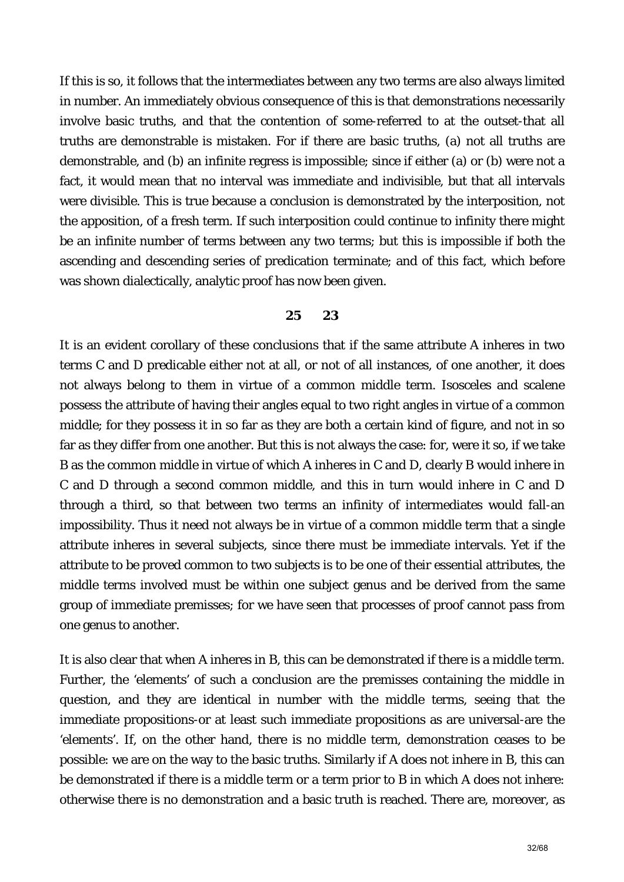If this is so, it follows that the intermediates between any two terms are also always limited in number. An immediately obvious consequence of this is that demonstrations necessarily involve basic truths, and that the contention of some-referred to at the outset-that all truths are demonstrable is mistaken. For if there are basic truths, (a) not all truths are demonstrable, and (b) an infinite regress is impossible; since if either (a) or (b) were not a fact, it would mean that no interval was immediate and indivisible, but that all intervals were divisible. This is true because a conclusion is demonstrated by the interposition, not the apposition, of a fresh term. If such interposition could continue to infinity there might be an infinite number of terms between any two terms; but this is impossible if both the ascending and descending series of predication terminate; and of this fact, which before was shown dialectically, analytic proof has now been given.

### 25 23

It is an evident corollary of these conclusions that if the same attribute A inheres in two terms C and D predicable either not at all, or not of all instances, of one another, it does not always belong to them in virtue of a common middle term. Isosceles and scalene possess the attribute of having their angles equal to two right angles in virtue of a common middle; for they possess it in so far as they are both a certain kind of figure, and not in so far as they differ from one another. But this is not always the case: for, were it so, if we take B as the common middle in virtue of which A inheres in C and D, clearly B would inhere in C and D through a second common middle, and this in turn would inhere in C and D through a third, so that between two terms an infinity of intermediates would fall-an impossibility. Thus it need not always be in virtue of a common middle term that a single attribute inheres in several subjects, since there must be immediate intervals. Yet if the attribute to be proved common to two subjects is to be one of their essential attributes, the middle terms involved must be within one subject genus and be derived from the same group of immediate premisses; for we have seen that processes of proof cannot pass from one genus to another.

It is also clear that when A inheres in B, this can be demonstrated if there is a middle term. Further, the 'elements' of such a conclusion are the premisses containing the middle in question, and they are identical in number with the middle terms, seeing that the immediate propositions-or at least such immediate propositions as are universal-are the 'elements'. If, on the other hand, there is no middle term, demonstration ceases to be possible: we are on the way to the basic truths. Similarly if A does not inhere in B, this can be demonstrated if there is a middle term or a term prior to B in which A does not inhere: otherwise there is no demonstration and a basic truth is reached. There are, moreover, as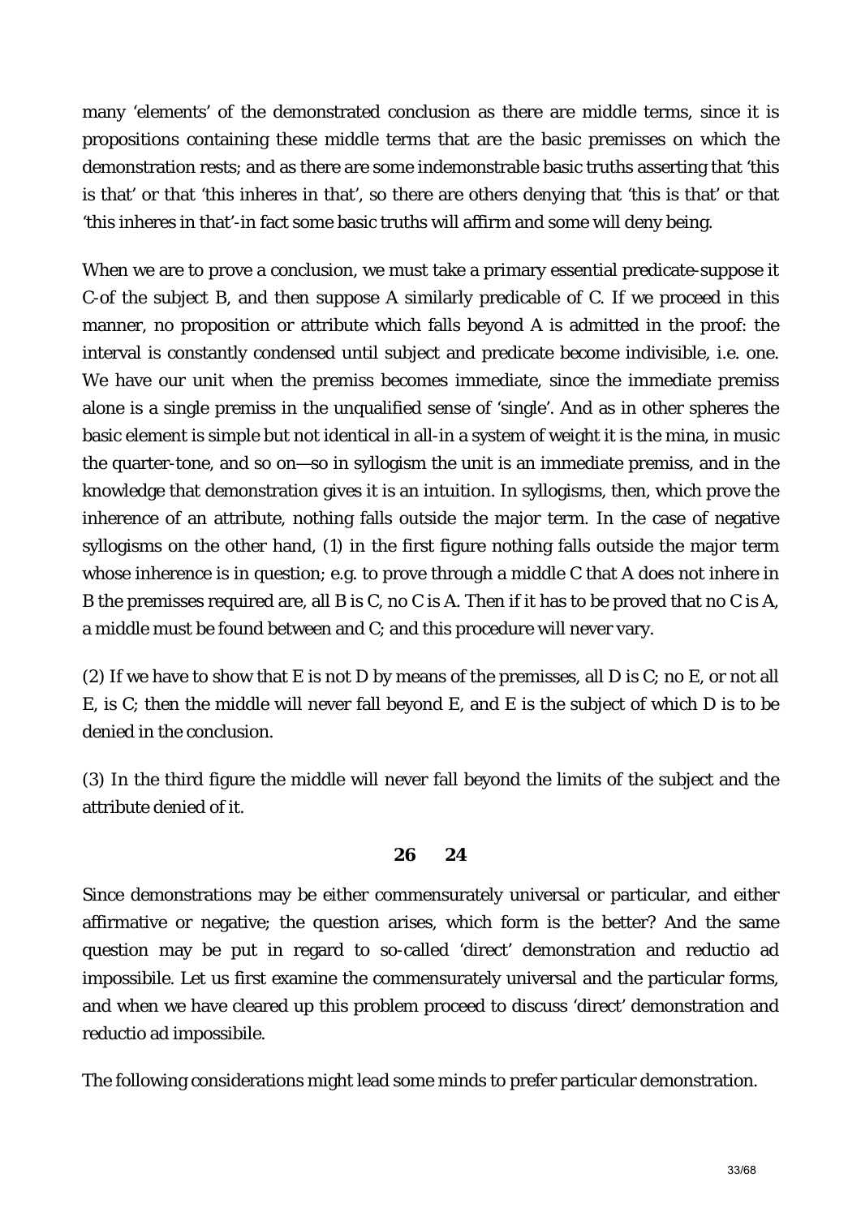many 'elements' of the demonstrated conclusion as there are middle terms, since it is propositions containing these middle terms that are the basic premisses on which the demonstration rests; and as there are some indemonstrable basic truths asserting that 'this is that' or that 'this inheres in that', so there are others denying that 'this is that' or that 'this inheres in that'-in fact some basic truths will affirm and some will deny being.

When we are to prove a conclusion, we must take a primary essential predicate-suppose it C-of the subject B, and then suppose A similarly predicable of C. If we proceed in this manner, no proposition or attribute which falls beyond A is admitted in the proof: the interval is constantly condensed until subject and predicate become indivisible, i.e. one. We have our unit when the premiss becomes immediate, since the immediate premiss alone is a single premiss in the unqualified sense of 'single'. And as in other spheres the basic element is simple but not identical in all-in a system of weight it is the mina, in music the quarter-tone, and so on—so in syllogism the unit is an immediate premiss, and in the knowledge that demonstration gives it is an intuition. In syllogisms, then, which prove the inherence of an attribute, nothing falls outside the major term. In the case of negative syllogisms on the other hand, (1) in the first figure nothing falls outside the major term whose inherence is in question; e.g. to prove through a middle C that A does not inhere in B the premisses required are, all B is C, no C is A. Then if it has to be proved that no C is A, a middle must be found between and C; and this procedure will never vary.

(2) If we have to show that E is not D by means of the premisses, all D is C; no E, or not all E, is C; then the middle will never fall beyond E, and E is the subject of which D is to be denied in the conclusion.

(3) In the third figure the middle will never fall beyond the limits of the subject and the attribute denied of it.

## 26 24

Since demonstrations may be either commensurately universal or particular, and either affirmative or negative; the question arises, which form is the better? And the same question may be put in regard to so-called 'direct' demonstration and reductio ad impossibile. Let us first examine the commensurately universal and the particular forms, and when we have cleared up this problem proceed to discuss 'direct' demonstration and reductio ad impossibile.

The following considerations might lead some minds to prefer particular demonstration.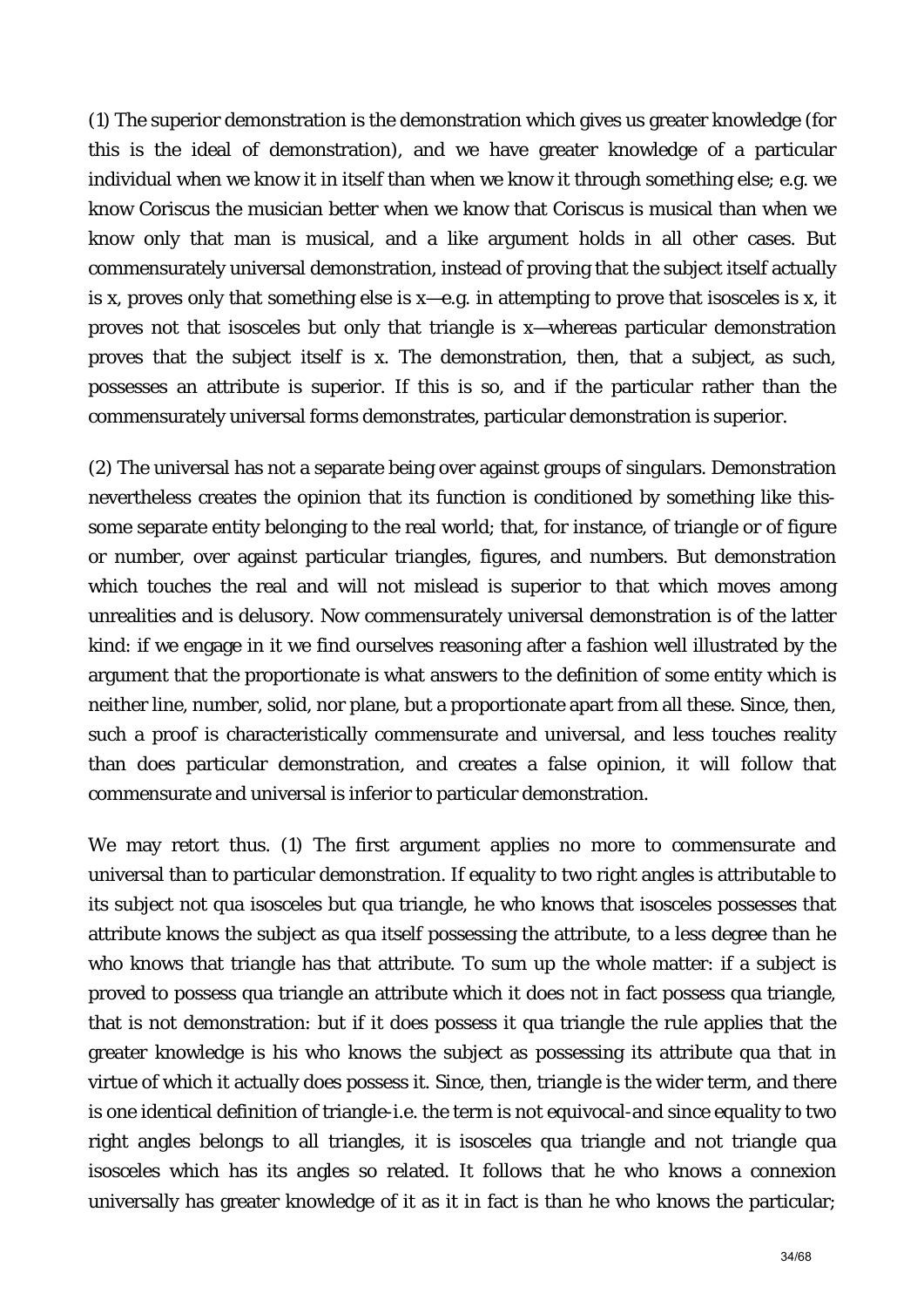(1) The superior demonstration is the demonstration which gives us greater knowledge (for this is the ideal of demonstration), and we have greater knowledge of a particular individual when we know it in itself than when we know it through something else; e.g. we know Coriscus the musician better when we know that Coriscus is musical than when we know only that man is musical, and a like argument holds in all other cases. But commensurately universal demonstration, instead of proving that the subject itself actually is x, proves only that something else is x—e.g. in attempting to prove that isosceles is x, it proves not that isosceles but only that triangle is x—whereas particular demonstration proves that the subject itself is x. The demonstration, then, that a subject, as such, possesses an attribute is superior. If this is so, and if the particular rather than the commensurately universal forms demonstrates, particular demonstration is superior.

(2) The universal has not a separate being over against groups of singulars. Demonstration nevertheless creates the opinion that its function is conditioned by something like this-some separate entity belonging to the real world; that, for instance, of triangle or of figure or number, over against particular triangles, figures, and numbers. But demonstration which touches the real and will not mislead is superior to that which moves among unrealities and is delusory. Now commensurately universal demonstration is of the latter kind: if we engage in it we find ourselves reasoning after a fashion well illustrated by the argument that the proportionate is what answers to the definition of some entity which is neither line, number, solid, nor plane, but a proportionate apart from all these. Since, then, such a proof is characteristically commensurate and universal, and less touches reality than does particular demonstration, and creates a false opinion, it will follow that commensurate and universal is inferior to particular demonstration.

We may retort thus. (1) The first argument applies no more to commensurate and universal than to particular demonstration. If equality to two right angles is attributable to its subject not qua isosceles but qua triangle, he who knows that isosceles possesses that attribute knows the subject as qua itself possessing the attribute, to a less degree than he who knows that triangle has that attribute. To sum up the whole matter: if a subject is proved to possess qua triangle an attribute which it does not in fact possess qua triangle, that is not demonstration: but if it does possess it qua triangle the rule applies that the greater knowledge is his who knows the subject as possessing its attribute qua that in virtue of which it actually does possess it. Since, then, triangle is the wider term, and there is one identical definition of triangle-i.e. the term is not equivocal-and since equality to two right angles belongs to all triangles, it is isosceles qua triangle and not triangle qua isosceles which has its angles so related. It follows that he who knows a connexion universally has greater knowledge of it as it in fact is than he who knows the particular;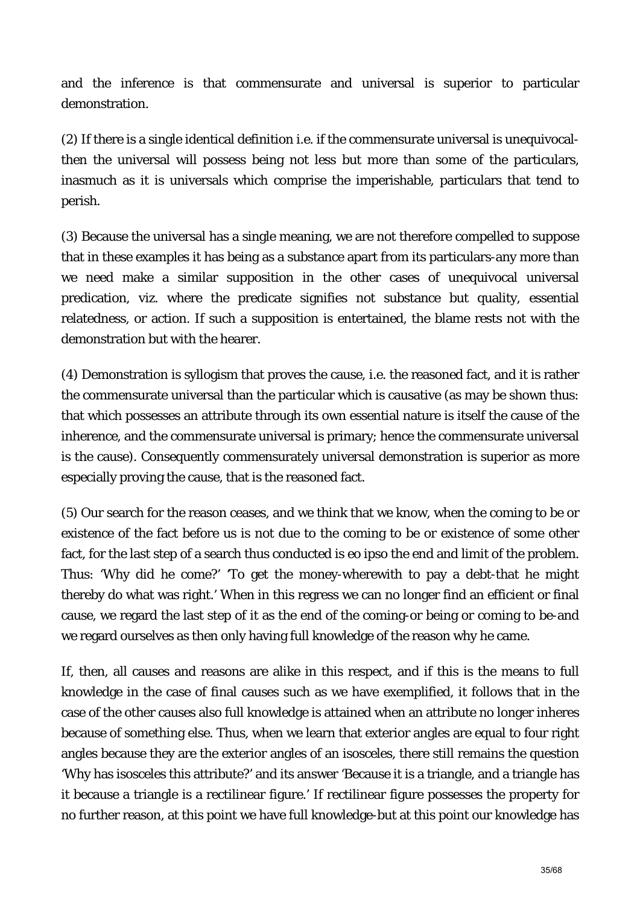and the inference is that commensurate and universal is superior to particular demonstration.

(2) If there is a single identical definition i.e. if the commensurate universal is unequivocal-then the universal will possess being not less but more than some of the particulars, inasmuch as it is universals which comprise the imperishable, particulars that tend to perish.

(3) Because the universal has a single meaning, we are not therefore compelled to suppose that in these examples it has being as a substance apart from its particulars-any more than we need make a similar supposition in the other cases of unequivocal universal predication, viz. where the predicate signifies not substance but quality, essential relatedness, or action. If such a supposition is entertained, the blame rests not with the demonstration but with the hearer.

(4) Demonstration is syllogism that proves the cause, i.e. the reasoned fact, and it is rather the commensurate universal than the particular which is causative (as may be shown thus: that which possesses an attribute through its own essential nature is itself the cause of the inherence, and the commensurate universal is primary; hence the commensurate universal is the cause). Consequently commensurately universal demonstration is superior as more especially proving the cause, that is the reasoned fact.

(5) Our search for the reason ceases, and we think that we know, when the coming to be or existence of the fact before us is not due to the coming to be or existence of some other fact, for the last step of a search thus conducted is eo ipso the end and limit of the problem. Thus: 'Why did he come?' 'To get the money-wherewith to pay a debt-that he might thereby do what was right.' When in this regress we can no longer find an efficient or final cause, we regard the last step of it as the end of the coming-or being or coming to be-and we regard ourselves as then only having full knowledge of the reason why he came.

If, then, all causes and reasons are alike in this respect, and if this is the means to full knowledge in the case of final causes such as we have exemplified, it follows that in the case of the other causes also full knowledge is attained when an attribute no longer inheres because of something else. Thus, when we learn that exterior angles are equal to four right angles because they are the exterior angles of an isosceles, there still remains the question 'Why has isosceles this attribute?' and its answer 'Because it is a triangle, and a triangle has it because a triangle is a rectilinear figure.' If rectilinear figure possesses the property for no further reason, at this point we have full knowledge-but at this point our knowledge has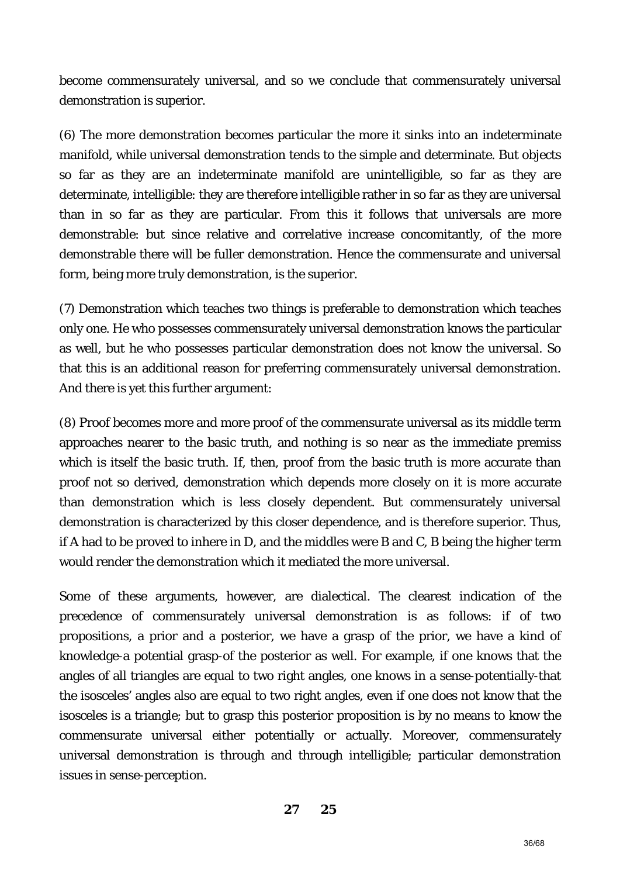become commensurately universal, and so we conclude that commensurately universal demonstration is superior.

(6) The more demonstration becomes particular the more it sinks into an indeterminate manifold, while universal demonstration tends to the simple and determinate. But objects so far as they are an indeterminate manifold are unintelligible, so far as they are determinate, intelligible: they are therefore intelligible rather in so far as they are universal than in so far as they are particular. From this it follows that universals are more demonstrable: but since relative and correlative increase concomitantly, of the more demonstrable there will be fuller demonstration. Hence the commensurate and universal form, being more truly demonstration, is the superior.

(7) Demonstration which teaches two things is preferable to demonstration which teaches only one. He who possesses commensurately universal demonstration knows the particular as well, but he who possesses particular demonstration does not know the universal. So that this is an additional reason for preferring commensurately universal demonstration. And there is yet this further argument:

(8) Proof becomes more and more proof of the commensurate universal as its middle term approaches nearer to the basic truth, and nothing is so near as the immediate premiss which is itself the basic truth. If, then, proof from the basic truth is more accurate than proof not so derived, demonstration which depends more closely on it is more accurate than demonstration which is less closely dependent. But commensurately universal demonstration is characterized by this closer dependence, and is therefore superior. Thus, if A had to be proved to inhere in D, and the middles were B and C, B being the higher term would render the demonstration which it mediated the more universal.

Some of these arguments, however, are dialectical. The clearest indication of the precedence of commensurately universal demonstration is as follows: if of two propositions, a prior and a posterior, we have a grasp of the prior, we have a kind of knowledge-a potential grasp-of the posterior as well. For example, if one knows that the angles of all triangles are equal to two right angles, one knows in a sense-potentially-that the isosceles' angles also are equal to two right angles, even if one does not know that the isosceles is a triangle; but to grasp this posterior proposition is by no means to know the commensurate universal either potentially or actually. Moreover, commensurately universal demonstration is through and through intelligible; particular demonstration issues in sense-perception.

**27 25**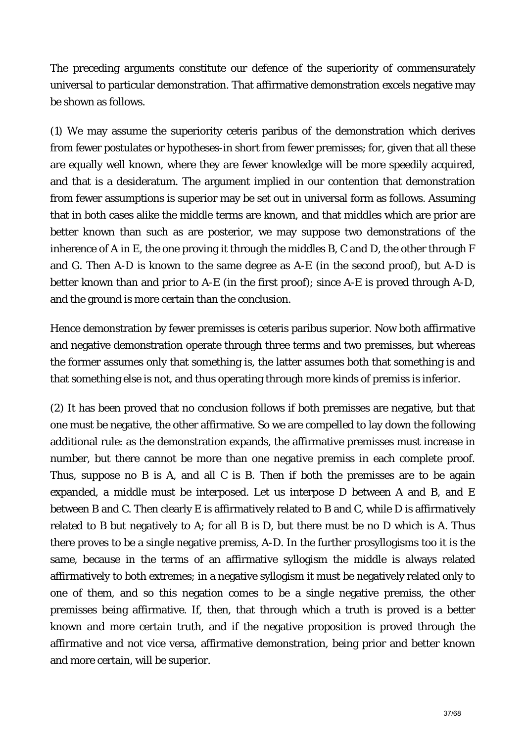The preceding arguments constitute our defence of the superiority of commensurately universal to particular demonstration. That affirmative demonstration excels negative may be shown as follows.

(1) We may assume the superiority ceteris paribus of the demonstration which derives from fewer postulates or hypotheses-in short from fewer premisses; for, given that all these are equally well known, where they are fewer knowledge will be more speedily acquired, and that is a desideratum. The argument implied in our contention that demonstration from fewer assumptions is superior may be set out in universal form as follows. Assuming that in both cases alike the middle terms are known, and that middles which are prior are better known than such as are posterior, we may suppose two demonstrations of the inherence of A in E, the one proving it through the middles B, C and D, the other through F and G. Then A-D is known to the same degree as A-E (in the second proof), but A-D is better known than and prior to A-E (in the first proof); since A-E is proved through A-D, and the ground is more certain than the conclusion.

Hence demonstration by fewer premisses is ceteris paribus superior. Now both affirmative and negative demonstration operate through three terms and two premisses, but whereas the former assumes only that something is, the latter assumes both that something is and that something else is not, and thus operating through more kinds of premiss is inferior.

(2) It has been proved that no conclusion follows if both premisses are negative, but that one must be negative, the other affirmative. So we are compelled to lay down the following additional rule: as the demonstration expands, the affirmative premisses must increase in number, but there cannot be more than one negative premiss in each complete proof. Thus, suppose no B is A, and all C is B. Then if both the premisses are to be again expanded, a middle must be interposed. Let us interpose D between A and B, and E between B and C. Then clearly E is affirmatively related to B and C, while D is affirmatively related to B but negatively to A; for all B is D, but there must be no D which is A. Thus there proves to be a single negative premiss, A-D. In the further prosyllogisms too it is the same, because in the terms of an affirmative syllogism the middle is always related affirmatively to both extremes; in a negative syllogism it must be negatively related only to one of them, and so this negation comes to be a single negative premiss, the other premisses being affirmative. If, then, that through which a truth is proved is a better known and more certain truth, and if the negative proposition is proved through the affirmative and not vice versa, affirmative demonstration, being prior and better known and more certain, will be superior.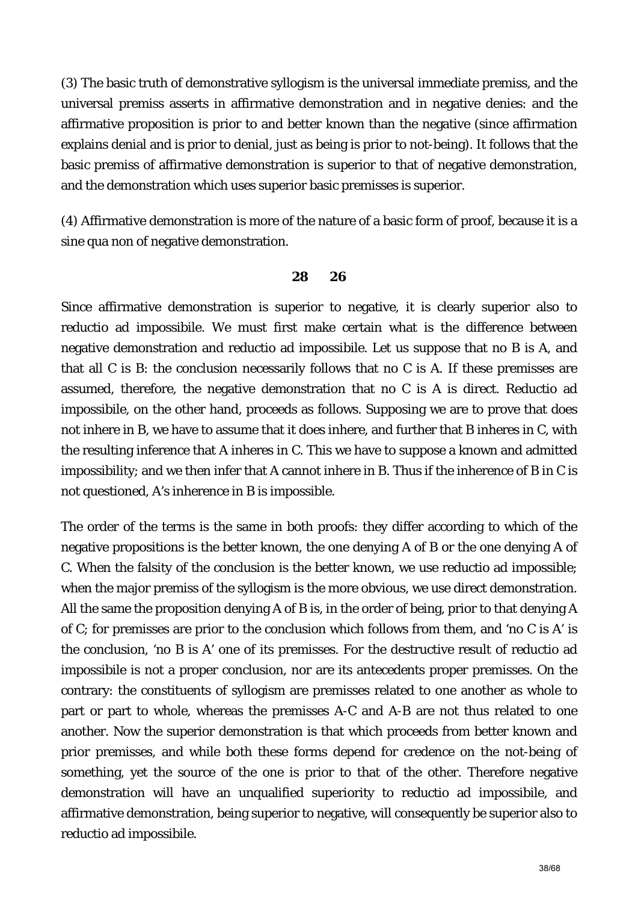(3) The basic truth of demonstrative syllogism is the universal immediate premiss, and the universal premiss asserts in affirmative demonstration and in negative denies: and the affirmative proposition is prior to and better known than the negative (since affirmation explains denial and is prior to denial, just as being is prior to not-being). It follows that the basic premiss of affirmative demonstration is superior to that of negative demonstration, and the demonstration which uses superior basic premisses is superior.

(4) Affirmative demonstration is more of the nature of a basic form of proof, because it is a sine qua non of negative demonstration.

**28 26**

Since affirmative demonstration is superior to negative, it is clearly superior also to reductio ad impossibile. We must first make certain what is the difference between negative demonstration and reductio ad impossibile. Let us suppose that no B is A, and that all C is B: the conclusion necessarily follows that no C is A. If these premisses are assumed, therefore, the negative demonstration that no C is A is direct. Reductio ad impossibile, on the other hand, proceeds as follows. Supposing we are to prove that does not inhere in B, we have to assume that it does inhere, and further that B inheres in C, with the resulting inference that A inheres in C. This we have to suppose a known and admitted impossibility; and we then infer that A cannot inhere in B. Thus if the inherence of B in C is not questioned, A's inherence in B is impossible.

The order of the terms is the same in both proofs: they differ according to which of the negative propositions is the better known, the one denying A of B or the one denying A of C. When the falsity of the conclusion is the better known, we use reductio ad impossible; when the major premiss of the syllogism is the more obvious, we use direct demonstration. All the same the proposition denying A of B is, in the order of being, prior to that denying A of C; for premisses are prior to the conclusion which follows from them, and 'no C is A' is the conclusion, 'no B is A' one of its premisses. For the destructive result of reductio ad impossibile is not a proper conclusion, nor are its antecedents proper premisses. On the contrary: the constituents of syllogism are premisses related to one another as whole to part or part to whole, whereas the premisses A-C and A-B are not thus related to one another. Now the superior demonstration is that which proceeds from better known and prior premisses, and while both these forms depend for credence on the not-being of something, yet the source of the one is prior to that of the other. Therefore negative demonstration will have an unqualified superiority to reductio ad impossibile, and affirmative demonstration, being superior to negative, will consequently be superior also to reductio ad impossibile.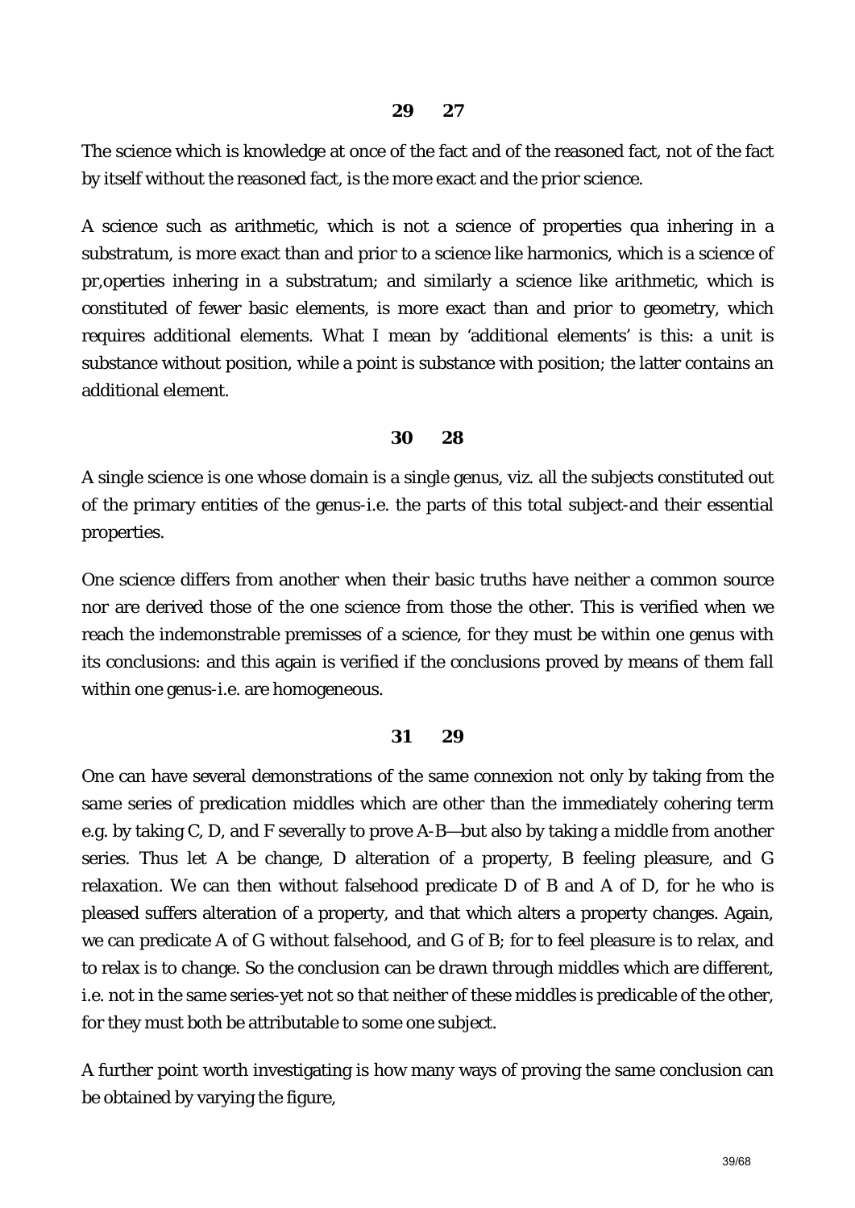**29 27**

The science which is knowledge at once of the fact and of the reasoned fact, not of the fact by itself without the reasoned fact, is the more exact and the prior science.

A science such as arithmetic, which is not a science of properties qua inhering in a substratum, is more exact than and prior to a science like harmonics, which is a science of pr,operties inhering in a substratum; and similarly a science like arithmetic, which is constituted of fewer basic elements, is more exact than and prior to geometry, which requires additional elements. What I mean by 'additional elements' is this: a unit is substance without position, while a point is substance with position; the latter contains an additional element.

**30 28**

A single science is one whose domain is a single genus, viz. all the subjects constituted out of the primary entities of the genus-i.e. the parts of this total subject-and their essential properties.

One science differs from another when their basic truths have neither a common source nor are derived those of the one science from those the other. This is verified when we reach the indemonstrable premisses of a science, for they must be within one genus with its conclusions: and this again is verified if the conclusions proved by means of them fall within one genus-i.e. are homogeneous.

**31 29**

One can have several demonstrations of the same connexion not only by taking from the same series of predication middles which are other than the immediately cohering term e.g. by taking C, D, and F severally to prove A-B—but also by taking a middle from another series. Thus let A be change, D alteration of a property, B feeling pleasure, and G relaxation. We can then without falsehood predicate D of B and A of D, for he who is pleased suffers alteration of a property, and that which alters a property changes. Again, we can predicate A of G without falsehood, and G of B; for to feel pleasure is to relax, and to relax is to change. So the conclusion can be drawn through middles which are different, i.e. not in the same series-yet not so that neither of these middles is predicable of the other, for they must both be attributable to some one subject.

A further point worth investigating is how many ways of proving the same conclusion can be obtained by varying the figure,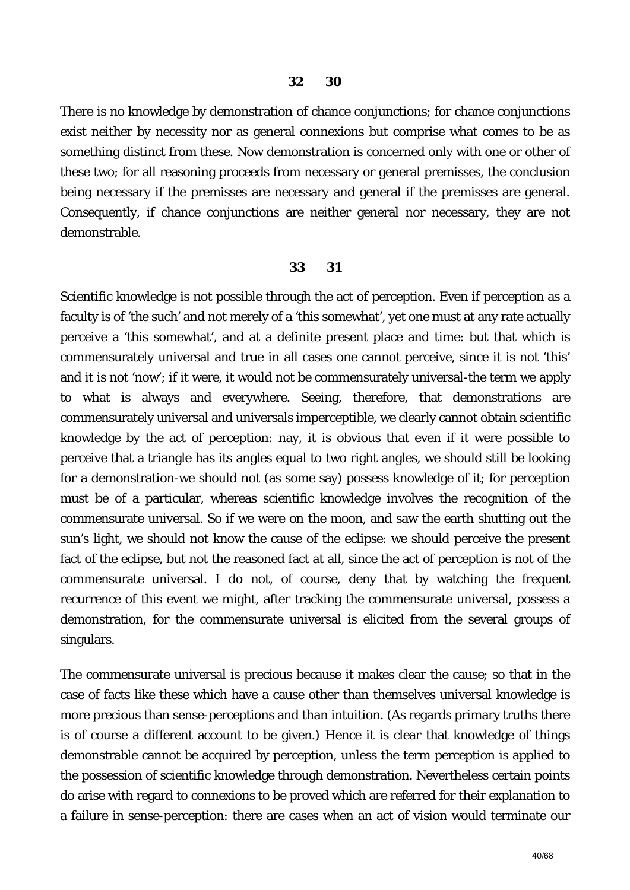**32 30**

There is no knowledge by demonstration of chance conjunctions; for chance conjunctions exist neither by necessity nor as general connexions but comprise what comes to be as something distinct from these. Now demonstration is concerned only with one or other of these two; for all reasoning proceeds from necessary or general premisses, the conclusion being necessary if the premisses are necessary and general if the premisses are general. Consequently, if chance conjunctions are neither general nor necessary, they are not demonstrable.

**33 31**

Scientific knowledge is not possible through the act of perception. Even if perception as a faculty is of 'the such' and not merely of a 'this somewhat', yet one must at any rate actually perceive a 'this somewhat', and at a definite present place and time: but that which is commensurately universal and true in all cases one cannot perceive, since it is not 'this' and it is not 'now'; if it were, it would not be commensurately universal-the term we apply to what is always and everywhere. Seeing, therefore, that demonstrations are commensurately universal and universals imperceptible, we clearly cannot obtain scientific knowledge by the act of perception: nay, it is obvious that even if it were possible to perceive that a triangle has its angles equal to two right angles, we should still be looking for a demonstration-we should not (as some say) possess knowledge of it; for perception must be of a particular, whereas scientific knowledge involves the recognition of the commensurate universal. So if we were on the moon, and saw the earth shutting out the sun's light, we should not know the cause of the eclipse: we should perceive the present fact of the eclipse, but not the reasoned fact at all, since the act of perception is not of the commensurate universal. I do not, of course, deny that by watching the frequent recurrence of this event we might, after tracking the commensurate universal, possess a demonstration, for the commensurate universal is elicited from the several groups of singulars.

The commensurate universal is precious because it makes clear the cause; so that in the case of facts like these which have a cause other than themselves universal knowledge is more precious than sense-perceptions and than intuition. (As regards primary truths there is of course a different account to be given.) Hence it is clear that knowledge of things demonstrable cannot be acquired by perception, unless the term perception is applied to the possession of scientific knowledge through demonstration. Nevertheless certain points do arise with regard to connexions to be proved which are referred for their explanation to a failure in sense-perception: there are cases when an act of vision would terminate our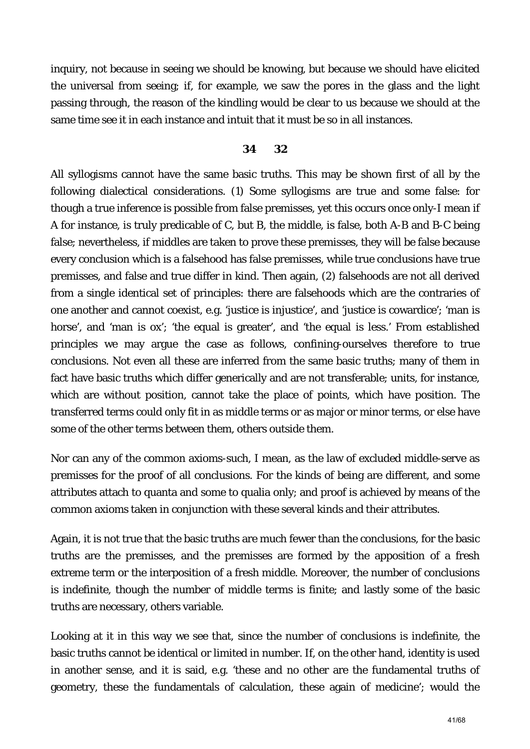inquiry, not because in seeing we should be knowing, but because we should have elicited the universal from seeing; if, for example, we saw the pores in the glass and the light passing through, the reason of the kindling would be clear to us because we should at the same time see it in each instance and intuit that it must be so in all instances.

## 34 32

All syllogisms cannot have the same basic truths. This may be shown first of all by the following dialectical considerations. (1) Some syllogisms are true and some false: for though a true inference is possible from false premisses, yet this occurs once only-I mean if A for instance, is truly predicable of C, but B, the middle, is false, both A-B and B-C being false; nevertheless, if middles are taken to prove these premisses, they will be false because every conclusion which is a falsehood has false premisses, while true conclusions have true premisses, and false and true differ in kind. Then again, (2) falsehoods are not all derived from a single identical set of principles: there are falsehoods which are the contraries of one another and cannot coexist, e.g. 'justice is injustice', and 'justice is cowardice'; 'man is horse', and 'man is ox'; 'the equal is greater', and 'the equal is less.' From established principles we may argue the case as follows, confining-ourselves therefore to true conclusions. Not even all these are inferred from the same basic truths; many of them in fact have basic truths which differ generically and are not transferable; units, for instance, which are without position, cannot take the place of points, which have position. The transferred terms could only fit in as middle terms or as major or minor terms, or else have some of the other terms between them, others outside them.

Nor can any of the common axioms-such, I mean, as the law of excluded middle-serve as premisses for the proof of all conclusions. For the kinds of being are different, and some attributes attach to quanta and some to qualia only; and proof is achieved by means of the common axioms taken in conjunction with these several kinds and their attributes.

Again, it is not true that the basic truths are much fewer than the conclusions, for the basic truths are the premisses, and the premisses are formed by the apposition of a fresh extreme term or the interposition of a fresh middle. Moreover, the number of conclusions is indefinite, though the number of middle terms is finite; and lastly some of the basic truths are necessary, others variable.

Looking at it in this way we see that, since the number of conclusions is indefinite, the basic truths cannot be identical or limited in number. If, on the other hand, identity is used in another sense, and it is said, e.g. 'these and no other are the fundamental truths of geometry, these the fundamentals of calculation, these again of medicine'; would the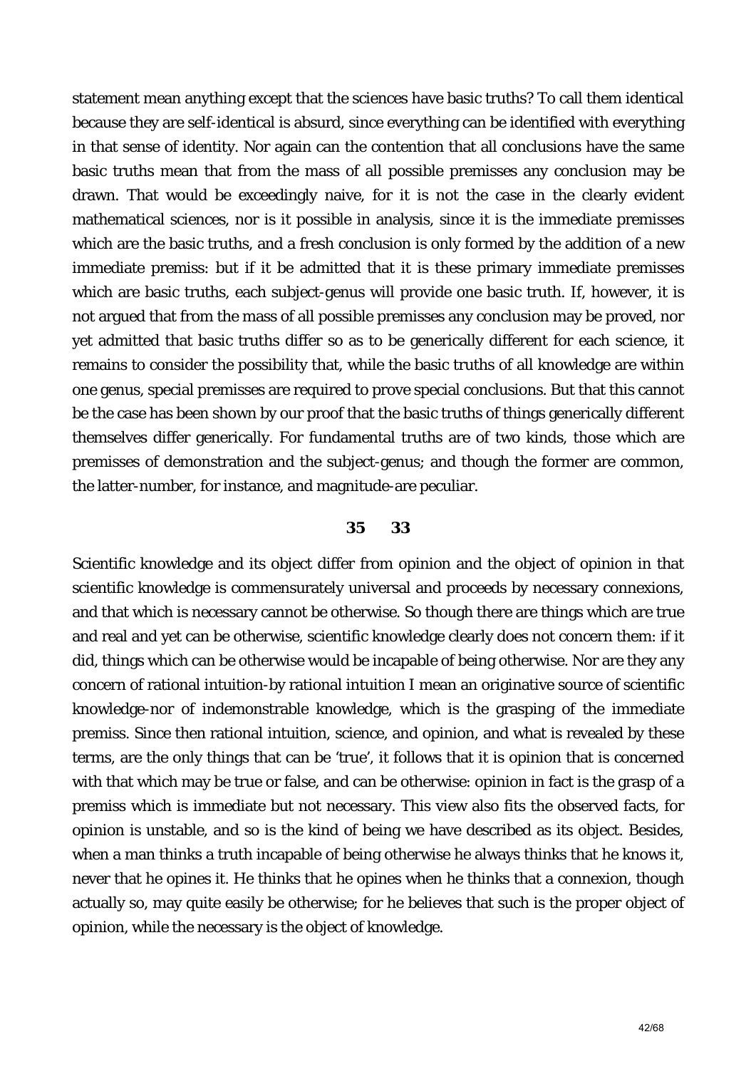statement mean anything except that the sciences have basic truths? To call them identical because they are self-identical is absurd, since everything can be identified with everything in that sense of identity. Nor again can the contention that all conclusions have the same basic truths mean that from the mass of all possible premisses any conclusion may be drawn. That would be exceedingly naive, for it is not the case in the clearly evident mathematical sciences, nor is it possible in analysis, since it is the immediate premisses which are the basic truths, and a fresh conclusion is only formed by the addition of a new immediate premiss: but if it be admitted that it is these primary immediate premisses which are basic truths, each subject-genus will provide one basic truth. If, however, it is not argued that from the mass of all possible premisses any conclusion may be proved, nor yet admitted that basic truths differ so as to be generically different for each science, it remains to consider the possibility that, while the basic truths of all knowledge are within one genus, special premisses are required to prove special conclusions. But that this cannot be the case has been shown by our proof that the basic truths of things generically different themselves differ generically. For fundamental truths are of two kinds, those which are premisses of demonstration and the subject-genus; and though the former are common, the latter-number, for instance, and magnitude-are peculiar.

## 35 33

Scientific knowledge and its object differ from opinion and the object of opinion in that scientific knowledge is commensurately universal and proceeds by necessary connexions, and that which is necessary cannot be otherwise. So though there are things which are true and real and yet can be otherwise, scientific knowledge clearly does not concern them: if it did, things which can be otherwise would be incapable of being otherwise. Nor are they any concern of rational intuition-by rational intuition I mean an originative source of scientific knowledge-nor of indemonstrable knowledge, which is the grasping of the immediate premiss. Since then rational intuition, science, and opinion, and what is revealed by these terms, are the only things that can be 'true', it follows that it is opinion that is concerned with that which may be true or false, and can be otherwise: opinion in fact is the grasp of a premiss which is immediate but not necessary. This view also fits the observed facts, for opinion is unstable, and so is the kind of being we have described as its object. Besides, when a man thinks a truth incapable of being otherwise he always thinks that he knows it, never that he opines it. He thinks that he opines when he thinks that a connexion, though actually so, may quite easily be otherwise; for he believes that such is the proper object of opinion, while the necessary is the object of knowledge.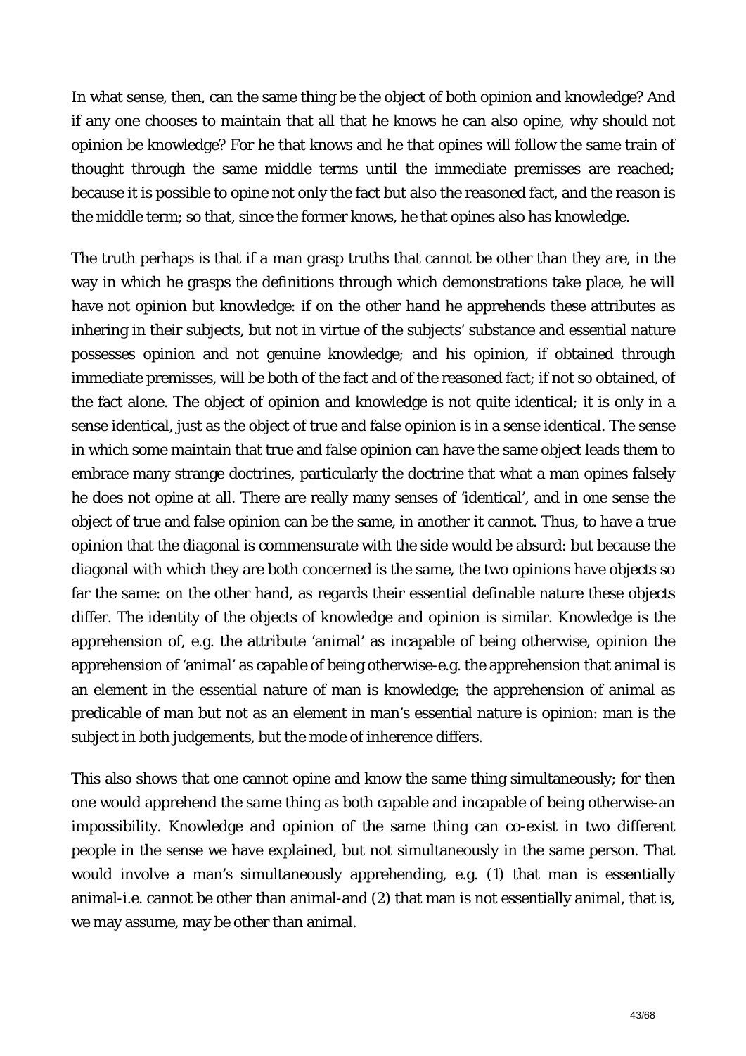In what sense, then, can the same thing be the object of both opinion and knowledge? And if any one chooses to maintain that all that he knows he can also opine, why should not opinion be knowledge? For he that knows and he that opines will follow the same train of thought through the same middle terms until the immediate premisses are reached; because it is possible to opine not only the fact but also the reasoned fact, and the reason is the middle term; so that, since the former knows, he that opines also has knowledge.

The truth perhaps is that if a man grasp truths that cannot be other than they are, in the way in which he grasps the definitions through which demonstrations take place, he will have not opinion but knowledge: if on the other hand he apprehends these attributes as inhering in their subjects, but not in virtue of the subjects' substance and essential nature possesses opinion and not genuine knowledge; and his opinion, if obtained through immediate premisses, will be both of the fact and of the reasoned fact; if not so obtained, of the fact alone. The object of opinion and knowledge is not quite identical; it is only in a sense identical, just as the object of true and false opinion is in a sense identical. The sense in which some maintain that true and false opinion can have the same object leads them to embrace many strange doctrines, particularly the doctrine that what a man opines falsely he does not opine at all. There are really many senses of 'identical', and in one sense the object of true and false opinion can be the same, in another it cannot. Thus, to have a true opinion that the diagonal is commensurate with the side would be absurd: but because the diagonal with which they are both concerned is the same, the two opinions have objects so far the same: on the other hand, as regards their essential definable nature these objects differ. The identity of the objects of knowledge and opinion is similar. Knowledge is the apprehension of, e.g. the attribute 'animal' as incapable of being otherwise, opinion the apprehension of 'animal' as capable of being otherwise-e.g. the apprehension that animal is an element in the essential nature of man is knowledge; the apprehension of animal as predicable of man but not as an element in man's essential nature is opinion: man is the subject in both judgements, but the mode of inherence differs.

This also shows that one cannot opine and know the same thing simultaneously; for then one would apprehend the same thing as both capable and incapable of being otherwise-an impossibility. Knowledge and opinion of the same thing can co-exist in two different people in the sense we have explained, but not simultaneously in the same person. That would involve a man's simultaneously apprehending, e.g. (1) that man is essentially animal-i.e. cannot be other than animal-and (2) that man is not essentially animal, that is, we may assume, may be other than animal.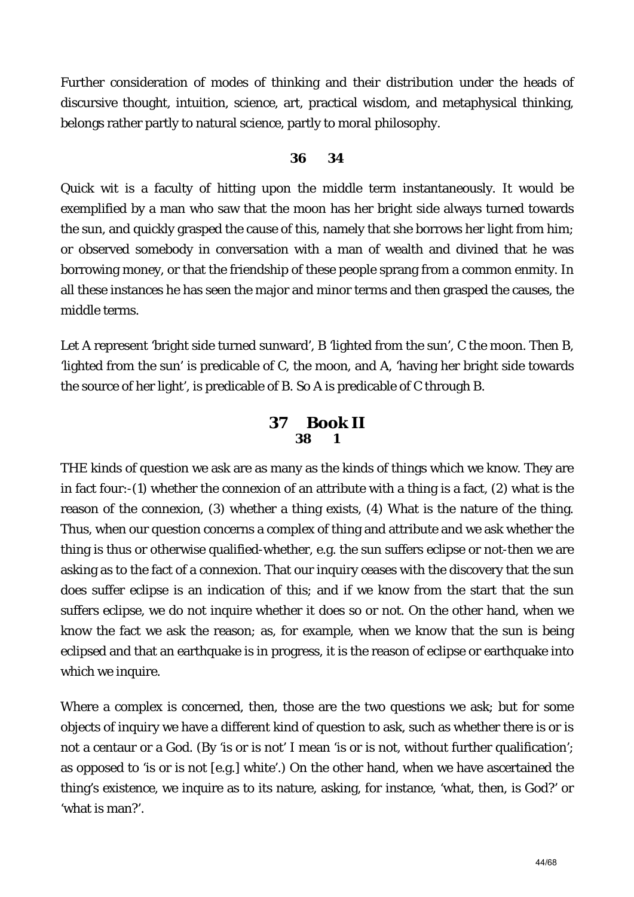Further consideration of modes of thinking and their distribution under the heads of discursive thought, intuition, science, art, practical wisdom, and metaphysical thinking, belongs rather partly to natural science, partly to moral philosophy.

### 36 34

Quick wit is a faculty of hitting upon the middle term instantaneously. It would be exemplified by a man who saw that the moon has her bright side always turned towards the sun, and quickly grasped the cause of this, namely that she borrows her light from him; or observed somebody in conversation with a man of wealth and divined that he was borrowing money, or that the friendship of these people sprang from a common enmity. In all these instances he has seen the major and minor terms and then grasped the causes, the middle terms.

Let A represent 'bright side turned sunward', B 'lighted from the sun', C the moon. Then B, 'lighted from the sun' is predicable of C, the moon, and A, 'having her bright side towards the source of her light', is predicable of B. So A is predicable of C through B.

## 37 Book II

### 38 1

THE kinds of question we ask are as many as the kinds of things which we know. They are in fact four:-(1) whether the connexion of an attribute with a thing is a fact, (2) what is the reason of the connexion, (3) whether a thing exists, (4) What is the nature of the thing. Thus, when our question concerns a complex of thing and attribute and we ask whether the thing is thus or otherwise qualified-whether, e.g. the sun suffers eclipse or not-then we are asking as to the fact of a connexion. That our inquiry ceases with the discovery that the sun does suffer eclipse is an indication of this; and if we know from the start that the sun suffers eclipse, we do not inquire whether it does so or not. On the other hand, when we know the fact we ask the reason; as, for example, when we know that the sun is being eclipsed and that an earthquake is in progress, it is the reason of eclipse or earthquake into which we inquire.

Where a complex is concerned, then, those are the two questions we ask; but for some objects of inquiry we have a different kind of question to ask, such as whether there is or is not a centaur or a God. (By 'is or is not' I mean 'is or is not, without further qualification'; as opposed to 'is or is not [e.g.] white'.) On the other hand, when we have ascertained the thing's existence, we inquire as to its nature, asking, for instance, 'what, then, is God?' or 'what is man?'.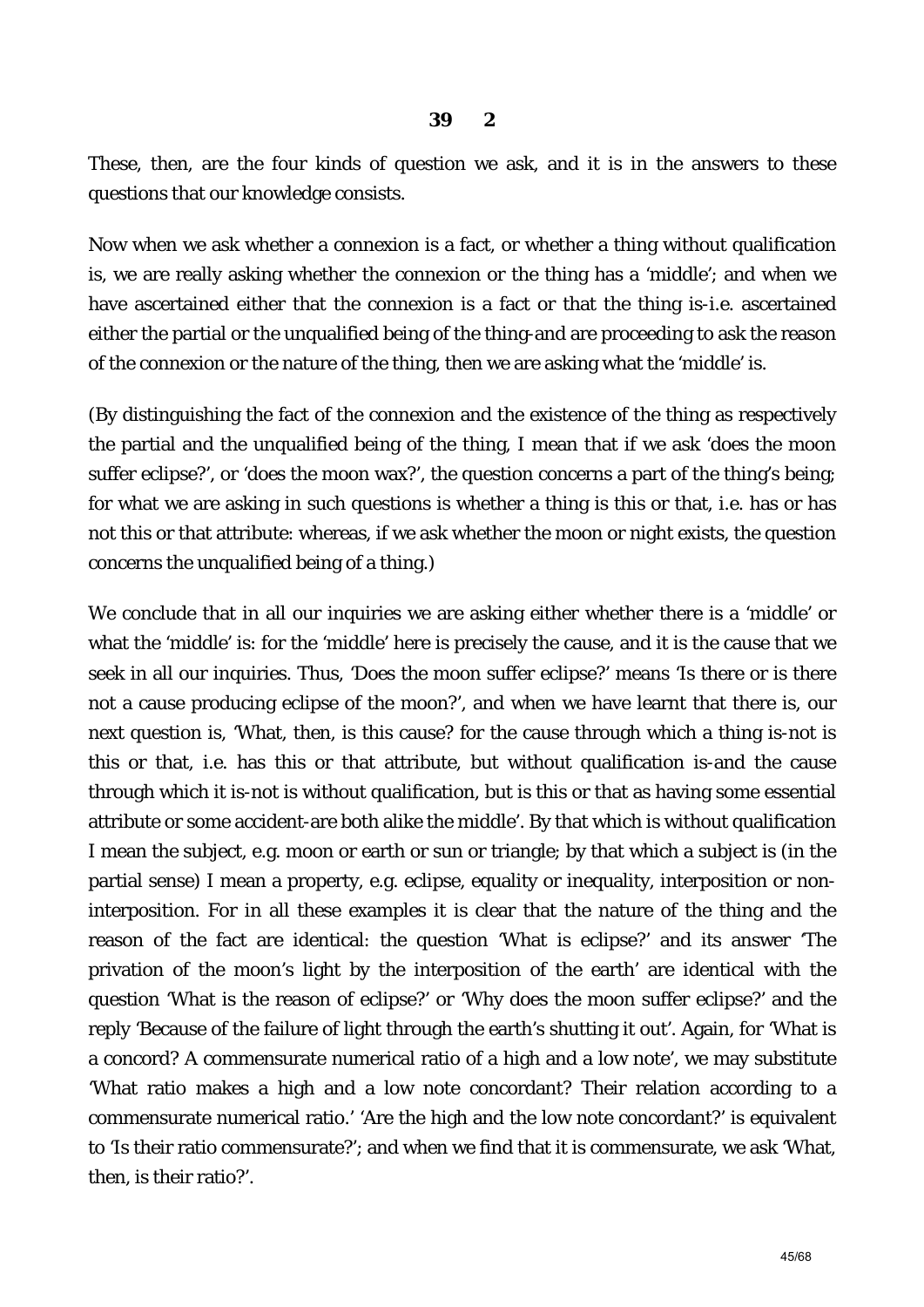**39 2**

These, then, are the four kinds of question we ask, and it is in the answers to these questions that our knowledge consists.

Now when we ask whether a connexion is a fact, or whether a thing without qualification is, we are really asking whether the connexion or the thing has a 'middle'; and when we have ascertained either that the connexion is a fact or that the thing is-i.e. ascertained either the partial or the unqualified being of the thing-and are proceeding to ask the reason of the connexion or the nature of the thing, then we are asking what the 'middle' is.

(By distinguishing the fact of the connexion and the existence of the thing as respectively the partial and the unqualified being of the thing, I mean that if we ask 'does the moon suffer eclipse?', or 'does the moon wax?', the question concerns a part of the thing's being; for what we are asking in such questions is whether a thing is this or that, i.e. has or has not this or that attribute: whereas, if we ask whether the moon or night exists, the question concerns the unqualified being of a thing.)

We conclude that in all our inquiries we are asking either whether there is a 'middle' or what the 'middle' is: for the 'middle' here is precisely the cause, and it is the cause that we seek in all our inquiries. Thus, 'Does the moon suffer eclipse?' means 'Is there or is there not a cause producing eclipse of the moon?', and when we have learnt that there is, our next question is, 'What, then, is this cause? for the cause through which a thing is-not is this or that, i.e. has this or that attribute, but without qualification is-and the cause through which it is-not is without qualification, but is this or that as having some essential attribute or some accident-are both alike the middle'. By that which is without qualification I mean the subject, e.g. moon or earth or sun or triangle; by that which a subject is (in the partial sense) I mean a property, e.g. eclipse, equality or inequality, interposition or non-interposition. For in all these examples it is clear that the nature of the thing and the reason of the fact are identical: the question 'What is eclipse?' and its answer 'The privation of the moon's light by the interposition of the earth' are identical with the question 'What is the reason of eclipse?' or 'Why does the moon suffer eclipse?' and the reply 'Because of the failure of light through the earth's shutting it out'. Again, for 'What is a concord? A commensurate numerical ratio of a high and a low note', we may substitute 'What ratio makes a high and a low note concordant? Their relation according to a commensurate numerical ratio.' 'Are the high and the low note concordant?' is equivalent to 'Is their ratio commensurate?'; and when we find that it is commensurate, we ask 'What, then, is their ratio?'.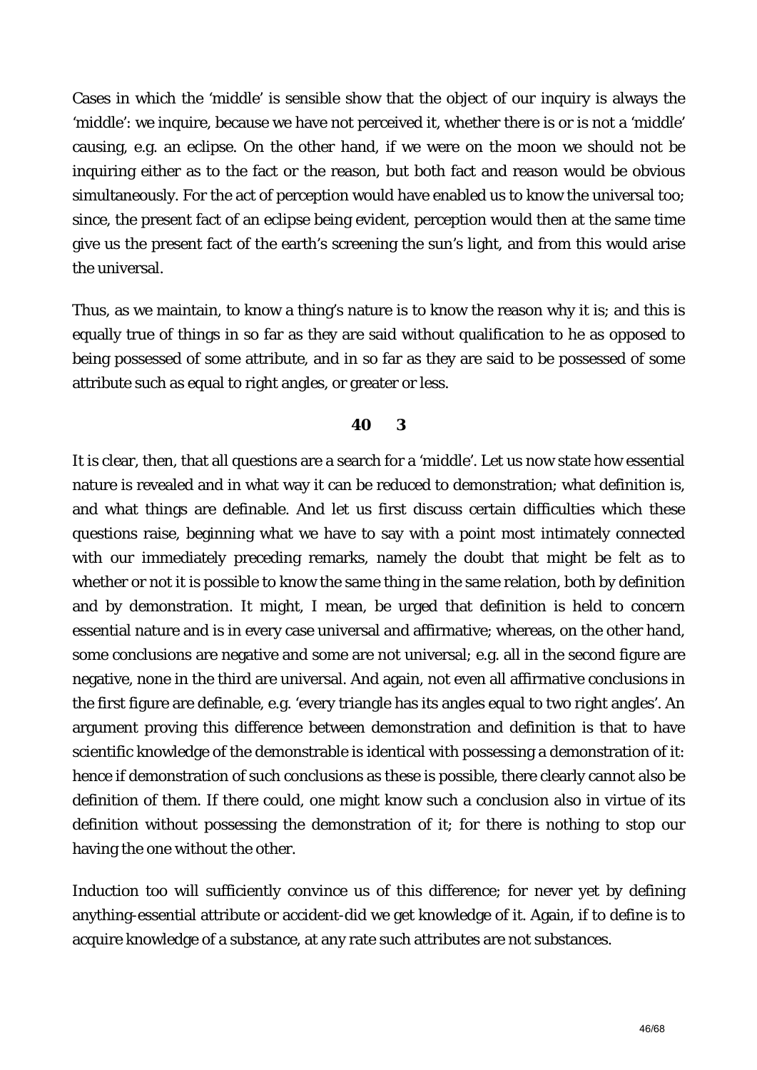Cases in which the 'middle' is sensible show that the object of our inquiry is always the 'middle': we inquire, because we have not perceived it, whether there is or is not a 'middle' causing, e.g. an eclipse. On the other hand, if we were on the moon we should not be inquiring either as to the fact or the reason, but both fact and reason would be obvious simultaneously. For the act of perception would have enabled us to know the universal too; since, the present fact of an eclipse being evident, perception would then at the same time give us the present fact of the earth's screening the sun's light, and from this would arise the universal.

Thus, as we maintain, to know a thing's nature is to know the reason why it is; and this is equally true of things in so far as they are said without qualification to he as opposed to being possessed of some attribute, and in so far as they are said to be possessed of some attribute such as equal to right angles, or greater or less.

## 40 3

It is clear, then, that all questions are a search for a 'middle'. Let us now state how essential nature is revealed and in what way it can be reduced to demonstration; what definition is, and what things are definable. And let us first discuss certain difficulties which these questions raise, beginning what we have to say with a point most intimately connected with our immediately preceding remarks, namely the doubt that might be felt as to whether or not it is possible to know the same thing in the same relation, both by definition and by demonstration. It might, I mean, be urged that definition is held to concern essential nature and is in every case universal and affirmative; whereas, on the other hand, some conclusions are negative and some are not universal; e.g. all in the second figure are negative, none in the third are universal. And again, not even all affirmative conclusions in the first figure are definable, e.g. 'every triangle has its angles equal to two right angles'. An argument proving this difference between demonstration and definition is that to have scientific knowledge of the demonstrable is identical with possessing a demonstration of it: hence if demonstration of such conclusions as these is possible, there clearly cannot also be definition of them. If there could, one might know such a conclusion also in virtue of its definition without possessing the demonstration of it; for there is nothing to stop our having the one without the other.

Induction too will sufficiently convince us of this difference; for never yet by defining anything-essential attribute or accident-did we get knowledge of it. Again, if to define is to acquire knowledge of a substance, at any rate such attributes are not substances.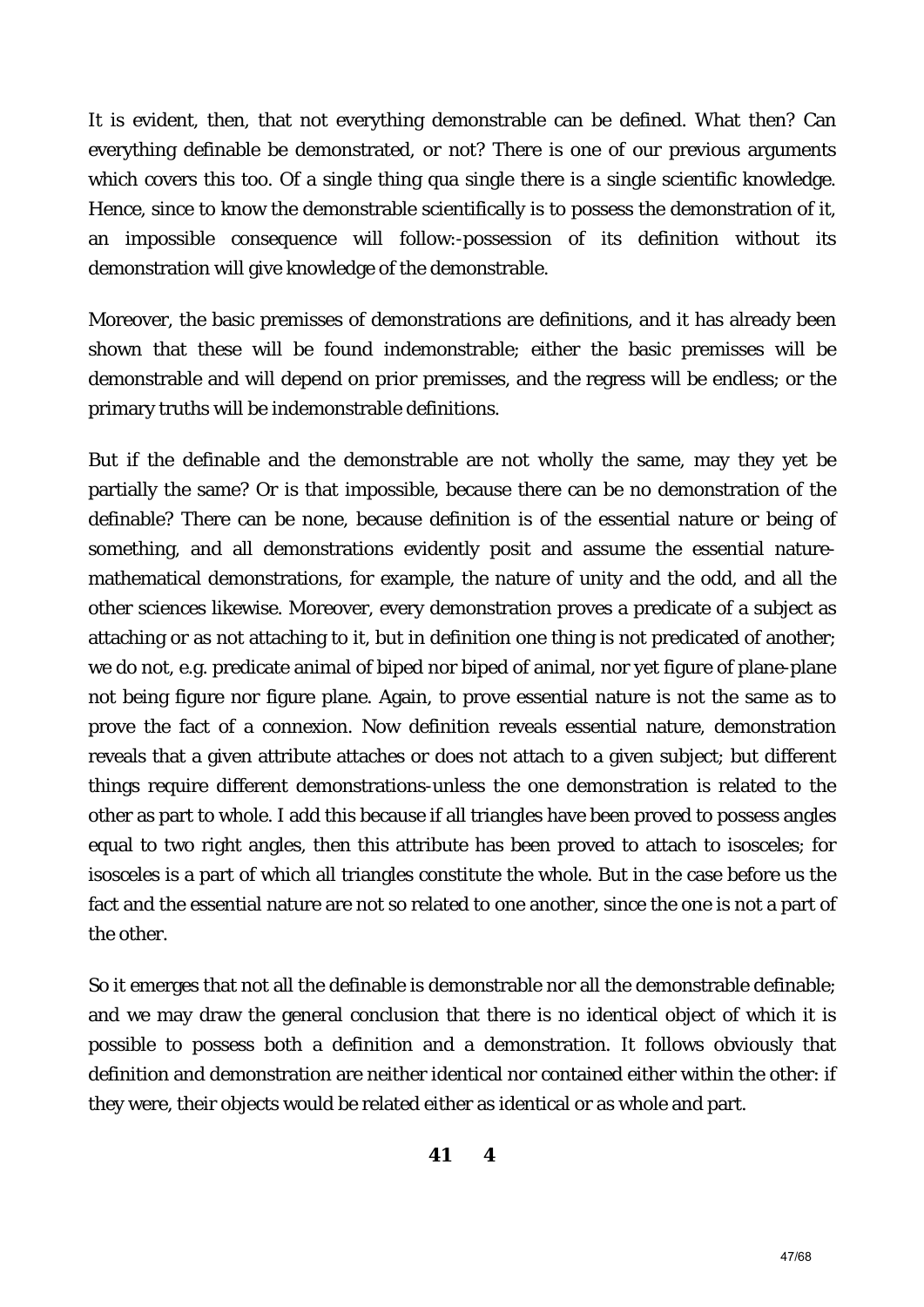It is evident, then, that not everything demonstrable can be defined. What then? Can everything definable be demonstrated, or not? There is one of our previous arguments which covers this too. Of a single thing qua single there is a single scientific knowledge. Hence, since to know the demonstrable scientifically is to possess the demonstration of it, an impossible consequence will follow:-possession of its definition without its demonstration will give knowledge of the demonstrable.

Moreover, the basic premisses of demonstrations are definitions, and it has already been shown that these will be found indemonstrable; either the basic premisses will be demonstrable and will depend on prior premisses, and the regress will be endless; or the primary truths will be indemonstrable definitions.

But if the definable and the demonstrable are not wholly the same, may they yet be partially the same? Or is that impossible, because there can be no demonstration of the definable? There can be none, because definition is of the essential nature or being of something, and all demonstrations evidently posit and assume the essential nature-mathematical demonstrations, for example, the nature of unity and the odd, and all the other sciences likewise. Moreover, every demonstration proves a predicate of a subject as attaching or as not attaching to it, but in definition one thing is not predicated of another; we do not, e.g. predicate animal of biped nor biped of animal, nor yet figure of plane-plane not being figure nor figure plane. Again, to prove essential nature is not the same as to prove the fact of a connexion. Now definition reveals essential nature, demonstration reveals that a given attribute attaches or does not attach to a given subject; but different things require different demonstrations-unless the one demonstration is related to the other as part to whole. I add this because if all triangles have been proved to possess angles equal to two right angles, then this attribute has been proved to attach to isosceles; for isosceles is a part of which all triangles constitute the whole. But in the case before us the fact and the essential nature are not so related to one another, since the one is not a part of the other.

So it emerges that not all the definable is demonstrable nor all the demonstrable definable; and we may draw the general conclusion that there is no identical object of which it is possible to possess both a definition and a demonstration. It follows obviously that definition and demonstration are neither identical nor contained either within the other: if they were, their objects would be related either as identical or as whole and part.

**41 4**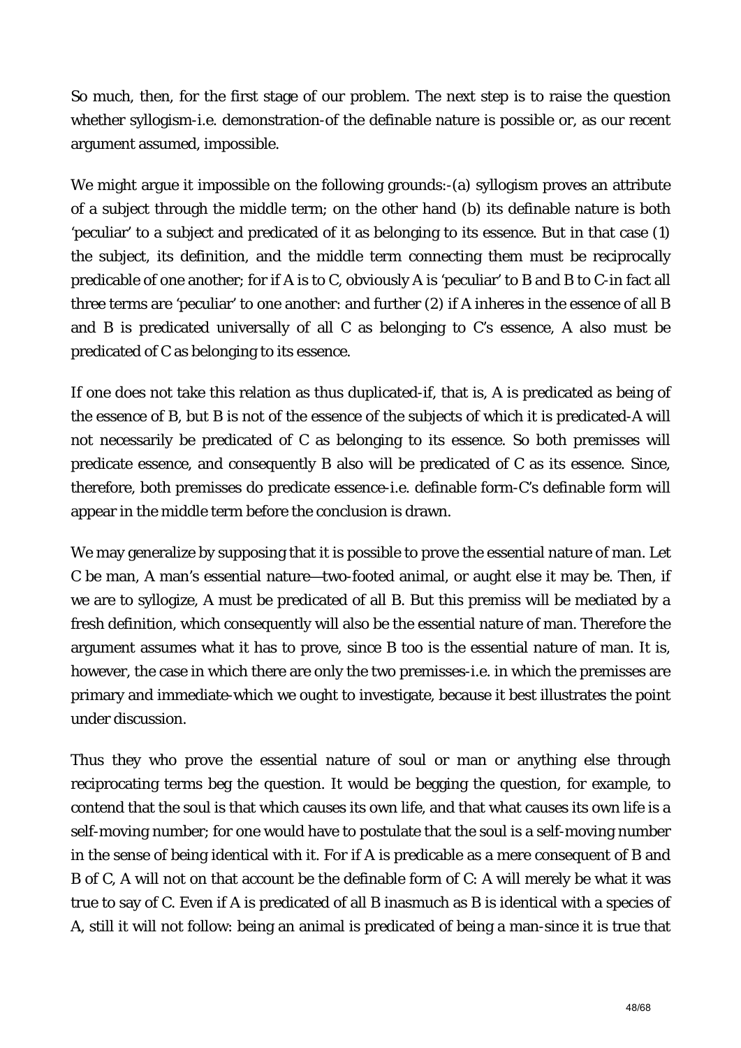So much, then, for the first stage of our problem. The next step is to raise the question whether syllogism-i.e. demonstration-of the definable nature is possible or, as our recent argument assumed, impossible.

We might argue it impossible on the following grounds:-(a) syllogism proves an attribute of a subject through the middle term; on the other hand (b) its definable nature is both 'peculiar' to a subject and predicated of it as belonging to its essence. But in that case (1) the subject, its definition, and the middle term connecting them must be reciprocally predicable of one another; for if A is to C, obviously A is 'peculiar' to B and B to C-in fact all three terms are 'peculiar' to one another: and further (2) if A inheres in the essence of all B and B is predicated universally of all C as belonging to C's essence, A also must be predicated of C as belonging to its essence.

If one does not take this relation as thus duplicated-if, that is, A is predicated as being of the essence of B, but B is not of the essence of the subjects of which it is predicated-A will not necessarily be predicated of C as belonging to its essence. So both premisses will predicate essence, and consequently B also will be predicated of C as its essence. Since, therefore, both premisses do predicate essence-i.e. definable form-C's definable form will appear in the middle term before the conclusion is drawn.

We may generalize by supposing that it is possible to prove the essential nature of man. Let C be man, A man's essential nature—two-footed animal, or aught else it may be. Then, if we are to syllogize, A must be predicated of all B. But this premiss will be mediated by a fresh definition, which consequently will also be the essential nature of man. Therefore the argument assumes what it has to prove, since B too is the essential nature of man. It is, however, the case in which there are only the two premisses-i.e. in which the premisses are primary and immediate-which we ought to investigate, because it best illustrates the point under discussion.

Thus they who prove the essential nature of soul or man or anything else through reciprocating terms beg the question. It would be begging the question, for example, to contend that the soul is that which causes its own life, and that what causes its own life is a self-moving number; for one would have to postulate that the soul is a self-moving number in the sense of being identical with it. For if A is predicable as a mere consequent of B and B of C, A will not on that account be the definable form of C: A will merely be what it was true to say of C. Even if A is predicated of all B inasmuch as B is identical with a species of A, still it will not follow: being an animal is predicated of being a man-since it is true that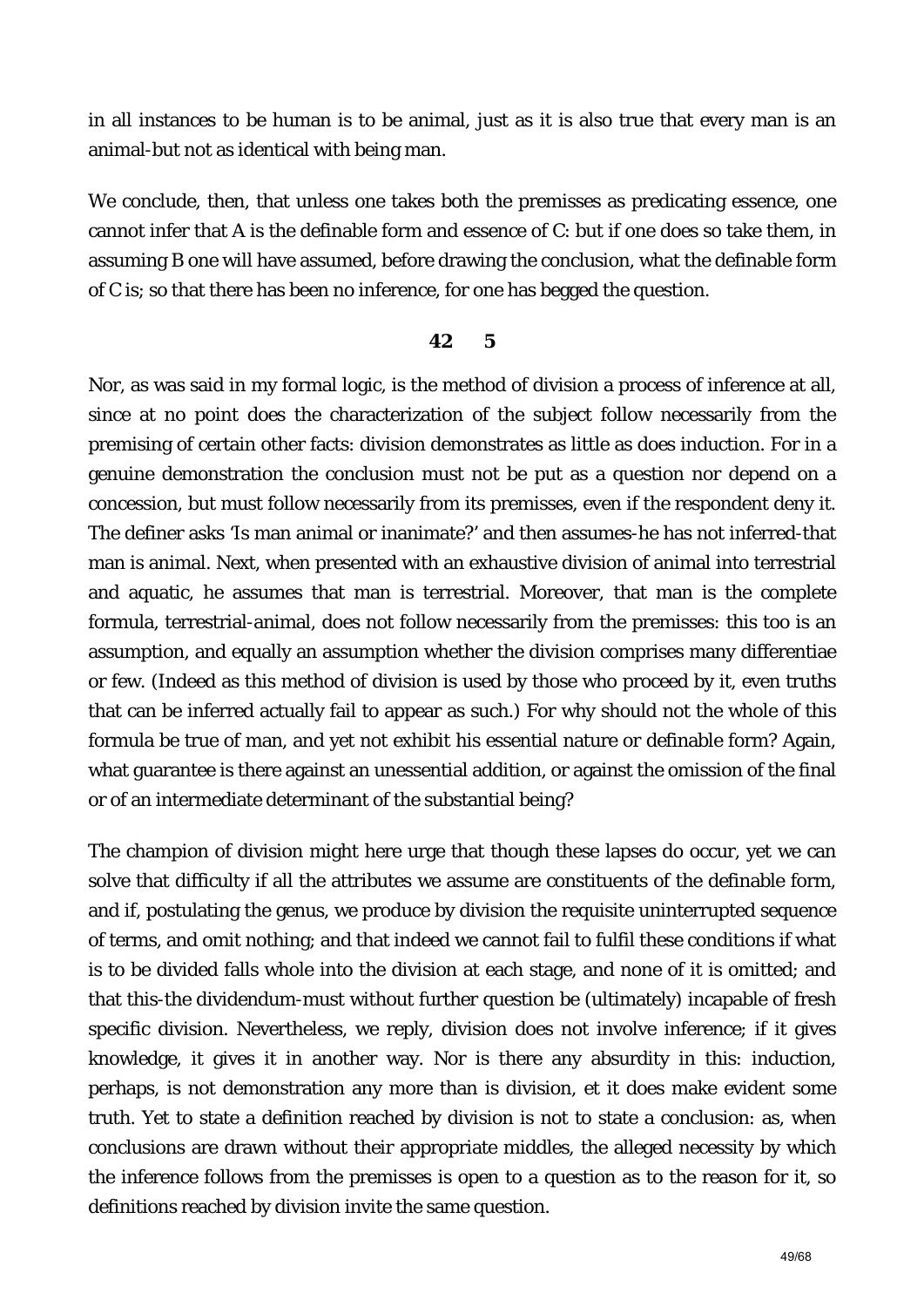in all instances to be human is to be animal, just as it is also true that every man is an animal-but not as identical with being man.

We conclude, then, that unless one takes both the premisses as predicating essence, one cannot infer that A is the definable form and essence of C: but if one does so take them, in assuming B one will have assumed, before drawing the conclusion, what the definable form of C is; so that there has been no inference, for one has begged the question.

## 42 5

Nor, as was said in my formal logic, is the method of division a process of inference at all, since at no point does the characterization of the subject follow necessarily from the premising of certain other facts: division demonstrates as little as does induction. For in a genuine demonstration the conclusion must not be put as a question nor depend on a concession, but must follow necessarily from its premisses, even if the respondent deny it. The definer asks 'Is man animal or inanimate?' and then assumes-he has not inferred-that man is animal. Next, when presented with an exhaustive division of animal into terrestrial and aquatic, he assumes that man is terrestrial. Moreover, that man is the complete formula, terrestrial-animal, does not follow necessarily from the premisses: this too is an assumption, and equally an assumption whether the division comprises many differentiae or few. (Indeed as this method of division is used by those who proceed by it, even truths that can be inferred actually fail to appear as such.) For why should not the whole of this formula be true of man, and yet not exhibit his essential nature or definable form? Again, what guarantee is there against an unessential addition, or against the omission of the final or of an intermediate determinant of the substantial being?

The champion of division might here urge that though these lapses do occur, yet we can solve that difficulty if all the attributes we assume are constituents of the definable form, and if, postulating the genus, we produce by division the requisite uninterrupted sequence of terms, and omit nothing; and that indeed we cannot fail to fulfil these conditions if what is to be divided falls whole into the division at each stage, and none of it is omitted; and that this-the dividendum-must without further question be (ultimately) incapable of fresh specific division. Nevertheless, we reply, division does not involve inference; if it gives knowledge, it gives it in another way. Nor is there any absurdity in this: induction, perhaps, is not demonstration any more than is division, et it does make evident some truth. Yet to state a definition reached by division is not to state a conclusion: as, when conclusions are drawn without their appropriate middles, the alleged necessity by which the inference follows from the premisses is open to a question as to the reason for it, so definitions reached by division invite the same question.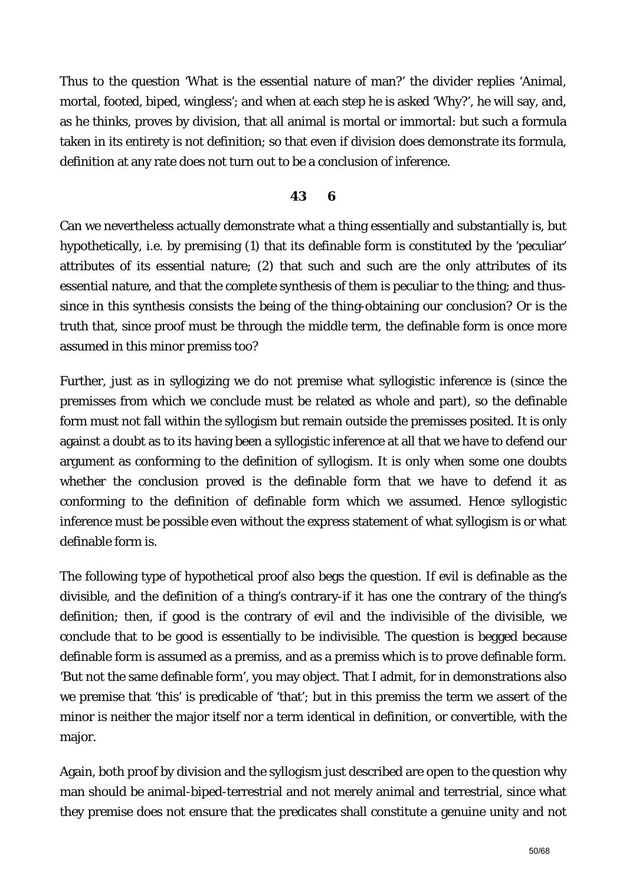Thus to the question 'What is the essential nature of man?' the divider replies 'Animal, mortal, footed, biped, wingless'; and when at each step he is asked 'Why?', he will say, and, as he thinks, proves by division, that all animal is mortal or immortal: but such a formula taken in its entirety is not definition; so that even if division does demonstrate its formula, definition at any rate does not turn out to be a conclusion of inference.

**43 6**

Can we nevertheless actually demonstrate what a thing essentially and substantially is, but hypothetically, i.e. by premising (1) that its definable form is constituted by the 'peculiar' attributes of its essential nature; (2) that such and such are the only attributes of its essential nature, and that the complete synthesis of them is peculiar to the thing; and thus-since in this synthesis consists the being of the thing-obtaining our conclusion? Or is the truth that, since proof must be through the middle term, the definable form is once more assumed in this minor premiss too?

Further, just as in syllogizing we do not premise what syllogistic inference is (since the premisses from which we conclude must be related as whole and part), so the definable form must not fall within the syllogism but remain outside the premisses posited. It is only against a doubt as to its having been a syllogistic inference at all that we have to defend our argument as conforming to the definition of syllogism. It is only when some one doubts whether the conclusion proved is the definable form that we have to defend it as conforming to the definition of definable form which we assumed. Hence syllogistic inference must be possible even without the express statement of what syllogism is or what definable form is.

The following type of hypothetical proof also begs the question. If evil is definable as the divisible, and the definition of a thing's contrary-if it has one the contrary of the thing's definition; then, if good is the contrary of evil and the indivisible of the divisible, we conclude that to be good is essentially to be indivisible. The question is begged because definable form is assumed as a premiss, and as a premiss which is to prove definable form. 'But not the same definable form', you may object. That I admit, for in demonstrations also we premise that 'this' is predicable of 'that'; but in this premiss the term we assert of the minor is neither the major itself nor a term identical in definition, or convertible, with the major.

Again, both proof by division and the syllogism just described are open to the question why man should be animal-biped-terrestrial and not merely animal and terrestrial, since what they premise does not ensure that the predicates shall constitute a genuine unity and not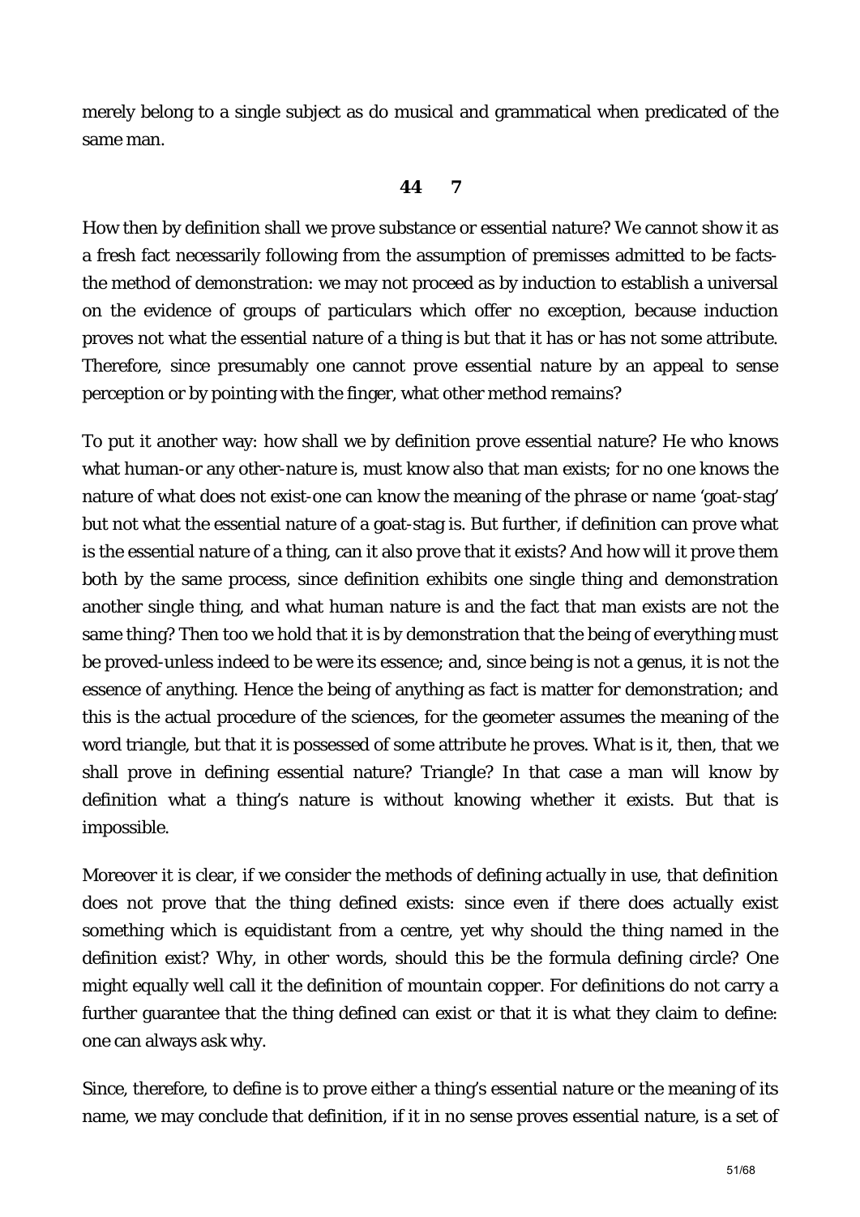merely belong to a single subject as do musical and grammatical when predicated of the same man.

**44 7**

How then by definition shall we prove substance or essential nature? We cannot show it as a fresh fact necessarily following from the assumption of premisses admitted to be facts-the method of demonstration: we may not proceed as by induction to establish a universal on the evidence of groups of particulars which offer no exception, because induction proves not what the essential nature of a thing is but that it has or has not some attribute. Therefore, since presumably one cannot prove essential nature by an appeal to sense perception or by pointing with the finger, what other method remains?

To put it another way: how shall we by definition prove essential nature? He who knows what human-or any other-nature is, must know also that man exists; for no one knows the nature of what does not exist-one can know the meaning of the phrase or name 'goat-stag' but not what the essential nature of a goat-stag is. But further, if definition can prove what is the essential nature of a thing, can it also prove that it exists? And how will it prove them both by the same process, since definition exhibits one single thing and demonstration another single thing, and what human nature is and the fact that man exists are not the same thing? Then too we hold that it is by demonstration that the being of everything must be proved-unless indeed to be were its essence; and, since being is not a genus, it is not the essence of anything. Hence the being of anything as fact is matter for demonstration; and this is the actual procedure of the sciences, for the geometer assumes the meaning of the word triangle, but that it is possessed of some attribute he proves. What is it, then, that we shall prove in defining essential nature? Triangle? In that case a man will know by definition what a thing's nature is without knowing whether it exists. But that is impossible.

Moreover it is clear, if we consider the methods of defining actually in use, that definition does not prove that the thing defined exists: since even if there does actually exist something which is equidistant from a centre, yet why should the thing named in the definition exist? Why, in other words, should this be the formula defining circle? One might equally well call it the definition of mountain copper. For definitions do not carry a further guarantee that the thing defined can exist or that it is what they claim to define: one can always ask why.

Since, therefore, to define is to prove either a thing's essential nature or the meaning of its name, we may conclude that definition, if it in no sense proves essential nature, is a set of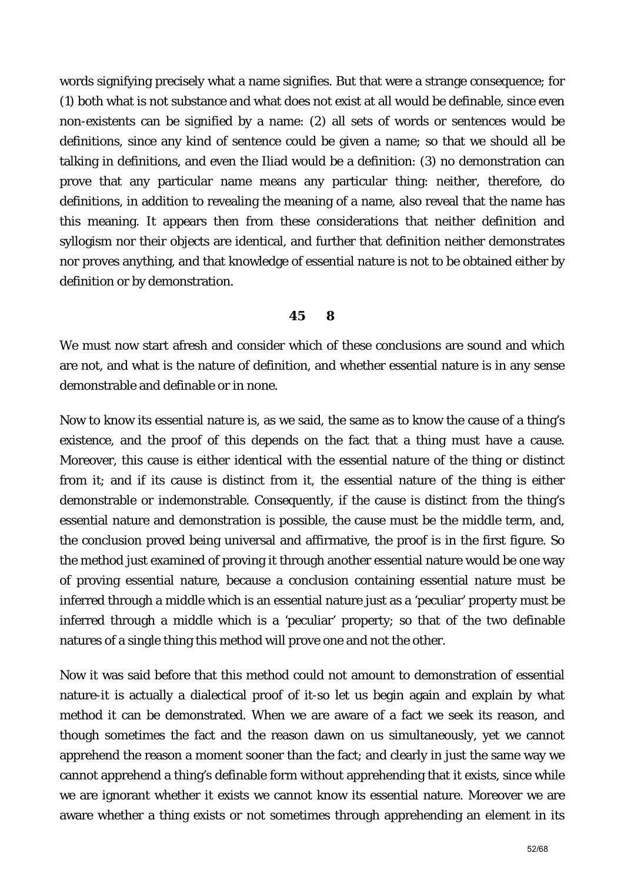words signifying precisely what a name signifies. But that were a strange consequence; for (1) both what is not substance and what does not exist at all would be definable, since even non-existents can be signified by a name: (2) all sets of words or sentences would be definitions, since any kind of sentence could be given a name; so that we should all be talking in definitions, and even the Iliad would be a definition: (3) no demonstration can prove that any particular name means any particular thing: neither, therefore, do definitions, in addition to revealing the meaning of a name, also reveal that the name has this meaning. It appears then from these considerations that neither definition and syllogism nor their objects are identical, and further that definition neither demonstrates nor proves anything, and that knowledge of essential nature is not to be obtained either by definition or by demonstration.

### 45 8

We must now start afresh and consider which of these conclusions are sound and which are not, and what is the nature of definition, and whether essential nature is in any sense demonstrable and definable or in none.

Now to know its essential nature is, as we said, the same as to know the cause of a thing's existence, and the proof of this depends on the fact that a thing must have a cause. Moreover, this cause is either identical with the essential nature of the thing or distinct from it; and if its cause is distinct from it, the essential nature of the thing is either demonstrable or indemonstrable. Consequently, if the cause is distinct from the thing's essential nature and demonstration is possible, the cause must be the middle term, and, the conclusion proved being universal and affirmative, the proof is in the first figure. So the method just examined of proving it through another essential nature would be one way of proving essential nature, because a conclusion containing essential nature must be inferred through a middle which is an essential nature just as a 'peculiar' property must be inferred through a middle which is a 'peculiar' property; so that of the two definable natures of a single thing this method will prove one and not the other.

Now it was said before that this method could not amount to demonstration of essential nature-it is actually a dialectical proof of it-so let us begin again and explain by what method it can be demonstrated. When we are aware of a fact we seek its reason, and though sometimes the fact and the reason dawn on us simultaneously, yet we cannot apprehend the reason a moment sooner than the fact; and clearly in just the same way we cannot apprehend a thing's definable form without apprehending that it exists, since while we are ignorant whether it exists we cannot know its essential nature. Moreover we are aware whether a thing exists or not sometimes through apprehending an element in its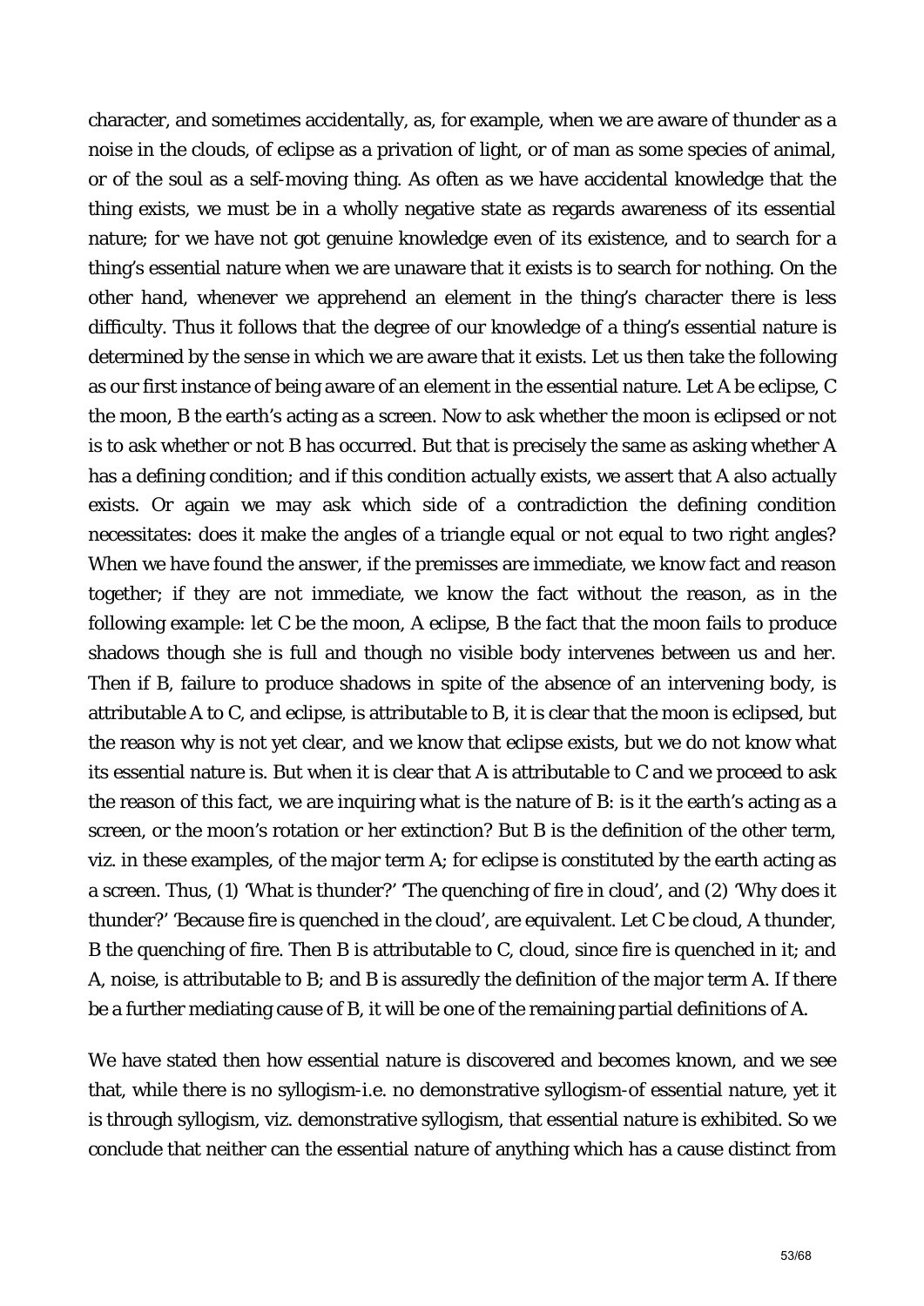character, and sometimes accidentally, as, for example, when we are aware of thunder as a noise in the clouds, of eclipse as a privation of light, or of man as some species of animal, or of the soul as a self-moving thing. As often as we have accidental knowledge that the thing exists, we must be in a wholly negative state as regards awareness of its essential nature; for we have not got genuine knowledge even of its existence, and to search for a thing's essential nature when we are unaware that it exists is to search for nothing. On the other hand, whenever we apprehend an element in the thing's character there is less difficulty. Thus it follows that the degree of our knowledge of a thing's essential nature is determined by the sense in which we are aware that it exists. Let us then take the following as our first instance of being aware of an element in the essential nature. Let A be eclipse, C the moon, B the earth's acting as a screen. Now to ask whether the moon is eclipsed or not is to ask whether or not B has occurred. But that is precisely the same as asking whether A has a defining condition; and if this condition actually exists, we assert that A also actually exists. Or again we may ask which side of a contradiction the defining condition necessitates: does it make the angles of a triangle equal or not equal to two right angles? When we have found the answer, if the premisses are immediate, we know fact and reason together; if they are not immediate, we know the fact without the reason, as in the following example: let C be the moon, A eclipse, B the fact that the moon fails to produce shadows though she is full and though no visible body intervenes between us and her. Then if B, failure to produce shadows in spite of the absence of an intervening body, is attributable A to C, and eclipse, is attributable to B, it is clear that the moon is eclipsed, but the reason why is not yet clear, and we know that eclipse exists, but we do not know what its essential nature is. But when it is clear that A is attributable to C and we proceed to ask the reason of this fact, we are inquiring what is the nature of B: is it the earth's acting as a screen, or the moon's rotation or her extinction? But B is the definition of the other term, viz. in these examples, of the major term A; for eclipse is constituted by the earth acting as a screen. Thus, (1) 'What is thunder?' 'The quenching of fire in cloud', and (2) 'Why does it thunder?' 'Because fire is quenched in the cloud', are equivalent. Let C be cloud, A thunder, B the quenching of fire. Then B is attributable to C, cloud, since fire is quenched in it; and A, noise, is attributable to B; and B is assuredly the definition of the major term A. If there be a further mediating cause of B, it will be one of the remaining partial definitions of A.

We have stated then how essential nature is discovered and becomes known, and we see that, while there is no syllogism-i.e. no demonstrative syllogism-of essential nature, yet it is through syllogism, viz. demonstrative syllogism, that essential nature is exhibited. So we conclude that neither can the essential nature of anything which has a cause distinct from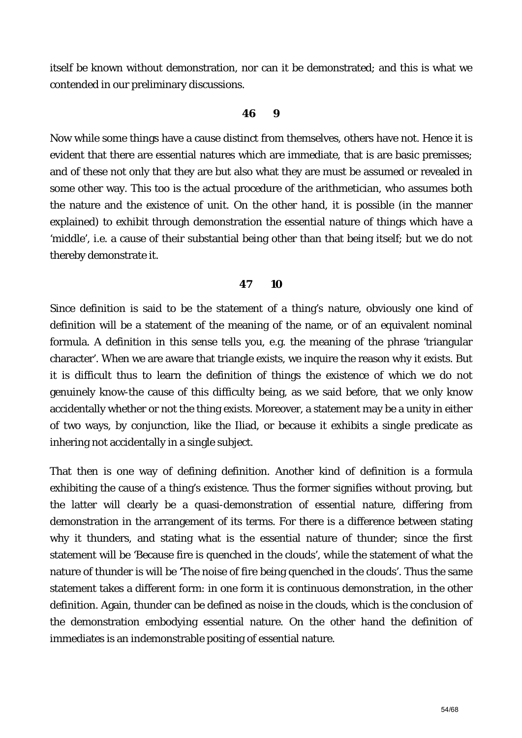itself be known without demonstration, nor can it be demonstrated; and this is what we contended in our preliminary discussions.

### 46 9

Now while some things have a cause distinct from themselves, others have not. Hence it is evident that there are essential natures which are immediate, that is are basic premisses; and of these not only that they are but also what they are must be assumed or revealed in some other way. This too is the actual procedure of the arithmetician, who assumes both the nature and the existence of unit. On the other hand, it is possible (in the manner explained) to exhibit through demonstration the essential nature of things which have a 'middle', i.e. a cause of their substantial being other than that being itself; but we do not thereby demonstrate it.

### 47 10

Since definition is said to be the statement of a thing's nature, obviously one kind of definition will be a statement of the meaning of the name, or of an equivalent nominal formula. A definition in this sense tells you, e.g. the meaning of the phrase 'triangular character'. When we are aware that triangle exists, we inquire the reason why it exists. But it is difficult thus to learn the definition of things the existence of which we do not genuinely know-the cause of this difficulty being, as we said before, that we only know accidentally whether or not the thing exists. Moreover, a statement may be a unity in either of two ways, by conjunction, like the Iliad, or because it exhibits a single predicate as inhering not accidentally in a single subject.

That then is one way of defining definition. Another kind of definition is a formula exhibiting the cause of a thing's existence. Thus the former signifies without proving, but the latter will clearly be a quasi-demonstration of essential nature, differing from demonstration in the arrangement of its terms. For there is a difference between stating why it thunders, and stating what is the essential nature of thunder; since the first statement will be 'Because fire is quenched in the clouds', while the statement of what the nature of thunder is will be 'The noise of fire being quenched in the clouds'. Thus the same statement takes a different form: in one form it is continuous demonstration, in the other definition. Again, thunder can be defined as noise in the clouds, which is the conclusion of the demonstration embodying essential nature. On the other hand the definition of immediates is an indemonstrable positing of essential nature.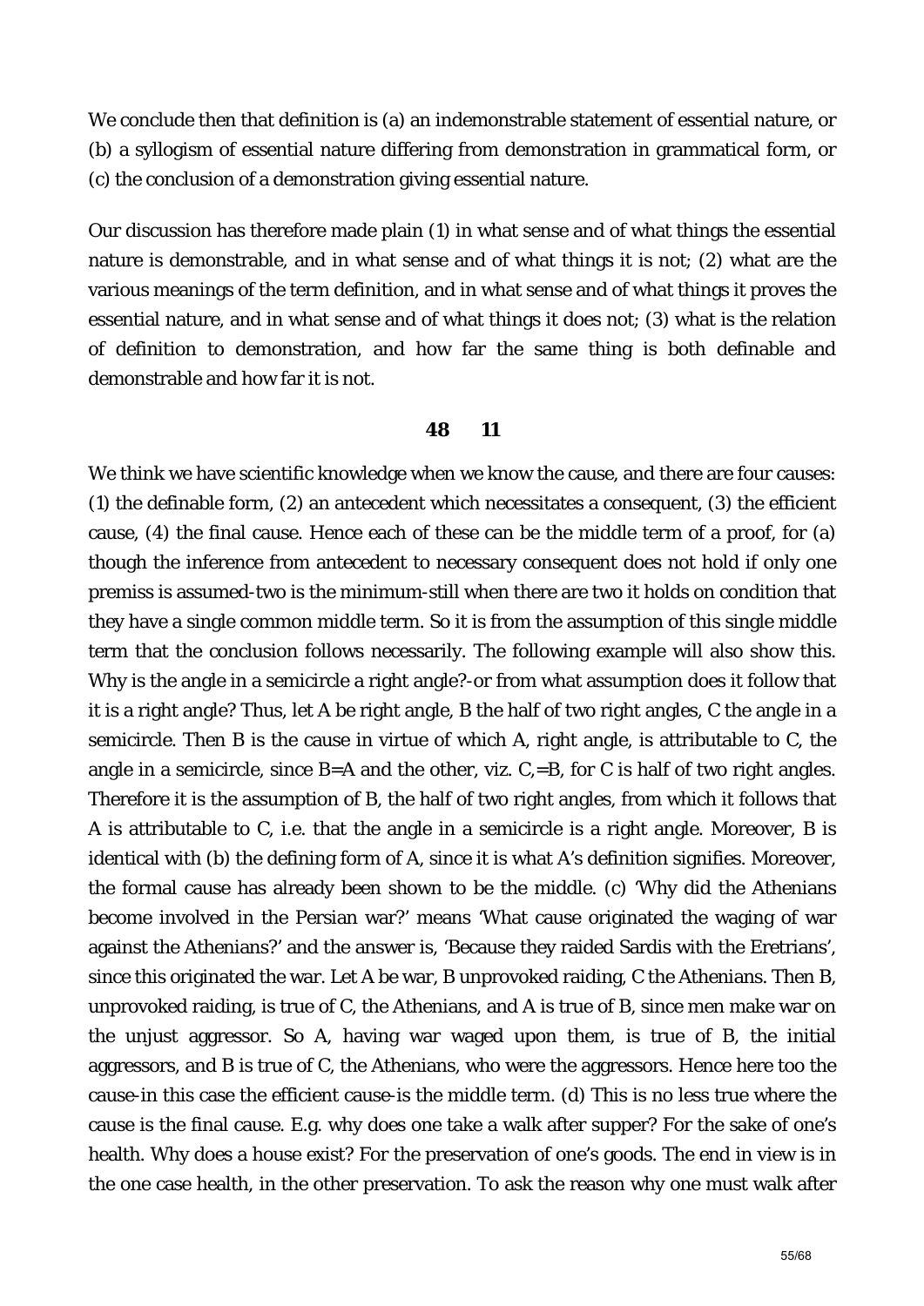We conclude then that definition is (a) an indemonstrable statement of essential nature, or (b) a syllogism of essential nature differing from demonstration in grammatical form, or (c) the conclusion of a demonstration giving essential nature.

Our discussion has therefore made plain (1) in what sense and of what things the essential nature is demonstrable, and in what sense and of what things it is not; (2) what are the various meanings of the term definition, and in what sense and of what things it proves the essential nature, and in what sense and of what things it does not; (3) what is the relation of definition to demonstration, and how far the same thing is both definable and demonstrable and how far it is not.

**48 11**

We think we have scientific knowledge when we know the cause, and there are four causes: (1) the definable form, (2) an antecedent which necessitates a consequent, (3) the efficient cause, (4) the final cause. Hence each of these can be the middle term of a proof, for (a) though the inference from antecedent to necessary consequent does not hold if only one premiss is assumed-two is the minimum-still when there are two it holds on condition that they have a single common middle term. So it is from the assumption of this single middle term that the conclusion follows necessarily. The following example will also show this. Why is the angle in a semicircle a right angle?-or from what assumption does it follow that it is a right angle? Thus, let A be right angle, B the half of two right angles, C the angle in a semicircle. Then B is the cause in virtue of which A, right angle, is attributable to C, the angle in a semicircle, since B=A and the other, viz. C,=B, for C is half of two right angles. Therefore it is the assumption of B, the half of two right angles, from which it follows that A is attributable to C, i.e. that the angle in a semicircle is a right angle. Moreover, B is identical with (b) the defining form of A, since it is what A's definition signifies. Moreover, the formal cause has already been shown to be the middle. (c) 'Why did the Athenians become involved in the Persian war?' means 'What cause originated the waging of war against the Athenians?' and the answer is, 'Because they raided Sardis with the Eretrians', since this originated the war. Let A be war, B unprovoked raiding, C the Athenians. Then B, unprovoked raiding, is true of C, the Athenians, and A is true of B, since men make war on the unjust aggressor. So A, having war waged upon them, is true of B, the initial aggressors, and B is true of C, the Athenians, who were the aggressors. Hence here too the cause-in this case the efficient cause-is the middle term. (d) This is no less true where the cause is the final cause. E.g. why does one take a walk after supper? For the sake of one's health. Why does a house exist? For the preservation of one's goods. The end in view is in the one case health, in the other preservation. To ask the reason why one must walk after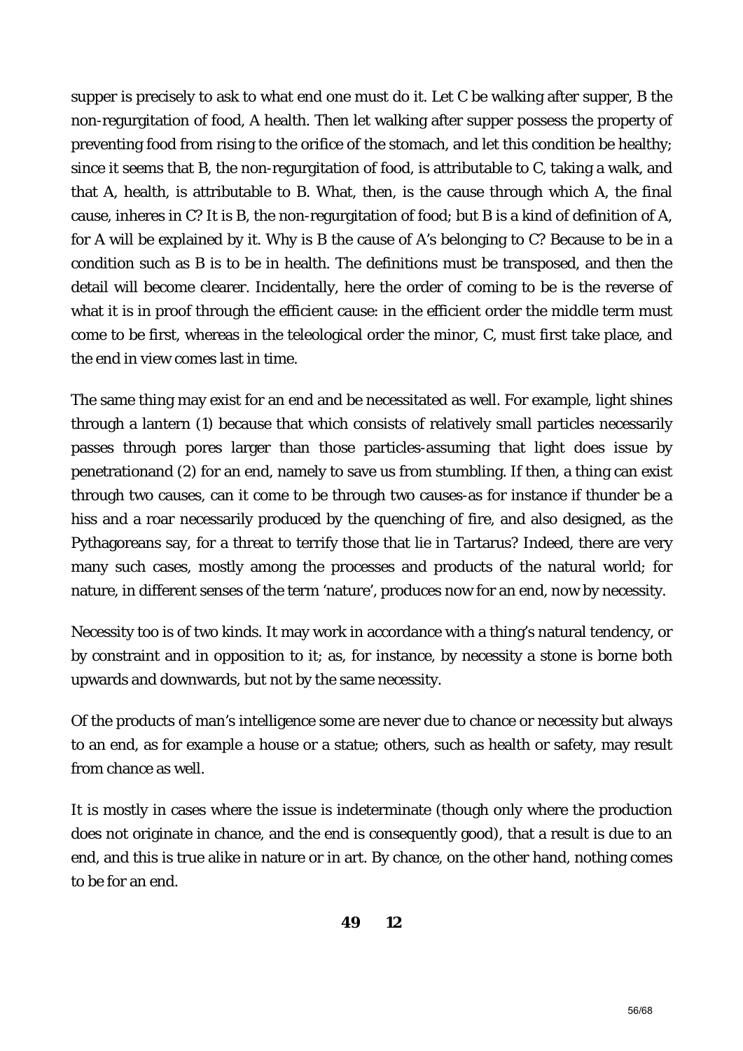supper is precisely to ask to what end one must do it. Let C be walking after supper, B the non-regurgitation of food, A health. Then let walking after supper possess the property of preventing food from rising to the orifice of the stomach, and let this condition be healthy; since it seems that B, the non-regurgitation of food, is attributable to C, taking a walk, and that A, health, is attributable to B. What, then, is the cause through which A, the final cause, inheres in C? It is B, the non-regurgitation of food; but B is a kind of definition of A, for A will be explained by it. Why is B the cause of A's belonging to C? Because to be in a condition such as B is to be in health. The definitions must be transposed, and then the detail will become clearer. Incidentally, here the order of coming to be is the reverse of what it is in proof through the efficient cause: in the efficient order the middle term must come to be first, whereas in the teleological order the minor, C, must first take place, and the end in view comes last in time.

The same thing may exist for an end and be necessitated as well. For example, light shines through a lantern (1) because that which consists of relatively small particles necessarily passes through pores larger than those particles-assuming that light does issue by penetrationand (2) for an end, namely to save us from stumbling. If then, a thing can exist through two causes, can it come to be through two causes-as for instance if thunder be a hiss and a roar necessarily produced by the quenching of fire, and also designed, as the Pythagoreans say, for a threat to terrify those that lie in Tartarus? Indeed, there are very many such cases, mostly among the processes and products of the natural world; for nature, in different senses of the term 'nature', produces now for an end, now by necessity.

Necessity too is of two kinds. It may work in accordance with a thing's natural tendency, or by constraint and in opposition to it; as, for instance, by necessity a stone is borne both upwards and downwards, but not by the same necessity.

Of the products of man's intelligence some are never due to chance or necessity but always to an end, as for example a house or a statue; others, such as health or safety, may result from chance as well.

It is mostly in cases where the issue is indeterminate (though only where the production does not originate in chance, and the end is consequently good), that a result is due to an end, and this is true alike in nature or in art. By chance, on the other hand, nothing comes to be for an end.

**49 12**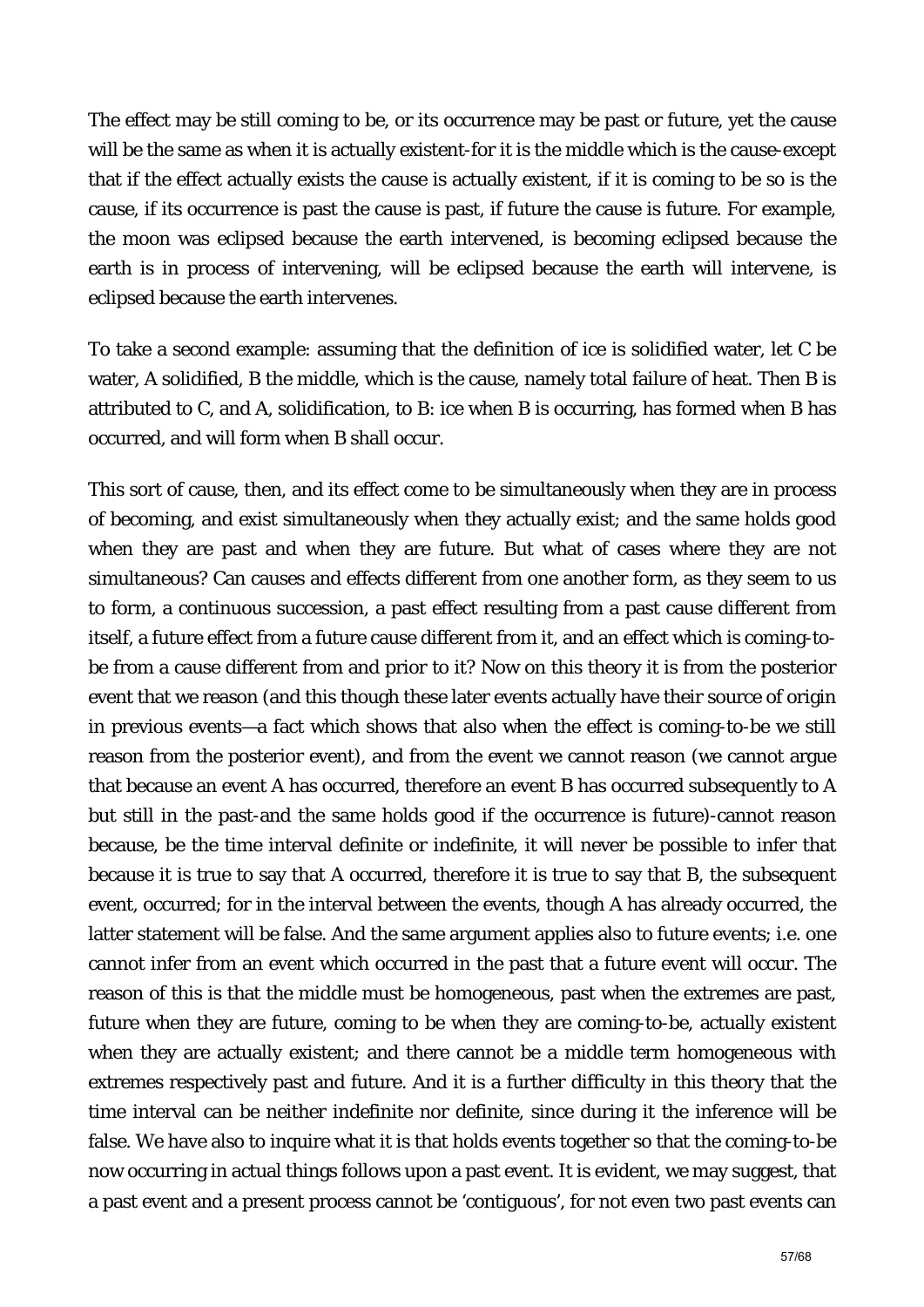The effect may be still coming to be, or its occurrence may be past or future, yet the cause will be the same as when it is actually existent-for it is the middle which is the cause-except that if the effect actually exists the cause is actually existent, if it is coming to be so is the cause, if its occurrence is past the cause is past, if future the cause is future. For example, the moon was eclipsed because the earth intervened, is becoming eclipsed because the earth is in process of intervening, will be eclipsed because the earth will intervene, is eclipsed because the earth intervenes.

To take a second example: assuming that the definition of ice is solidified water, let C be water, A solidified, B the middle, which is the cause, namely total failure of heat. Then B is attributed to C, and A, solidification, to B: ice when B is occurring, has formed when B has occurred, and will form when B shall occur.

This sort of cause, then, and its effect come to be simultaneously when they are in process of becoming, and exist simultaneously when they actually exist; and the same holds good when they are past and when they are future. But what of cases where they are not simultaneous? Can causes and effects different from one another form, as they seem to us to form, a continuous succession, a past effect resulting from a past cause different from itself, a future effect from a future cause different from it, and an effect which is coming-to-be from a cause different from and prior to it? Now on this theory it is from the posterior event that we reason (and this though these later events actually have their source of origin in previous events—a fact which shows that also when the effect is coming-to-be we still reason from the posterior event), and from the event we cannot reason (we cannot argue that because an event A has occurred, therefore an event B has occurred subsequently to A but still in the past-and the same holds good if the occurrence is future)-cannot reason because, be the time interval definite or indefinite, it will never be possible to infer that because it is true to say that A occurred, therefore it is true to say that B, the subsequent event, occurred; for in the interval between the events, though A has already occurred, the latter statement will be false. And the same argument applies also to future events; i.e. one cannot infer from an event which occurred in the past that a future event will occur. The reason of this is that the middle must be homogeneous, past when the extremes are past, future when they are future, coming to be when they are coming-to-be, actually existent when they are actually existent; and there cannot be a middle term homogeneous with extremes respectively past and future. And it is a further difficulty in this theory that the time interval can be neither indefinite nor definite, since during it the inference will be false. We have also to inquire what it is that holds events together so that the coming-to-be now occurring in actual things follows upon a past event. It is evident, we may suggest, that a past event and a present process cannot be 'contiguous', for not even two past events can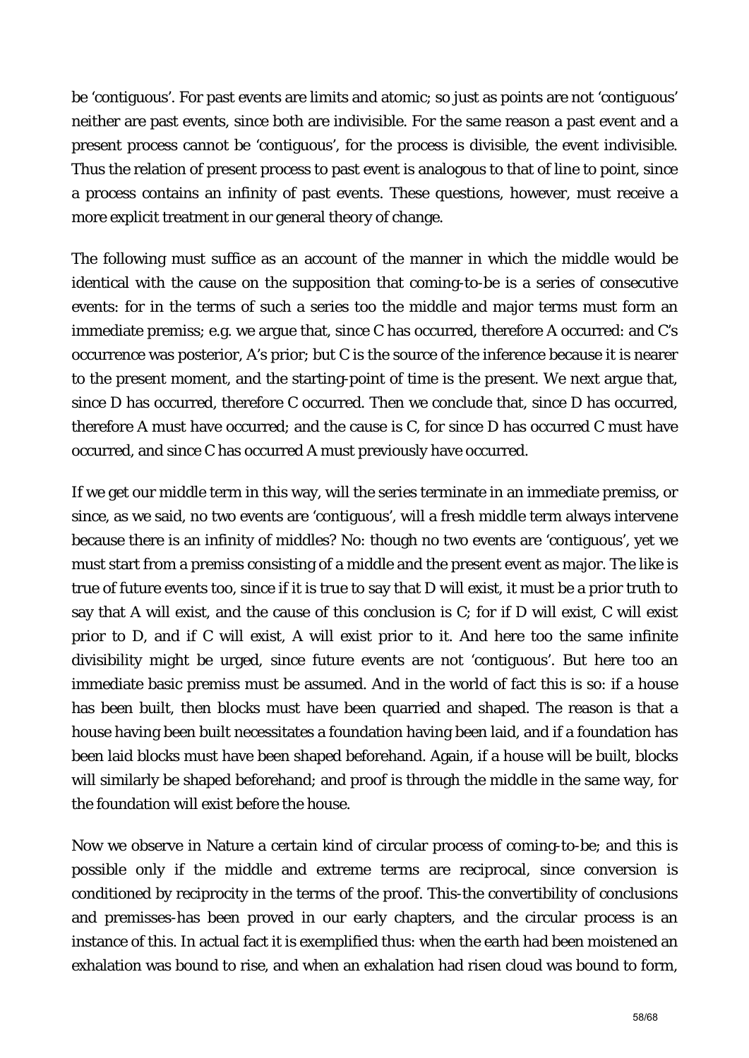be 'contiguous'. For past events are limits and atomic; so just as points are not 'contiguous' neither are past events, since both are indivisible. For the same reason a past event and a present process cannot be 'contiguous', for the process is divisible, the event indivisible. Thus the relation of present process to past event is analogous to that of line to point, since a process contains an infinity of past events. These questions, however, must receive a more explicit treatment in our general theory of change.

The following must suffice as an account of the manner in which the middle would be identical with the cause on the supposition that coming-to-be is a series of consecutive events: for in the terms of such a series too the middle and major terms must form an immediate premiss; e.g. we argue that, since C has occurred, therefore A occurred: and C's occurrence was posterior, A's prior; but C is the source of the inference because it is nearer to the present moment, and the starting-point of time is the present. We next argue that, since D has occurred, therefore C occurred. Then we conclude that, since D has occurred, therefore A must have occurred; and the cause is C, for since D has occurred C must have occurred, and since C has occurred A must previously have occurred.

If we get our middle term in this way, will the series terminate in an immediate premiss, or since, as we said, no two events are 'contiguous', will a fresh middle term always intervene because there is an infinity of middles? No: though no two events are 'contiguous', yet we must start from a premiss consisting of a middle and the present event as major. The like is true of future events too, since if it is true to say that D will exist, it must be a prior truth to say that A will exist, and the cause of this conclusion is C; for if D will exist, C will exist prior to D, and if C will exist, A will exist prior to it. And here too the same infinite divisibility might be urged, since future events are not 'contiguous'. But here too an immediate basic premiss must be assumed. And in the world of fact this is so: if a house has been built, then blocks must have been quarried and shaped. The reason is that a house having been built necessitates a foundation having been laid, and if a foundation has been laid blocks must have been shaped beforehand. Again, if a house will be built, blocks will similarly be shaped beforehand; and proof is through the middle in the same way, for the foundation will exist before the house.

Now we observe in Nature a certain kind of circular process of coming-to-be; and this is possible only if the middle and extreme terms are reciprocal, since conversion is conditioned by reciprocity in the terms of the proof. This-the convertibility of conclusions and premisses-has been proved in our early chapters, and the circular process is an instance of this. In actual fact it is exemplified thus: when the earth had been moistened an exhalation was bound to rise, and when an exhalation had risen cloud was bound to form,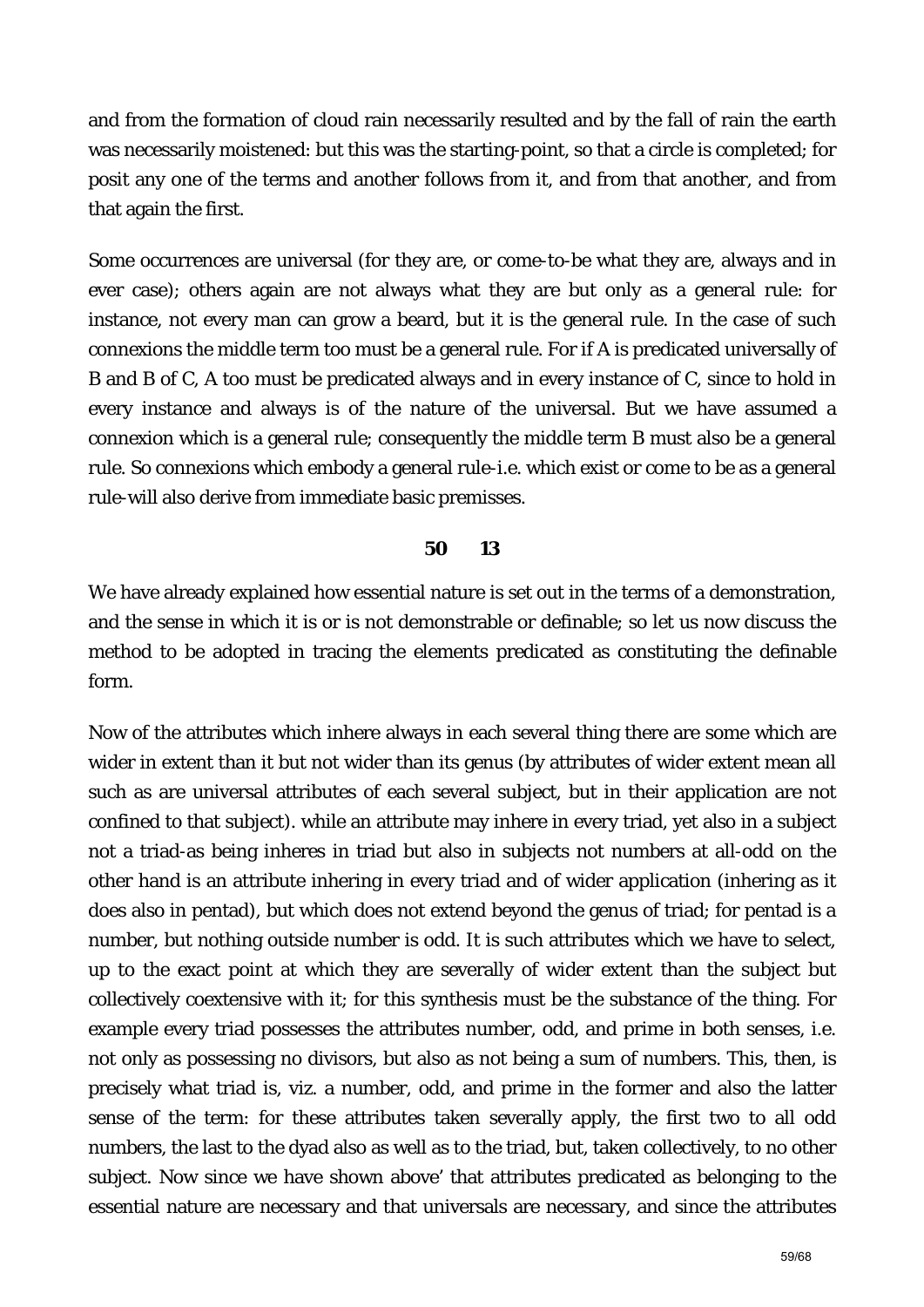and from the formation of cloud rain necessarily resulted and by the fall of rain the earth was necessarily moistened: but this was the starting-point, so that a circle is completed; for posit any one of the terms and another follows from it, and from that another, and from that again the first.

Some occurrences are universal (for they are, or come-to-be what they are, always and in ever case); others again are not always what they are but only as a general rule: for instance, not every man can grow a beard, but it is the general rule. In the case of such connexions the middle term too must be a general rule. For if A is predicated universally of B and B of C, A too must be predicated always and in every instance of C, since to hold in every instance and always is of the nature of the universal. But we have assumed a connexion which is a general rule; consequently the middle term B must also be a general rule. So connexions which embody a general rule-i.e. which exist or come to be as a general rule-will also derive from immediate basic premisses.

**50 13**

We have already explained how essential nature is set out in the terms of a demonstration, and the sense in which it is or is not demonstrable or definable; so let us now discuss the method to be adopted in tracing the elements predicated as constituting the definable form.

Now of the attributes which inhere always in each several thing there are some which are wider in extent than it but not wider than its genus (by attributes of wider extent mean all such as are universal attributes of each several subject, but in their application are not confined to that subject). while an attribute may inhere in every triad, yet also in a subject not a triad-as being inheres in triad but also in subjects not numbers at all-odd on the other hand is an attribute inhering in every triad and of wider application (inhering as it does also in pentad), but which does not extend beyond the genus of triad; for pentad is a number, but nothing outside number is odd. It is such attributes which we have to select, up to the exact point at which they are severally of wider extent than the subject but collectively coextensive with it; for this synthesis must be the substance of the thing. For example every triad possesses the attributes number, odd, and prime in both senses, i.e. not only as possessing no divisors, but also as not being a sum of numbers. This, then, is precisely what triad is, viz. a number, odd, and prime in the former and also the latter sense of the term: for these attributes taken severally apply, the first two to all odd numbers, the last to the dyad also as well as to the triad, but, taken collectively, to no other subject. Now since we have shown above' that attributes predicated as belonging to the essential nature are necessary and that universals are necessary, and since the attributes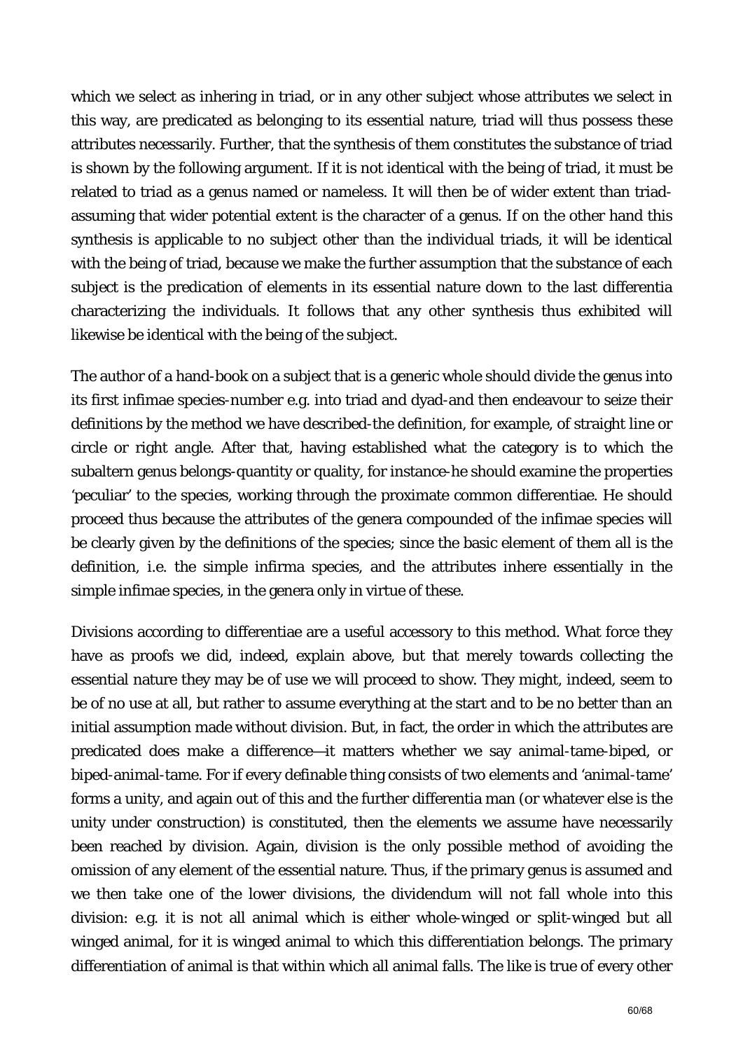which we select as inhering in triad, or in any other subject whose attributes we select in this way, are predicated as belonging to its essential nature, triad will thus possess these attributes necessarily. Further, that the synthesis of them constitutes the substance of triad is shown by the following argument. If it is not identical with the being of triad, it must be related to triad as a genus named or nameless. It will then be of wider extent than triad-assuming that wider potential extent is the character of a genus. If on the other hand this synthesis is applicable to no subject other than the individual triads, it will be identical with the being of triad, because we make the further assumption that the substance of each subject is the predication of elements in its essential nature down to the last differentia characterizing the individuals. It follows that any other synthesis thus exhibited will likewise be identical with the being of the subject.

The author of a hand-book on a subject that is a generic whole should divide the genus into its first infimae species-number e.g. into triad and dyad-and then endeavour to seize their definitions by the method we have described-the definition, for example, of straight line or circle or right angle. After that, having established what the category is to which the subaltern genus belongs-quantity or quality, for instance-he should examine the properties 'peculiar' to the species, working through the proximate common differentiae. He should proceed thus because the attributes of the genera compounded of the infimae species will be clearly given by the definitions of the species; since the basic element of them all is the definition, i.e. the simple infirma species, and the attributes inhere essentially in the simple infimae species, in the genera only in virtue of these.

Divisions according to differentiae are a useful accessory to this method. What force they have as proofs we did, indeed, explain above, but that merely towards collecting the essential nature they may be of use we will proceed to show. They might, indeed, seem to be of no use at all, but rather to assume everything at the start and to be no better than an initial assumption made without division. But, in fact, the order in which the attributes are predicated does make a difference—it matters whether we say animal-tame-biped, or biped-animal-tame. For if every definable thing consists of two elements and 'animal-tame' forms a unity, and again out of this and the further differentia man (or whatever else is the unity under construction) is constituted, then the elements we assume have necessarily been reached by division. Again, division is the only possible method of avoiding the omission of any element of the essential nature. Thus, if the primary genus is assumed and we then take one of the lower divisions, the dividendum will not fall whole into this division: e.g. it is not all animal which is either whole-winged or split-winged but all winged animal, for it is winged animal to which this differentiation belongs. The primary differentiation of animal is that within which all animal falls. The like is true of every other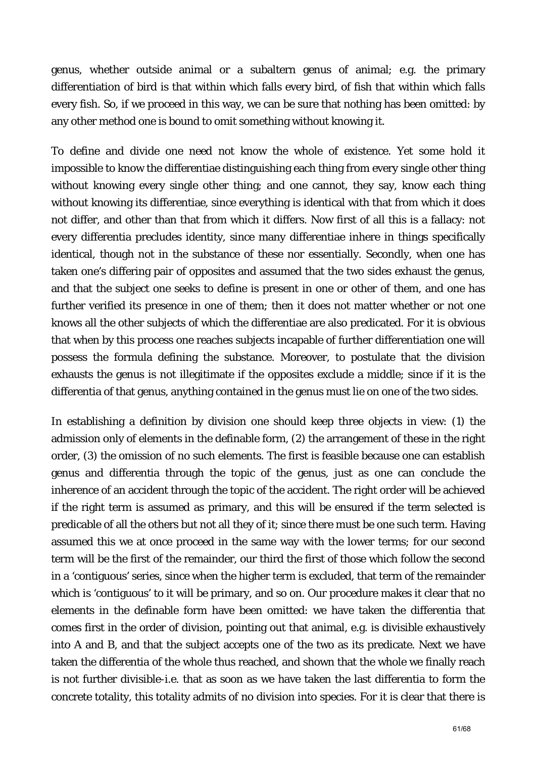genus, whether outside animal or a subaltern genus of animal; e.g. the primary differentiation of bird is that within which falls every bird, of fish that within which falls every fish. So, if we proceed in this way, we can be sure that nothing has been omitted: by any other method one is bound to omit something without knowing it.

To define and divide one need not know the whole of existence. Yet some hold it impossible to know the differentiae distinguishing each thing from every single other thing without knowing every single other thing; and one cannot, they say, know each thing without knowing its differentiae, since everything is identical with that from which it does not differ, and other than that from which it differs. Now first of all this is a fallacy: not every differentia precludes identity, since many differentiae inhere in things specifically identical, though not in the substance of these nor essentially. Secondly, when one has taken one's differing pair of opposites and assumed that the two sides exhaust the genus, and that the subject one seeks to define is present in one or other of them, and one has further verified its presence in one of them; then it does not matter whether or not one knows all the other subjects of which the differentiae are also predicated. For it is obvious that when by this process one reaches subjects incapable of further differentiation one will possess the formula defining the substance. Moreover, to postulate that the division exhausts the genus is not illegitimate if the opposites exclude a middle; since if it is the differentia of that genus, anything contained in the genus must lie on one of the two sides.

In establishing a definition by division one should keep three objects in view: (1) the admission only of elements in the definable form, (2) the arrangement of these in the right order, (3) the omission of no such elements. The first is feasible because one can establish genus and differentia through the topic of the genus, just as one can conclude the inherence of an accident through the topic of the accident. The right order will be achieved if the right term is assumed as primary, and this will be ensured if the term selected is predicable of all the others but not all they of it; since there must be one such term. Having assumed this we at once proceed in the same way with the lower terms; for our second term will be the first of the remainder, our third the first of those which follow the second in a 'contiguous' series, since when the higher term is excluded, that term of the remainder which is 'contiguous' to it will be primary, and so on. Our procedure makes it clear that no elements in the definable form have been omitted: we have taken the differentia that comes first in the order of division, pointing out that animal, e.g. is divisible exhaustively into A and B, and that the subject accepts one of the two as its predicate. Next we have taken the differentia of the whole thus reached, and shown that the whole we finally reach is not further divisible-i.e. that as soon as we have taken the last differentia to form the concrete totality, this totality admits of no division into species. For it is clear that there is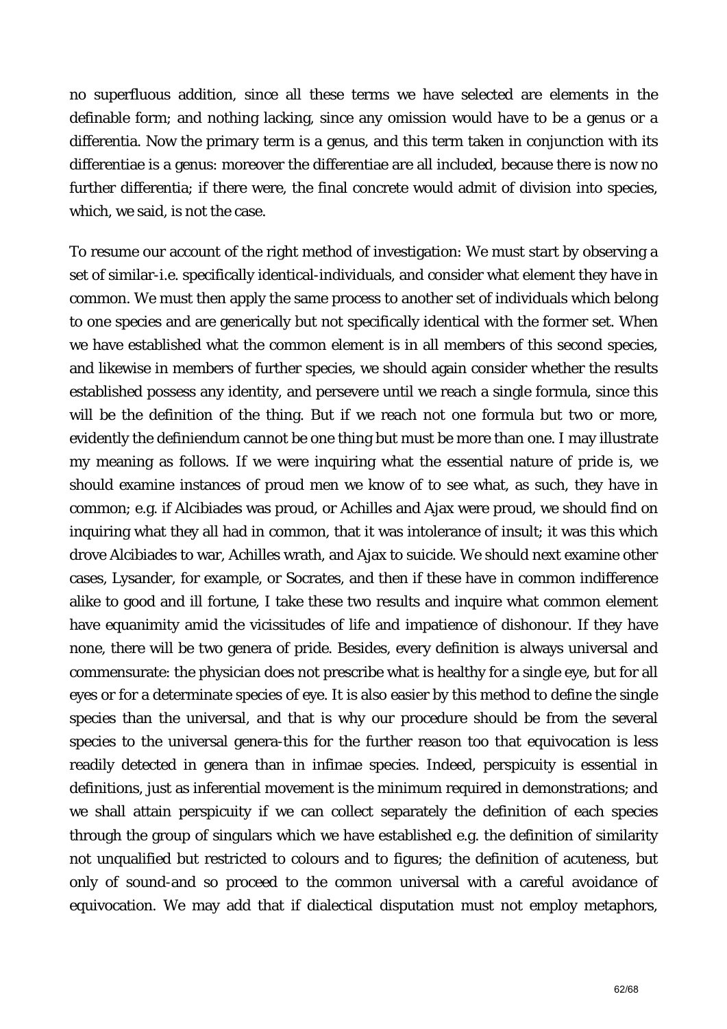no superfluous addition, since all these terms we have selected are elements in the definable form; and nothing lacking, since any omission would have to be a genus or a differentia. Now the primary term is a genus, and this term taken in conjunction with its differentiae is a genus: moreover the differentiae are all included, because there is now no further differentia; if there were, the final concrete would admit of division into species, which, we said, is not the case.

To resume our account of the right method of investigation: We must start by observing a set of similar-i.e. specifically identical-individuals, and consider what element they have in common. We must then apply the same process to another set of individuals which belong to one species and are generically but not specifically identical with the former set. When we have established what the common element is in all members of this second species, and likewise in members of further species, we should again consider whether the results established possess any identity, and persevere until we reach a single formula, since this will be the definition of the thing. But if we reach not one formula but two or more, evidently the definiendum cannot be one thing but must be more than one. I may illustrate my meaning as follows. If we were inquiring what the essential nature of pride is, we should examine instances of proud men we know of to see what, as such, they have in common; e.g. if Alcibiades was proud, or Achilles and Ajax were proud, we should find on inquiring what they all had in common, that it was intolerance of insult; it was this which drove Alcibiades to war, Achilles wrath, and Ajax to suicide. We should next examine other cases, Lysander, for example, or Socrates, and then if these have in common indifference alike to good and ill fortune, I take these two results and inquire what common element have equanimity amid the vicissitudes of life and impatience of dishonour. If they have none, there will be two genera of pride. Besides, every definition is always universal and commensurate: the physician does not prescribe what is healthy for a single eye, but for all eyes or for a determinate species of eye. It is also easier by this method to define the single species than the universal, and that is why our procedure should be from the several species to the universal genera-this for the further reason too that equivocation is less readily detected in genera than in infimae species. Indeed, perspicuity is essential in definitions, just as inferential movement is the minimum required in demonstrations; and we shall attain perspicuity if we can collect separately the definition of each species through the group of singulars which we have established e.g. the definition of similarity not unqualified but restricted to colours and to figures; the definition of acuteness, but only of sound-and so proceed to the common universal with a careful avoidance of equivocation. We may add that if dialectical disputation must not employ metaphors,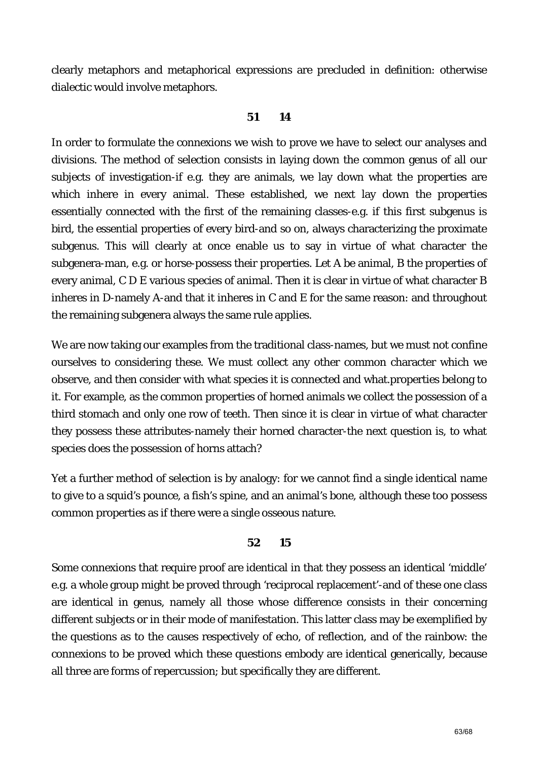clearly metaphors and metaphorical expressions are precluded in definition: otherwise dialectic would involve metaphors.

**51 14**

In order to formulate the connexions we wish to prove we have to select our analyses and divisions. The method of selection consists in laying down the common genus of all our subjects of investigation-if e.g. they are animals, we lay down what the properties are which inhere in every animal. These established, we next lay down the properties essentially connected with the first of the remaining classes-e.g. if this first subgenus is bird, the essential properties of every bird-and so on, always characterizing the proximate subgenus. This will clearly at once enable us to say in virtue of what character the subgenera-man, e.g. or horse-possess their properties. Let A be animal, B the properties of every animal, C D E various species of animal. Then it is clear in virtue of what character B inheres in D-namely A-and that it inheres in C and E for the same reason: and throughout the remaining subgenera always the same rule applies.

We are now taking our examples from the traditional class-names, but we must not confine ourselves to considering these. We must collect any other common character which we observe, and then consider with what species it is connected and what.properties belong to it. For example, as the common properties of horned animals we collect the possession of a third stomach and only one row of teeth. Then since it is clear in virtue of what character they possess these attributes-namely their horned character-the next question is, to what species does the possession of horns attach?

Yet a further method of selection is by analogy: for we cannot find a single identical name to give to a squid's pounce, a fish's spine, and an animal's bone, although these too possess common properties as if there were a single osseous nature.

**52 15**

Some connexions that require proof are identical in that they possess an identical 'middle' e.g. a whole group might be proved through 'reciprocal replacement'-and of these one class are identical in genus, namely all those whose difference consists in their concerning different subjects or in their mode of manifestation. This latter class may be exemplified by the questions as to the causes respectively of echo, of reflection, and of the rainbow: the connexions to be proved which these questions embody are identical generically, because all three are forms of repercussion; but specifically they are different.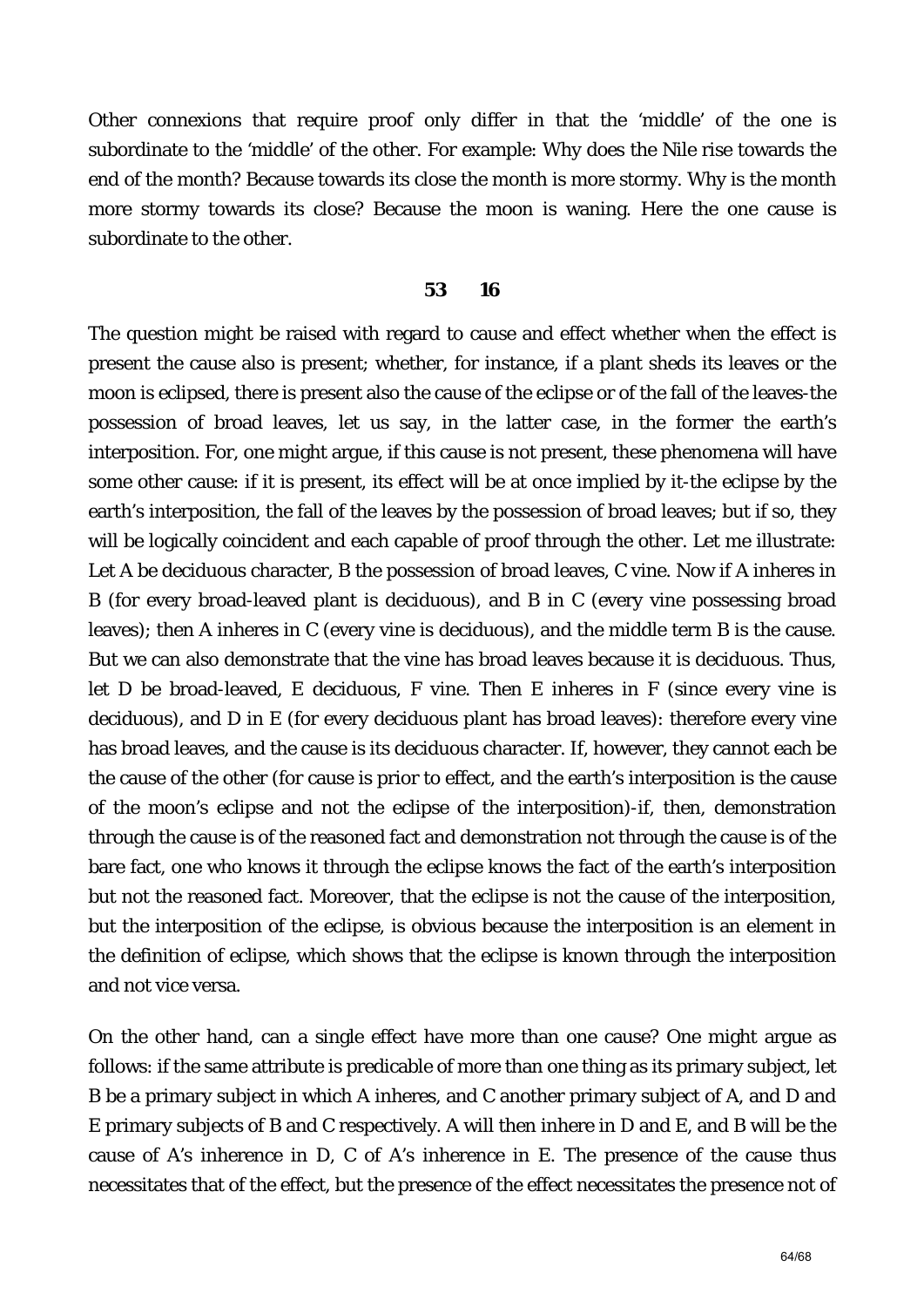Other connexions that require proof only differ in that the 'middle' of the one is subordinate to the 'middle' of the other. For example: Why does the Nile rise towards the end of the month? Because towards its close the month is more stormy. Why is the month more stormy towards its close? Because the moon is waning. Here the one cause is subordinate to the other.

**53 16**

The question might be raised with regard to cause and effect whether when the effect is present the cause also is present; whether, for instance, if a plant sheds its leaves or the moon is eclipsed, there is present also the cause of the eclipse or of the fall of the leaves-the possession of broad leaves, let us say, in the latter case, in the former the earth's interposition. For, one might argue, if this cause is not present, these phenomena will have some other cause: if it is present, its effect will be at once implied by it-the eclipse by the earth's interposition, the fall of the leaves by the possession of broad leaves; but if so, they will be logically coincident and each capable of proof through the other. Let me illustrate: Let A be deciduous character, B the possession of broad leaves, C vine. Now if A inheres in B (for every broad-leaved plant is deciduous), and B in C (every vine possessing broad leaves); then A inheres in C (every vine is deciduous), and the middle term B is the cause. But we can also demonstrate that the vine has broad leaves because it is deciduous. Thus, let D be broad-leaved, E deciduous, F vine. Then E inheres in F (since every vine is deciduous), and D in E (for every deciduous plant has broad leaves): therefore every vine has broad leaves, and the cause is its deciduous character. If, however, they cannot each be the cause of the other (for cause is prior to effect, and the earth's interposition is the cause of the moon's eclipse and not the eclipse of the interposition)-if, then, demonstration through the cause is of the reasoned fact and demonstration not through the cause is of the bare fact, one who knows it through the eclipse knows the fact of the earth's interposition but not the reasoned fact. Moreover, that the eclipse is not the cause of the interposition, but the interposition of the eclipse, is obvious because the interposition is an element in the definition of eclipse, which shows that the eclipse is known through the interposition and not vice versa.

On the other hand, can a single effect have more than one cause? One might argue as follows: if the same attribute is predicable of more than one thing as its primary subject, let B be a primary subject in which A inheres, and C another primary subject of A, and D and E primary subjects of B and C respectively. A will then inhere in D and E, and B will be the cause of A's inherence in D, C of A's inherence in E. The presence of the cause thus necessitates that of the effect, but the presence of the effect necessitates the presence not of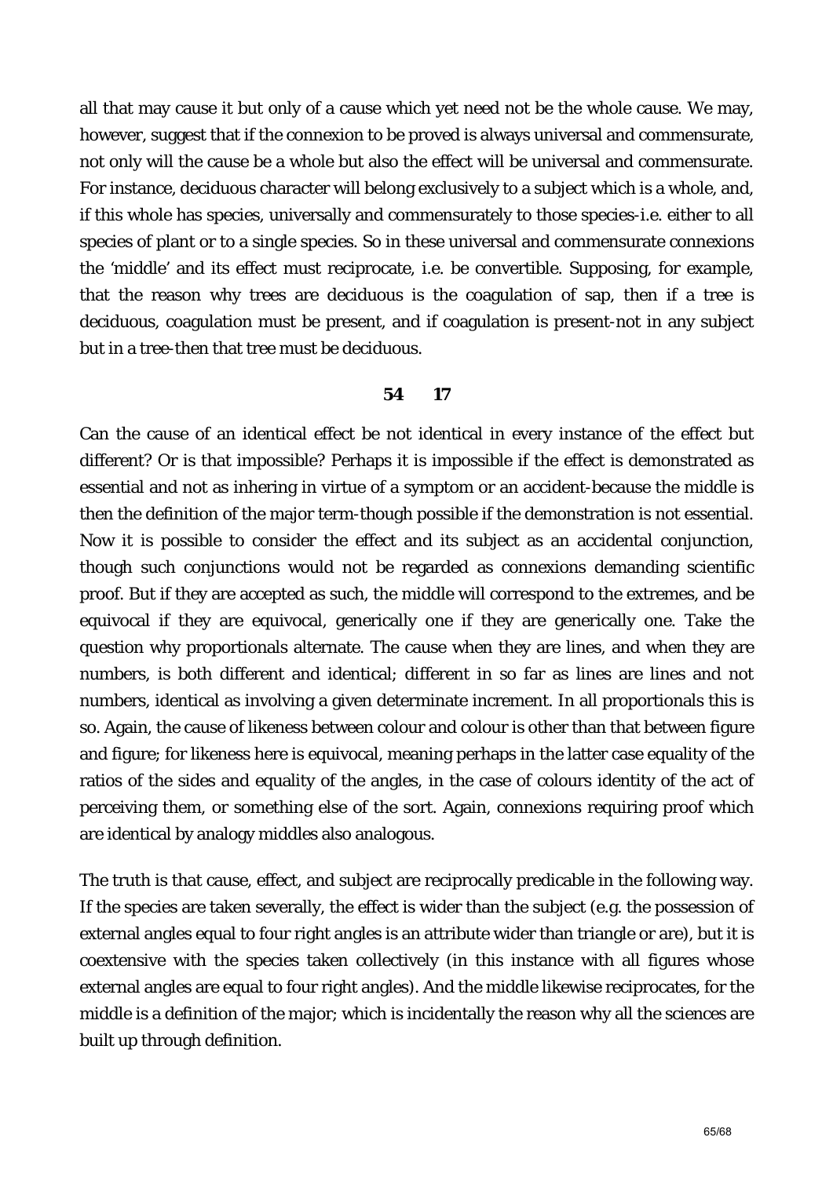all that may cause it but only of a cause which yet need not be the whole cause. We may, however, suggest that if the connexion to be proved is always universal and commensurate, not only will the cause be a whole but also the effect will be universal and commensurate. For instance, deciduous character will belong exclusively to a subject which is a whole, and, if this whole has species, universally and commensurately to those species-i.e. either to all species of plant or to a single species. So in these universal and commensurate connexions the 'middle' and its effect must reciprocate, i.e. be convertible. Supposing, for example, that the reason why trees are deciduous is the coagulation of sap, then if a tree is deciduous, coagulation must be present, and if coagulation is present-not in any subject but in a tree-then that tree must be deciduous.

**54 17**

Can the cause of an identical effect be not identical in every instance of the effect but different? Or is that impossible? Perhaps it is impossible if the effect is demonstrated as essential and not as inhering in virtue of a symptom or an accident-because the middle is then the definition of the major term-though possible if the demonstration is not essential. Now it is possible to consider the effect and its subject as an accidental conjunction, though such conjunctions would not be regarded as connexions demanding scientific proof. But if they are accepted as such, the middle will correspond to the extremes, and be equivocal if they are equivocal, generically one if they are generically one. Take the question why proportionals alternate. The cause when they are lines, and when they are numbers, is both different and identical; different in so far as lines are lines and not numbers, identical as involving a given determinate increment. In all proportionals this is so. Again, the cause of likeness between colour and colour is other than that between figure and figure; for likeness here is equivocal, meaning perhaps in the latter case equality of the ratios of the sides and equality of the angles, in the case of colours identity of the act of perceiving them, or something else of the sort. Again, connexions requiring proof which are identical by analogy middles also analogous.

The truth is that cause, effect, and subject are reciprocally predicable in the following way. If the species are taken severally, the effect is wider than the subject (e.g. the possession of external angles equal to four right angles is an attribute wider than triangle or are), but it is coextensive with the species taken collectively (in this instance with all figures whose external angles are equal to four right angles). And the middle likewise reciprocates, for the middle is a definition of the major; which is incidentally the reason why all the sciences are built up through definition.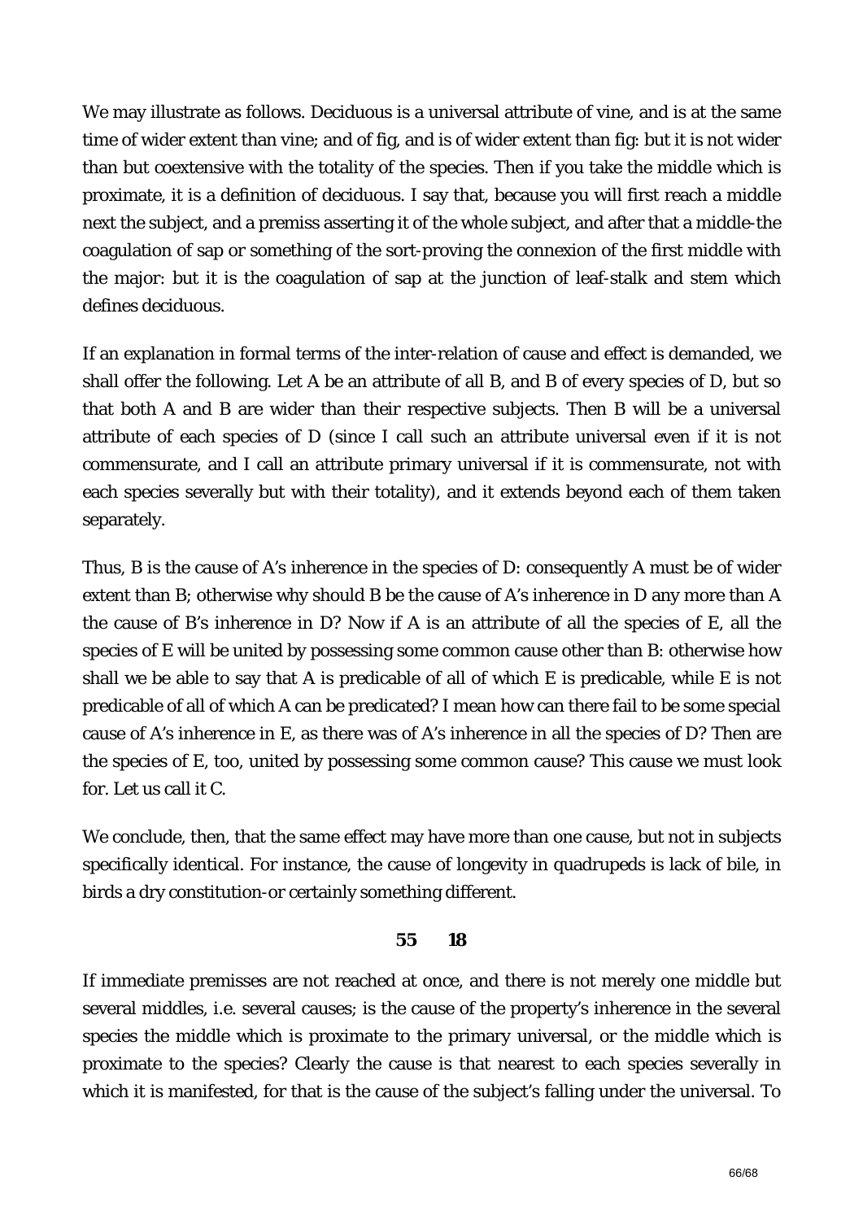We may illustrate as follows. Deciduous is a universal attribute of vine, and is at the same time of wider extent than vine; and of fig, and is of wider extent than fig: but it is not wider than but coextensive with the totality of the species. Then if you take the middle which is proximate, it is a definition of deciduous. I say that, because you will first reach a middle next the subject, and a premiss asserting it of the whole subject, and after that a middle-the coagulation of sap or something of the sort-proving the connexion of the first middle with the major: but it is the coagulation of sap at the junction of leaf-stalk and stem which defines deciduous.

If an explanation in formal terms of the inter-relation of cause and effect is demanded, we shall offer the following. Let A be an attribute of all B, and B of every species of D, but so that both A and B are wider than their respective subjects. Then B will be a universal attribute of each species of D (since I call such an attribute universal even if it is not commensurate, and I call an attribute primary universal if it is commensurate, not with each species severally but with their totality), and it extends beyond each of them taken separately.

Thus, B is the cause of A's inherence in the species of D: consequently A must be of wider extent than B; otherwise why should B be the cause of A's inherence in D any more than A the cause of B's inherence in D? Now if A is an attribute of all the species of E, all the species of E will be united by possessing some common cause other than B: otherwise how shall we be able to say that A is predicable of all of which E is predicable, while E is not predicable of all of which A can be predicated? I mean how can there fail to be some special cause of A's inherence in E, as there was of A's inherence in all the species of D? Then are the species of E, too, united by possessing some common cause? This cause we must look for. Let us call it C.

We conclude, then, that the same effect may have more than one cause, but not in subjects specifically identical. For instance, the cause of longevity in quadrupeds is lack of bile, in birds a dry constitution-or certainly something different.

## 55 18

If immediate premisses are not reached at once, and there is not merely one middle but several middles, i.e. several causes; is the cause of the property's inherence in the several species the middle which is proximate to the primary universal, or the middle which is proximate to the species? Clearly the cause is that nearest to each species severally in which it is manifested, for that is the cause of the subject's falling under the universal. To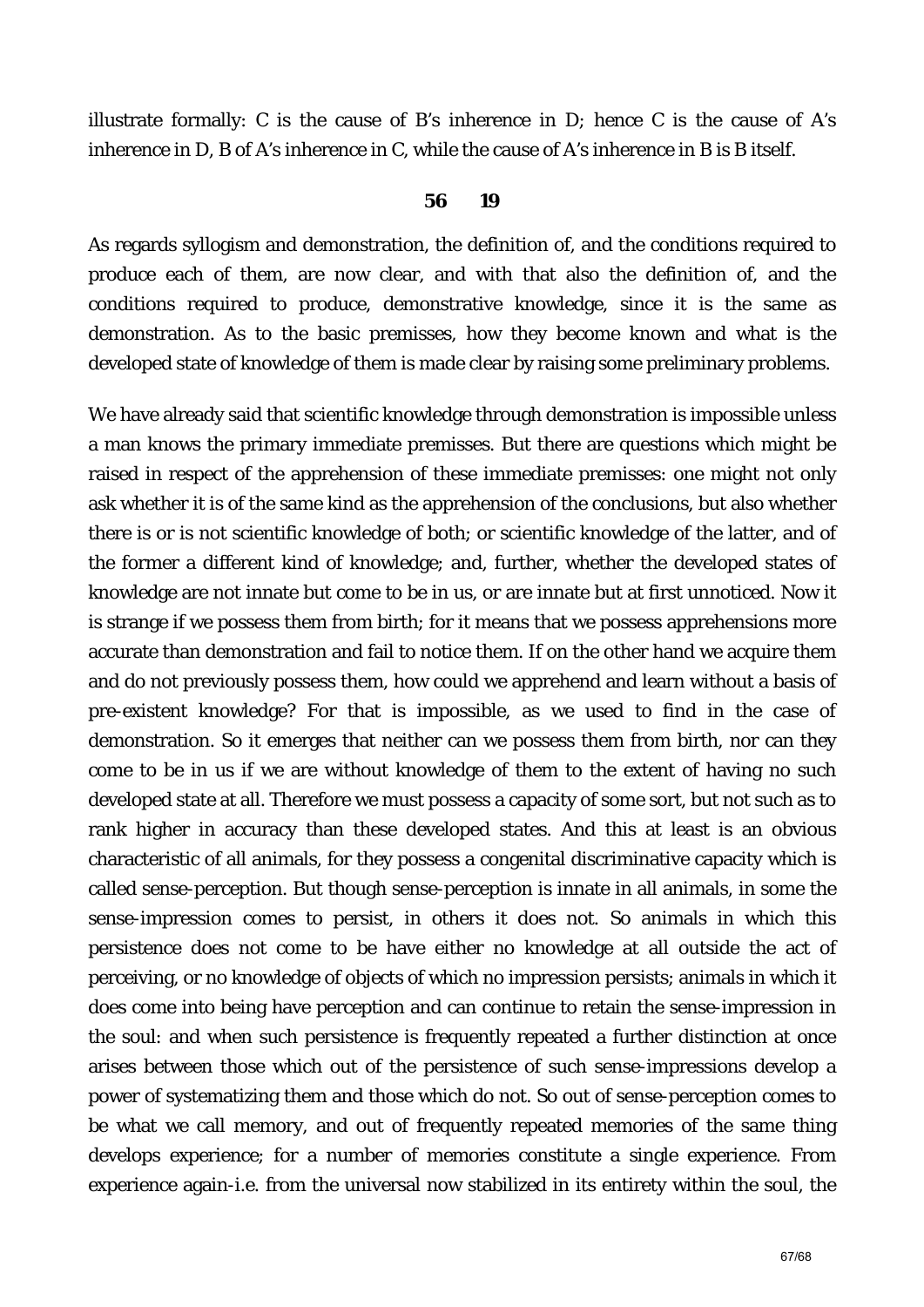illustrate formally: C is the cause of B's inherence in D; hence C is the cause of A's inherence in D, B of A's inherence in C, while the cause of A's inherence in B is B itself.

**56 19**

As regards syllogism and demonstration, the definition of, and the conditions required to produce each of them, are now clear, and with that also the definition of, and the conditions required to produce, demonstrative knowledge, since it is the same as demonstration. As to the basic premisses, how they become known and what is the developed state of knowledge of them is made clear by raising some preliminary problems.

We have already said that scientific knowledge through demonstration is impossible unless a man knows the primary immediate premisses. But there are questions which might be raised in respect of the apprehension of these immediate premisses: one might not only ask whether it is of the same kind as the apprehension of the conclusions, but also whether there is or is not scientific knowledge of both; or scientific knowledge of the latter, and of the former a different kind of knowledge; and, further, whether the developed states of knowledge are not innate but come to be in us, or are innate but at first unnoticed. Now it is strange if we possess them from birth; for it means that we possess apprehensions more accurate than demonstration and fail to notice them. If on the other hand we acquire them and do not previously possess them, how could we apprehend and learn without a basis of pre-existent knowledge? For that is impossible, as we used to find in the case of demonstration. So it emerges that neither can we possess them from birth, nor can they come to be in us if we are without knowledge of them to the extent of having no such developed state at all. Therefore we must possess a capacity of some sort, but not such as to rank higher in accuracy than these developed states. And this at least is an obvious characteristic of all animals, for they possess a congenital discriminative capacity which is called sense-perception. But though sense-perception is innate in all animals, in some the sense-impression comes to persist, in others it does not. So animals in which this persistence does not come to be have either no knowledge at all outside the act of perceiving, or no knowledge of objects of which no impression persists; animals in which it does come into being have perception and can continue to retain the sense-impression in the soul: and when such persistence is frequently repeated a further distinction at once arises between those which out of the persistence of such sense-impressions develop a power of systematizing them and those which do not. So out of sense-perception comes to be what we call memory, and out of frequently repeated memories of the same thing develops experience; for a number of memories constitute a single experience. From experience again-i.e. from the universal now stabilized in its entirety within the soul, the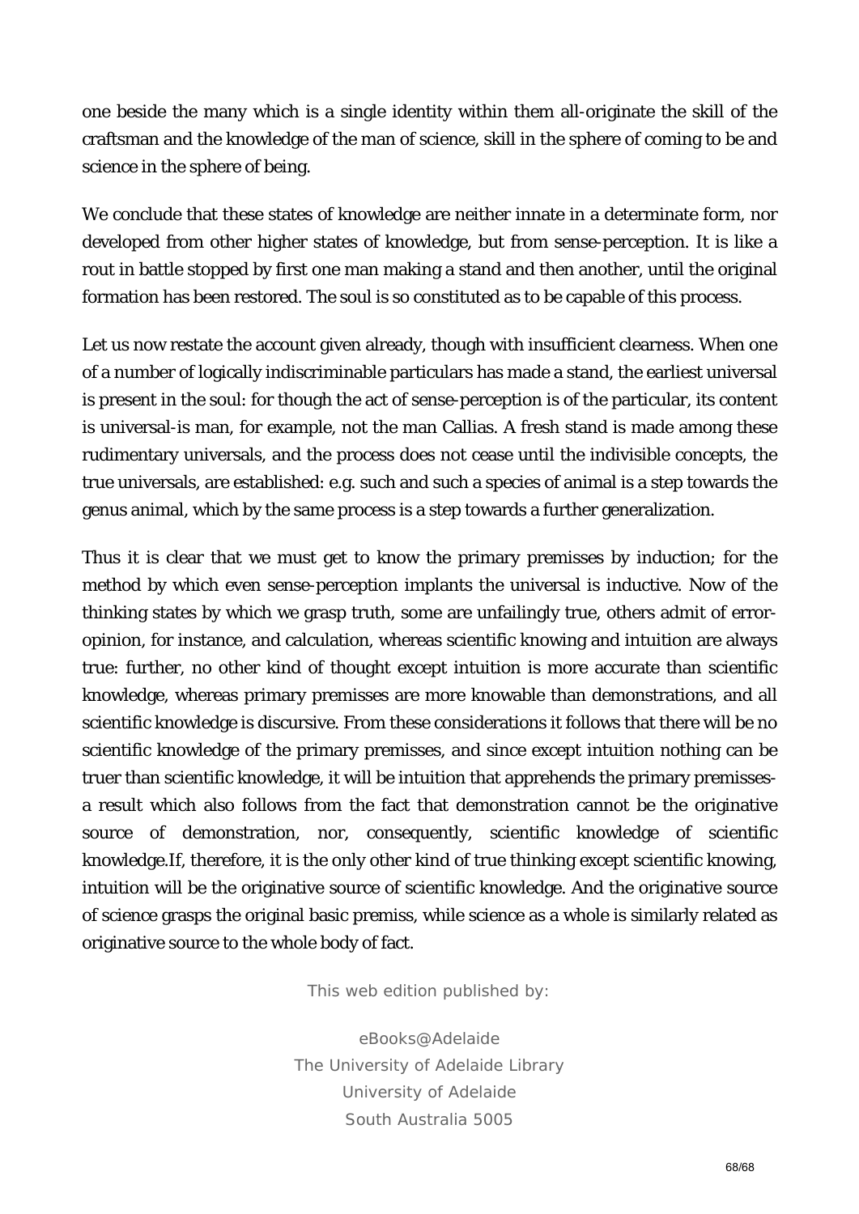one beside the many which is a single identity within them all-originate the skill of the craftsman and the knowledge of the man of science, skill in the sphere of coming to be and science in the sphere of being.

We conclude that these states of knowledge are neither innate in a determinate form, nor developed from other higher states of knowledge, but from sense-perception. It is like a rout in battle stopped by first one man making a stand and then another, until the original formation has been restored. The soul is so constituted as to be capable of this process.

Let us now restate the account given already, though with insufficient clearness. When one of a number of logically indiscriminable particulars has made a stand, the earliest universal is present in the soul: for though the act of sense-perception is of the particular, its content is universal-is man, for example, not the man Callias. A fresh stand is made among these rudimentary universals, and the process does not cease until the indivisible concepts, the true universals, are established: e.g. such and such a species of animal is a step towards the genus animal, which by the same process is a step towards a further generalization.

Thus it is clear that we must get to know the primary premisses by induction; for the method by which even sense-perception implants the universal is inductive. Now of the thinking states by which we grasp truth, some are unfailingly true, others admit of error-opinion, for instance, and calculation, whereas scientific knowing and intuition are always true: further, no other kind of thought except intuition is more accurate than scientific knowledge, whereas primary premisses are more knowable than demonstrations, and all scientific knowledge is discursive. From these considerations it follows that there will be no scientific knowledge of the primary premisses, and since except intuition nothing can be truer than scientific knowledge, it will be intuition that apprehends the primary premisses-a result which also follows from the fact that demonstration cannot be the originative source of demonstration, nor, consequently, scientific knowledge of scientific knowledge.If, therefore, it is the only other kind of true thinking except scientific knowing, intuition will be the originative source of scientific knowledge. And the originative source of science grasps the original basic premiss, while science as a whole is similarly related as originative source to the whole body of fact.

This web edition published by:

eBooks@Adelaide
The University of Adelaide Library
University of Adelaide
South Australia 5005